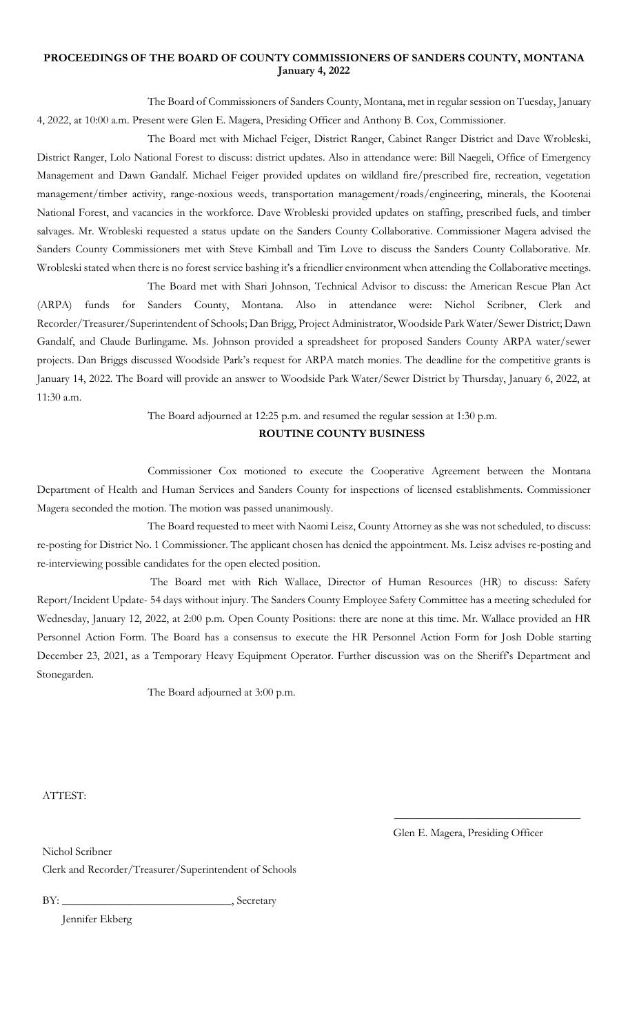**PROCEEDINGS OF THE BOARD OF COUNTY COMMISSIONERS OF SANDERS COUNTY, MONTANA**
**January 4, 2022**

The Board of Commissioners of Sanders County, Montana, met in regular session on Tuesday, January 4, 2022, at 10:00 a.m. Present were Glen E. Magera, Presiding Officer and Anthony B. Cox, Commissioner.

The Board met with Michael Feiger, District Ranger, Cabinet Ranger District and Dave Wrobleski, District Ranger, Lolo National Forest to discuss: district updates. Also in attendance were: Bill Naegeli, Office of Emergency Management and Dawn Gandalf. Michael Feiger provided updates on wildland fire/prescribed fire, recreation, vegetation management/timber activity, range-noxious weeds, transportation management/roads/engineering, minerals, the Kootenai National Forest, and vacancies in the workforce. Dave Wrobleski provided updates on staffing, prescribed fuels, and timber salvages. Mr. Wrobleski requested a status update on the Sanders County Collaborative. Commissioner Magera advised the Sanders County Commissioners met with Steve Kimball and Tim Love to discuss the Sanders County Collaborative. Mr. Wrobleski stated when there is no forest service bashing it's a friendlier environment when attending the Collaborative meetings.

The Board met with Shari Johnson, Technical Advisor to discuss: the American Rescue Plan Act (ARPA) funds for Sanders County, Montana. Also in attendance were: Nichol Scribner, Clerk and Recorder/Treasurer/Superintendent of Schools; Dan Brigg, Project Administrator, Woodside Park Water/Sewer District; Dawn Gandalf, and Claude Burlingame. Ms. Johnson provided a spreadsheet for proposed Sanders County ARPA water/sewer projects. Dan Briggs discussed Woodside Park's request for ARPA match monies. The deadline for the competitive grants is January 14, 2022. The Board will provide an answer to Woodside Park Water/Sewer District by Thursday, January 6, 2022, at 11:30 a.m.

The Board adjourned at 12:25 p.m. and resumed the regular session at 1:30 p.m.

**ROUTINE COUNTY BUSINESS**

Commissioner Cox motioned to execute the Cooperative Agreement between the Montana Department of Health and Human Services and Sanders County for inspections of licensed establishments. Commissioner Magera seconded the motion. The motion was passed unanimously.

The Board requested to meet with Naomi Leisz, County Attorney as she was not scheduled, to discuss: re-posting for District No. 1 Commissioner. The applicant chosen has denied the appointment. Ms. Leisz advises re-posting and re-interviewing possible candidates for the open elected position.

The Board met with Rich Wallace, Director of Human Resources (HR) to discuss: Safety Report/Incident Update- 54 days without injury. The Sanders County Employee Safety Committee has a meeting scheduled for Wednesday, January 12, 2022, at 2:00 p.m. Open County Positions: there are none at this time. Mr. Wallace provided an HR Personnel Action Form. The Board has a consensus to execute the HR Personnel Action Form for Josh Doble starting December 23, 2021, as a Temporary Heavy Equipment Operator. Further discussion was on the Sheriff's Department and Stonegarden.

The Board adjourned at 3:00 p.m.

ATTEST:

\_\_\_\_\_\_\_\_\_\_\_\_\_\_\_\_\_\_\_\_\_\_\_\_\_\_\_\_\_\_\_\_\_\_

Glen E. Magera, Presiding Officer

Nichol Scribner
Clerk and Recorder/Treasurer/Superintendent of Schools

BY: \_\_\_\_\_\_\_\_\_\_\_\_\_\_\_\_\_\_\_\_\_\_\_\_\_\_\_\_\_\_, Secretary

Jennifer Ekberg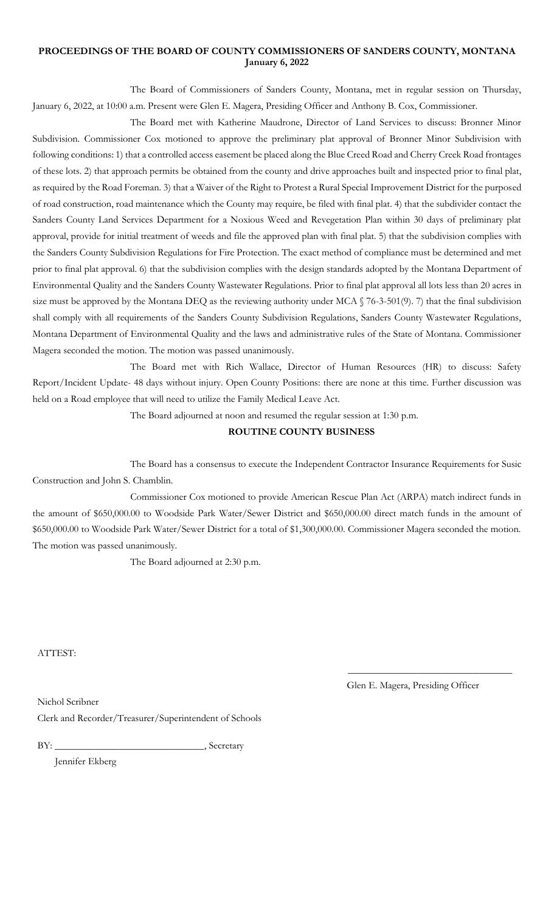**PROCEEDINGS OF THE BOARD OF COUNTY COMMISSIONERS OF SANDERS COUNTY, MONTANA**
**January 6, 2022**

The Board of Commissioners of Sanders County, Montana, met in regular session on Thursday, January 6, 2022, at 10:00 a.m. Present were Glen E. Magera, Presiding Officer and Anthony B. Cox, Commissioner.

The Board met with Katherine Maudrone, Director of Land Services to discuss: Bronner Minor Subdivision. Commissioner Cox motioned to approve the preliminary plat approval of Bronner Minor Subdivision with following conditions: 1) that a controlled access easement be placed along the Blue Creed Road and Cherry Creek Road frontages of these lots. 2) that approach permits be obtained from the county and drive approaches built and inspected prior to final plat, as required by the Road Foreman. 3) that a Waiver of the Right to Protest a Rural Special Improvement District for the purposed of road construction, road maintenance which the County may require, be filed with final plat. 4) that the subdivider contact the Sanders County Land Services Department for a Noxious Weed and Revegetation Plan within 30 days of preliminary plat approval, provide for initial treatment of weeds and file the approved plan with final plat. 5) that the subdivision complies with the Sanders County Subdivision Regulations for Fire Protection. The exact method of compliance must be determined and met prior to final plat approval. 6) that the subdivision complies with the design standards adopted by the Montana Department of Environmental Quality and the Sanders County Wastewater Regulations. Prior to final plat approval all lots less than 20 acres in size must be approved by the Montana DEQ as the reviewing authority under MCA § 76-3-501(9). 7) that the final subdivision shall comply with all requirements of the Sanders County Subdivision Regulations, Sanders County Wastewater Regulations, Montana Department of Environmental Quality and the laws and administrative rules of the State of Montana. Commissioner Magera seconded the motion. The motion was passed unanimously.

The Board met with Rich Wallace, Director of Human Resources (HR) to discuss: Safety Report/Incident Update- 48 days without injury. Open County Positions: there are none at this time. Further discussion was held on a Road employee that will need to utilize the Family Medical Leave Act.

The Board adjourned at noon and resumed the regular session at 1:30 p.m.

**ROUTINE COUNTY BUSINESS**

The Board has a consensus to execute the Independent Contractor Insurance Requirements for Susic Construction and John S. Chamblin.

Commissioner Cox motioned to provide American Rescue Plan Act (ARPA) match indirect funds in the amount of $650,000.00 to Woodside Park Water/Sewer District and $650,000.00 direct match funds in the amount of $650,000.00 to Woodside Park Water/Sewer District for a total of $1,300,000.00. Commissioner Magera seconded the motion. The motion was passed unanimously.

The Board adjourned at 2:30 p.m.

ATTEST:

\_\_\_\_\_\_\_\_\_\_\_\_\_\_\_\_\_\_\_\_\_\_\_\_\_\_\_\_\_\_\_\_\_\_
Glen E. Magera, Presiding Officer

Nichol Scribner
Clerk and Recorder/Treasurer/Superintendent of Schools

BY: \_\_\_\_\_\_\_\_\_\_\_\_\_\_\_\_\_\_\_\_\_\_\_\_\_\_\_\_\_\_, Secretary
Jennifer Ekberg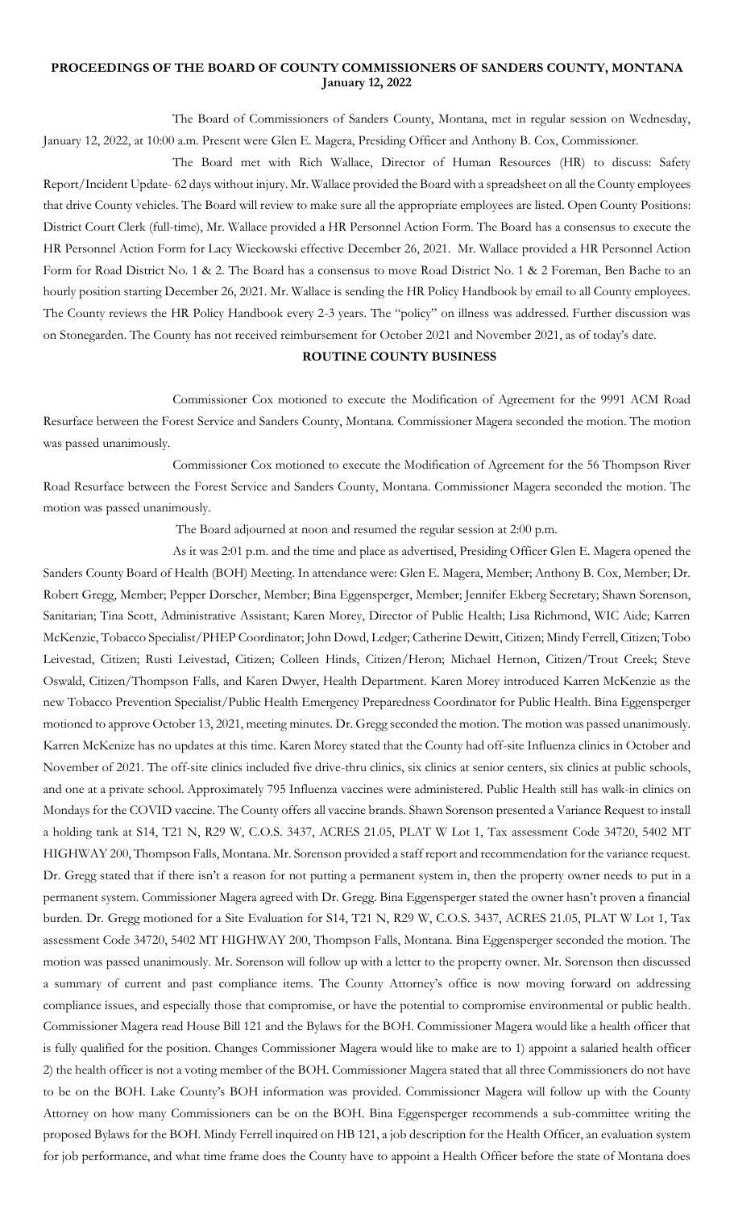**PROCEEDINGS OF THE BOARD OF COUNTY COMMISSIONERS OF SANDERS COUNTY, MONTANA**
**January 12, 2022**

The Board of Commissioners of Sanders County, Montana, met in regular session on Wednesday, January 12, 2022, at 10:00 a.m. Present were Glen E. Magera, Presiding Officer and Anthony B. Cox, Commissioner.

The Board met with Rich Wallace, Director of Human Resources (HR) to discuss: Safety Report/Incident Update- 62 days without injury. Mr. Wallace provided the Board with a spreadsheet on all the County employees that drive County vehicles. The Board will review to make sure all the appropriate employees are listed. Open County Positions: District Court Clerk (full-time), Mr. Wallace provided a HR Personnel Action Form. The Board has a consensus to execute the HR Personnel Action Form for Lacy Wieckowski effective December 26, 2021. Mr. Wallace provided a HR Personnel Action Form for Road District No. 1 & 2. The Board has a consensus to move Road District No. 1 & 2 Foreman, Ben Bache to an hourly position starting December 26, 2021. Mr. Wallace is sending the HR Policy Handbook by email to all County employees. The County reviews the HR Policy Handbook every 2-3 years. The "policy" on illness was addressed. Further discussion was on Stonegarden. The County has not received reimbursement for October 2021 and November 2021, as of today's date.

**ROUTINE COUNTY BUSINESS**

Commissioner Cox motioned to execute the Modification of Agreement for the 9991 ACM Road Resurface between the Forest Service and Sanders County, Montana. Commissioner Magera seconded the motion. The motion was passed unanimously.

Commissioner Cox motioned to execute the Modification of Agreement for the 56 Thompson River Road Resurface between the Forest Service and Sanders County, Montana. Commissioner Magera seconded the motion. The motion was passed unanimously.

The Board adjourned at noon and resumed the regular session at 2:00 p.m.

As it was 2:01 p.m. and the time and place as advertised, Presiding Officer Glen E. Magera opened the Sanders County Board of Health (BOH) Meeting. In attendance were: Glen E. Magera, Member; Anthony B. Cox, Member; Dr. Robert Gregg, Member; Pepper Dorscher, Member; Bina Eggensperger, Member; Jennifer Ekberg Secretary; Shawn Sorenson, Sanitarian; Tina Scott, Administrative Assistant; Karen Morey, Director of Public Health; Lisa Richmond, WIC Aide; Karren McKenzie, Tobacco Specialist/PHEP Coordinator; John Dowd, Ledger; Catherine Dewitt, Citizen; Mindy Ferrell, Citizen; Tobo Leivestad, Citizen; Rusti Leivestad, Citizen; Colleen Hinds, Citizen/Heron; Michael Hernon, Citizen/Trout Creek; Steve Oswald, Citizen/Thompson Falls, and Karen Dwyer, Health Department. Karen Morey introduced Karren McKenzie as the new Tobacco Prevention Specialist/Public Health Emergency Preparedness Coordinator for Public Health. Bina Eggensperger motioned to approve October 13, 2021, meeting minutes. Dr. Gregg seconded the motion. The motion was passed unanimously. Karren McKenize has no updates at this time. Karen Morey stated that the County had off-site Influenza clinics in October and November of 2021. The off-site clinics included five drive-thru clinics, six clinics at senior centers, six clinics at public schools, and one at a private school. Approximately 795 Influenza vaccines were administered. Public Health still has walk-in clinics on Mondays for the COVID vaccine. The County offers all vaccine brands. Shawn Sorenson presented a Variance Request to install a holding tank at S14, T21 N, R29 W, C.O.S. 3437, ACRES 21.05, PLAT W Lot 1, Tax assessment Code 34720, 5402 MT HIGHWAY 200, Thompson Falls, Montana. Mr. Sorenson provided a staff report and recommendation for the variance request. Dr. Gregg stated that if there isn't a reason for not putting a permanent system in, then the property owner needs to put in a permanent system. Commissioner Magera agreed with Dr. Gregg. Bina Eggensperger stated the owner hasn't proven a financial burden. Dr. Gregg motioned for a Site Evaluation for S14, T21 N, R29 W, C.O.S. 3437, ACRES 21.05, PLAT W Lot 1, Tax assessment Code 34720, 5402 MT HIGHWAY 200, Thompson Falls, Montana. Bina Eggensperger seconded the motion. The motion was passed unanimously. Mr. Sorenson will follow up with a letter to the property owner. Mr. Sorenson then discussed a summary of current and past compliance items. The County Attorney's office is now moving forward on addressing compliance issues, and especially those that compromise, or have the potential to compromise environmental or public health. Commissioner Magera read House Bill 121 and the Bylaws for the BOH. Commissioner Magera would like a health officer that is fully qualified for the position. Changes Commissioner Magera would like to make are to 1) appoint a salaried health officer 2) the health officer is not a voting member of the BOH. Commissioner Magera stated that all three Commissioners do not have to be on the BOH. Lake County's BOH information was provided. Commissioner Magera will follow up with the County Attorney on how many Commissioners can be on the BOH. Bina Eggensperger recommends a sub-committee writing the proposed Bylaws for the BOH. Mindy Ferrell inquired on HB 121, a job description for the Health Officer, an evaluation system for job performance, and what time frame does the County have to appoint a Health Officer before the state of Montana does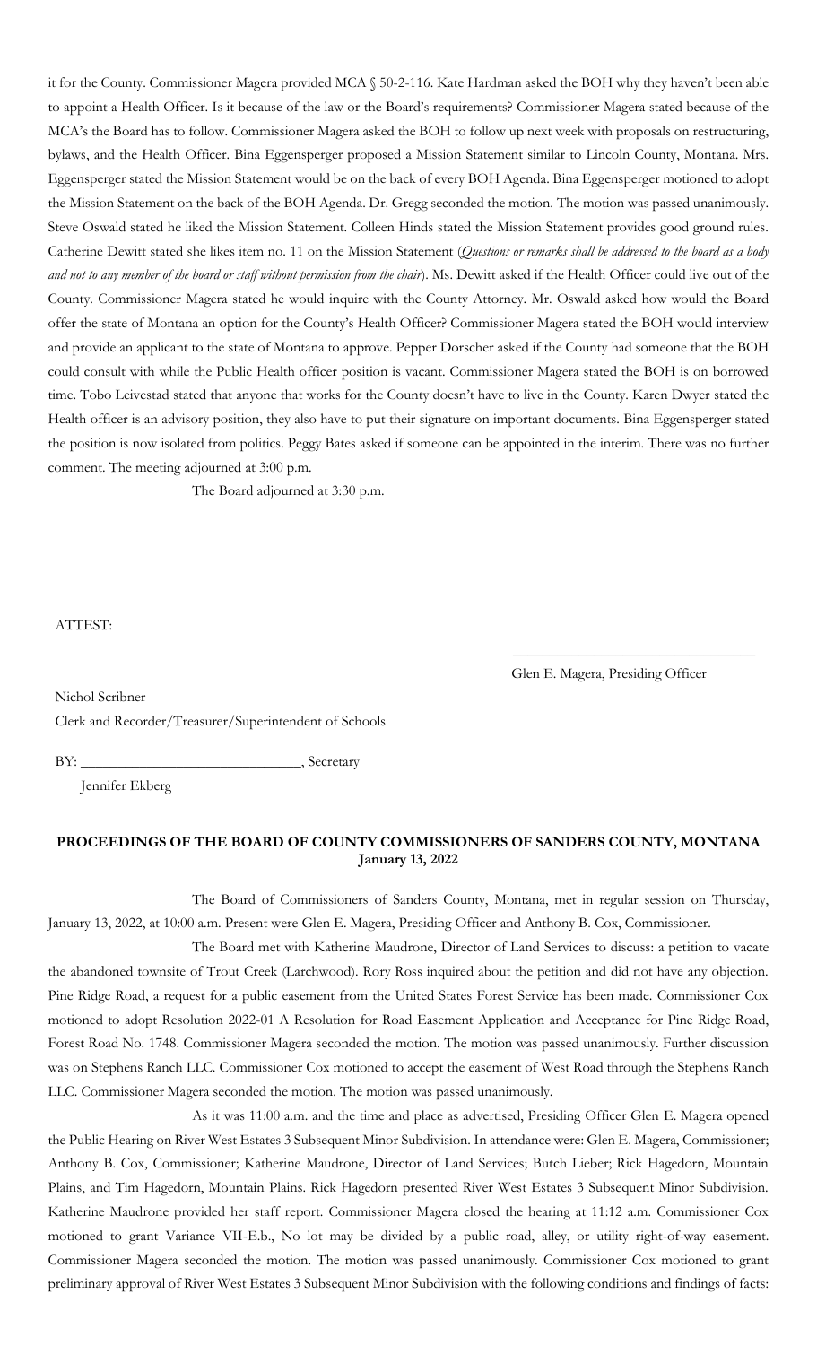it for the County. Commissioner Magera provided MCA § 50-2-116. Kate Hardman asked the BOH why they haven't been able to appoint a Health Officer. Is it because of the law or the Board's requirements? Commissioner Magera stated because of the MCA's the Board has to follow. Commissioner Magera asked the BOH to follow up next week with proposals on restructuring, bylaws, and the Health Officer. Bina Eggensperger proposed a Mission Statement similar to Lincoln County, Montana. Mrs. Eggensperger stated the Mission Statement would be on the back of every BOH Agenda. Bina Eggensperger motioned to adopt the Mission Statement on the back of the BOH Agenda. Dr. Gregg seconded the motion. The motion was passed unanimously. Steve Oswald stated he liked the Mission Statement. Colleen Hinds stated the Mission Statement provides good ground rules. Catherine Dewitt stated she likes item no. 11 on the Mission Statement (*Questions or remarks shall be addressed to the board as a body and not to any member of the board or staff without permission from the chair*). Ms. Dewitt asked if the Health Officer could live out of the County. Commissioner Magera stated he would inquire with the County Attorney. Mr. Oswald asked how would the Board offer the state of Montana an option for the County's Health Officer? Commissioner Magera stated the BOH would interview and provide an applicant to the state of Montana to approve. Pepper Dorscher asked if the County had someone that the BOH could consult with while the Public Health officer position is vacant. Commissioner Magera stated the BOH is on borrowed time. Tobo Leivestad stated that anyone that works for the County doesn't have to live in the County. Karen Dwyer stated the Health officer is an advisory position, they also have to put their signature on important documents. Bina Eggensperger stated the position is now isolated from politics. Peggy Bates asked if someone can be appointed in the interim. There was no further comment. The meeting adjourned at 3:00 p.m.

The Board adjourned at 3:30 p.m.

ATTEST:

\_\_\_\_\_\_\_\_\_\_\_\_\_\_\_\_\_\_\_\_\_\_\_\_\_\_\_\_\_\_\_\_\_\_

Glen E. Magera, Presiding Officer

Nichol Scribner

Clerk and Recorder/Treasurer/Superintendent of Schools

BY: \_\_\_\_\_\_\_\_\_\_\_\_\_\_\_\_\_\_\_\_\_\_\_\_\_\_\_\_\_\_, Secretary

Jennifer Ekberg

**PROCEEDINGS OF THE BOARD OF COUNTY COMMISSIONERS OF SANDERS COUNTY, MONTANA**
**January 13, 2022**

The Board of Commissioners of Sanders County, Montana, met in regular session on Thursday, January 13, 2022, at 10:00 a.m. Present were Glen E. Magera, Presiding Officer and Anthony B. Cox, Commissioner.

The Board met with Katherine Maudrone, Director of Land Services to discuss: a petition to vacate the abandoned townsite of Trout Creek (Larchwood). Rory Ross inquired about the petition and did not have any objection. Pine Ridge Road, a request for a public easement from the United States Forest Service has been made. Commissioner Cox motioned to adopt Resolution 2022-01 A Resolution for Road Easement Application and Acceptance for Pine Ridge Road, Forest Road No. 1748. Commissioner Magera seconded the motion. The motion was passed unanimously. Further discussion was on Stephens Ranch LLC. Commissioner Cox motioned to accept the easement of West Road through the Stephens Ranch LLC. Commissioner Magera seconded the motion. The motion was passed unanimously.

As it was 11:00 a.m. and the time and place as advertised, Presiding Officer Glen E. Magera opened the Public Hearing on River West Estates 3 Subsequent Minor Subdivision. In attendance were: Glen E. Magera, Commissioner; Anthony B. Cox, Commissioner; Katherine Maudrone, Director of Land Services; Butch Lieber; Rick Hagedorn, Mountain Plains, and Tim Hagedorn, Mountain Plains. Rick Hagedorn presented River West Estates 3 Subsequent Minor Subdivision. Katherine Maudrone provided her staff report. Commissioner Magera closed the hearing at 11:12 a.m. Commissioner Cox motioned to grant Variance VII-E.b., No lot may be divided by a public road, alley, or utility right-of-way easement. Commissioner Magera seconded the motion. The motion was passed unanimously. Commissioner Cox motioned to grant preliminary approval of River West Estates 3 Subsequent Minor Subdivision with the following conditions and findings of facts: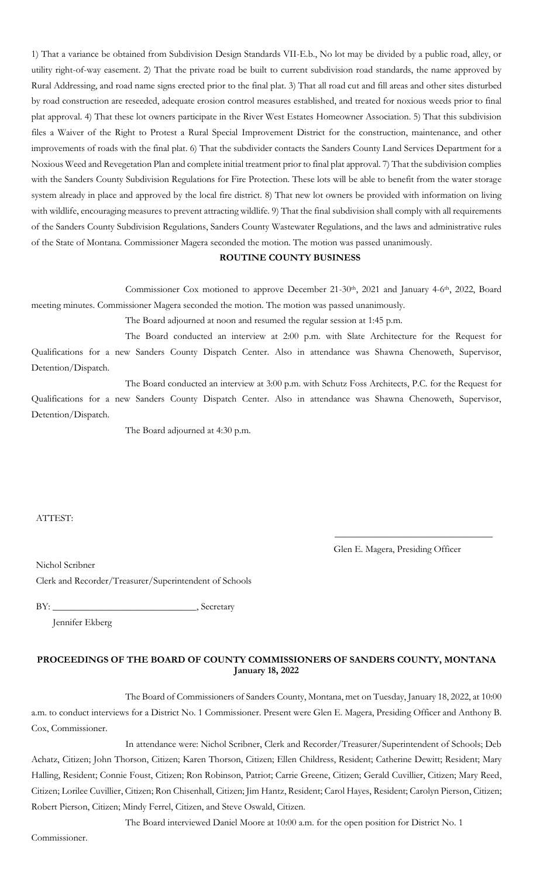1) That a variance be obtained from Subdivision Design Standards VII-E.b., No lot may be divided by a public road, alley, or utility right-of-way easement. 2) That the private road be built to current subdivision road standards, the name approved by Rural Addressing, and road name signs erected prior to the final plat. 3) That all road cut and fill areas and other sites disturbed by road construction are reseeded, adequate erosion control measures established, and treated for noxious weeds prior to final plat approval. 4) That these lot owners participate in the River West Estates Homeowner Association. 5) That this subdivision files a Waiver of the Right to Protest a Rural Special Improvement District for the construction, maintenance, and other improvements of roads with the final plat. 6) That the subdivider contacts the Sanders County Land Services Department for a Noxious Weed and Revegetation Plan and complete initial treatment prior to final plat approval. 7) That the subdivision complies with the Sanders County Subdivision Regulations for Fire Protection. These lots will be able to benefit from the water storage system already in place and approved by the local fire district. 8) That new lot owners be provided with information on living with wildlife, encouraging measures to prevent attracting wildlife. 9) That the final subdivision shall comply with all requirements of the Sanders County Subdivision Regulations, Sanders County Wastewater Regulations, and the laws and administrative rules of the State of Montana. Commissioner Magera seconded the motion. The motion was passed unanimously.

**ROUTINE COUNTY BUSINESS**

Commissioner Cox motioned to approve December 21-30th, 2021 and January 4-6th, 2022, Board meeting minutes. Commissioner Magera seconded the motion. The motion was passed unanimously.

The Board adjourned at noon and resumed the regular session at 1:45 p.m.

The Board conducted an interview at 2:00 p.m. with Slate Architecture for the Request for Qualifications for a new Sanders County Dispatch Center. Also in attendance was Shawna Chenoweth, Supervisor, Detention/Dispatch.

The Board conducted an interview at 3:00 p.m. with Schutz Foss Architects, P.C. for the Request for Qualifications for a new Sanders County Dispatch Center. Also in attendance was Shawna Chenoweth, Supervisor, Detention/Dispatch.

The Board adjourned at 4:30 p.m.

ATTEST:

\_\_\_\_\_\_\_\_\_\_\_\_\_\_\_\_\_\_\_\_\_\_\_\_\_\_\_\_\_\_\_\_

Glen E. Magera, Presiding Officer

Nichol Scribner
Clerk and Recorder/Treasurer/Superintendent of Schools

BY: \_\_\_\_\_\_\_\_\_\_\_\_\_\_\_\_\_\_\_\_\_\_\_\_\_\_\_\_\_\_, Secretary
Jennifer Ekberg

**PROCEEDINGS OF THE BOARD OF COUNTY COMMISSIONERS OF SANDERS COUNTY, MONTANA**
**January 18, 2022**

The Board of Commissioners of Sanders County, Montana, met on Tuesday, January 18, 2022, at 10:00 a.m. to conduct interviews for a District No. 1 Commissioner. Present were Glen E. Magera, Presiding Officer and Anthony B. Cox, Commissioner.

In attendance were: Nichol Scribner, Clerk and Recorder/Treasurer/Superintendent of Schools; Deb Achatz, Citizen; John Thorson, Citizen; Karen Thorson, Citizen; Ellen Childress, Resident; Catherine Dewitt; Resident; Mary Halling, Resident; Connie Foust, Citizen; Ron Robinson, Patriot; Carrie Greene, Citizen; Gerald Cuvillier, Citizen; Mary Reed, Citizen; Lorilee Cuvillier, Citizen; Ron Chisenhall, Citizen; Jim Hantz, Resident; Carol Hayes, Resident; Carolyn Pierson, Citizen; Robert Pierson, Citizen; Mindy Ferrel, Citizen, and Steve Oswald, Citizen.

The Board interviewed Daniel Moore at 10:00 a.m. for the open position for District No. 1 Commissioner.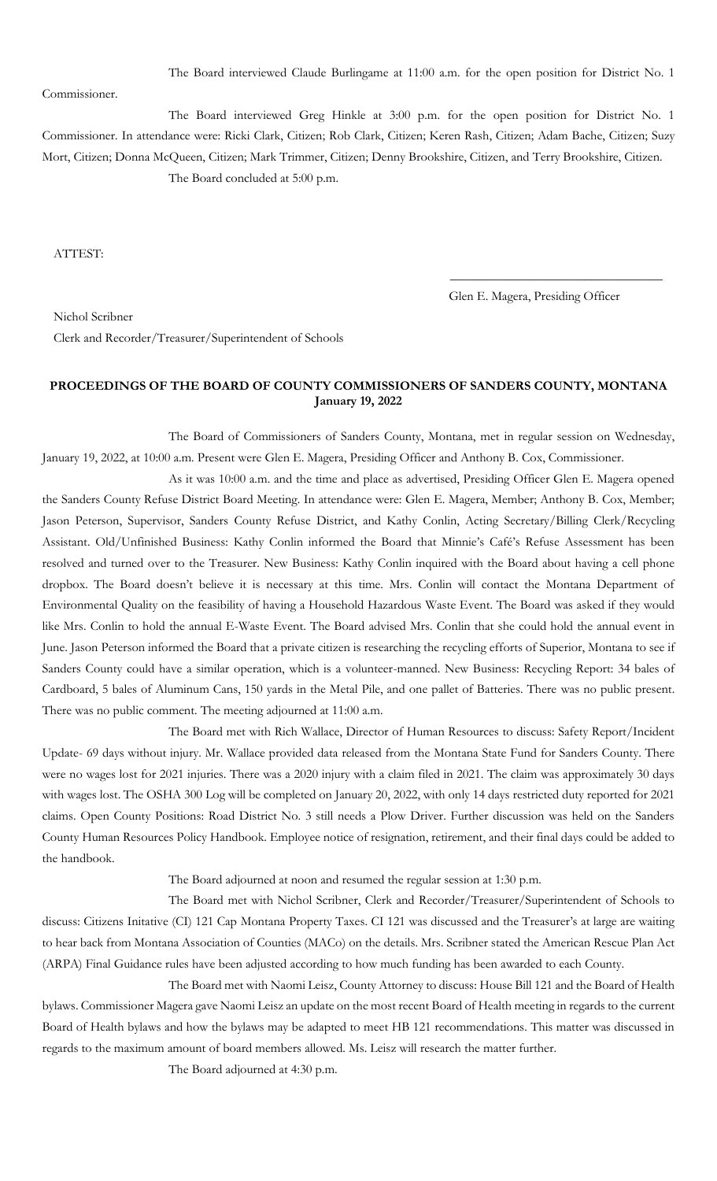The Board interviewed Claude Burlingame at 11:00 a.m. for the open position for District No. 1 Commissioner.

The Board interviewed Greg Hinkle at 3:00 p.m. for the open position for District No. 1 Commissioner. In attendance were: Ricki Clark, Citizen; Rob Clark, Citizen; Keren Rash, Citizen; Adam Bache, Citizen; Suzy Mort, Citizen; Donna McQueen, Citizen; Mark Trimmer, Citizen; Denny Brookshire, Citizen, and Terry Brookshire, Citizen.

The Board concluded at 5:00 p.m.

ATTEST:

Glen E. Magera, Presiding Officer

Nichol Scribner
Clerk and Recorder/Treasurer/Superintendent of Schools

**PROCEEDINGS OF THE BOARD OF COUNTY COMMISSIONERS OF SANDERS COUNTY, MONTANA**
**January 19, 2022**

The Board of Commissioners of Sanders County, Montana, met in regular session on Wednesday, January 19, 2022, at 10:00 a.m. Present were Glen E. Magera, Presiding Officer and Anthony B. Cox, Commissioner.

As it was 10:00 a.m. and the time and place as advertised, Presiding Officer Glen E. Magera opened the Sanders County Refuse District Board Meeting. In attendance were: Glen E. Magera, Member; Anthony B. Cox, Member; Jason Peterson, Supervisor, Sanders County Refuse District, and Kathy Conlin, Acting Secretary/Billing Clerk/Recycling Assistant. Old/Unfinished Business: Kathy Conlin informed the Board that Minnie's Café's Refuse Assessment has been resolved and turned over to the Treasurer. New Business: Kathy Conlin inquired with the Board about having a cell phone dropbox. The Board doesn't believe it is necessary at this time. Mrs. Conlin will contact the Montana Department of Environmental Quality on the feasibility of having a Household Hazardous Waste Event. The Board was asked if they would like Mrs. Conlin to hold the annual E-Waste Event. The Board advised Mrs. Conlin that she could hold the annual event in June. Jason Peterson informed the Board that a private citizen is researching the recycling efforts of Superior, Montana to see if Sanders County could have a similar operation, which is a volunteer-manned. New Business: Recycling Report: 34 bales of Cardboard, 5 bales of Aluminum Cans, 150 yards in the Metal Pile, and one pallet of Batteries. There was no public present. There was no public comment. The meeting adjourned at 11:00 a.m.

The Board met with Rich Wallace, Director of Human Resources to discuss: Safety Report/Incident Update- 69 days without injury. Mr. Wallace provided data released from the Montana State Fund for Sanders County. There were no wages lost for 2021 injuries. There was a 2020 injury with a claim filed in 2021. The claim was approximately 30 days with wages lost. The OSHA 300 Log will be completed on January 20, 2022, with only 14 days restricted duty reported for 2021 claims. Open County Positions: Road District No. 3 still needs a Plow Driver. Further discussion was held on the Sanders County Human Resources Policy Handbook. Employee notice of resignation, retirement, and their final days could be added to the handbook.

The Board adjourned at noon and resumed the regular session at 1:30 p.m.

The Board met with Nichol Scribner, Clerk and Recorder/Treasurer/Superintendent of Schools to discuss: Citizens Initative (CI) 121 Cap Montana Property Taxes. CI 121 was discussed and the Treasurer's at large are waiting to hear back from Montana Association of Counties (MACo) on the details. Mrs. Scribner stated the American Rescue Plan Act (ARPA) Final Guidance rules have been adjusted according to how much funding has been awarded to each County.

The Board met with Naomi Leisz, County Attorney to discuss: House Bill 121 and the Board of Health bylaws. Commissioner Magera gave Naomi Leisz an update on the most recent Board of Health meeting in regards to the current Board of Health bylaws and how the bylaws may be adapted to meet HB 121 recommendations. This matter was discussed in regards to the maximum amount of board members allowed. Ms. Leisz will research the matter further.

The Board adjourned at 4:30 p.m.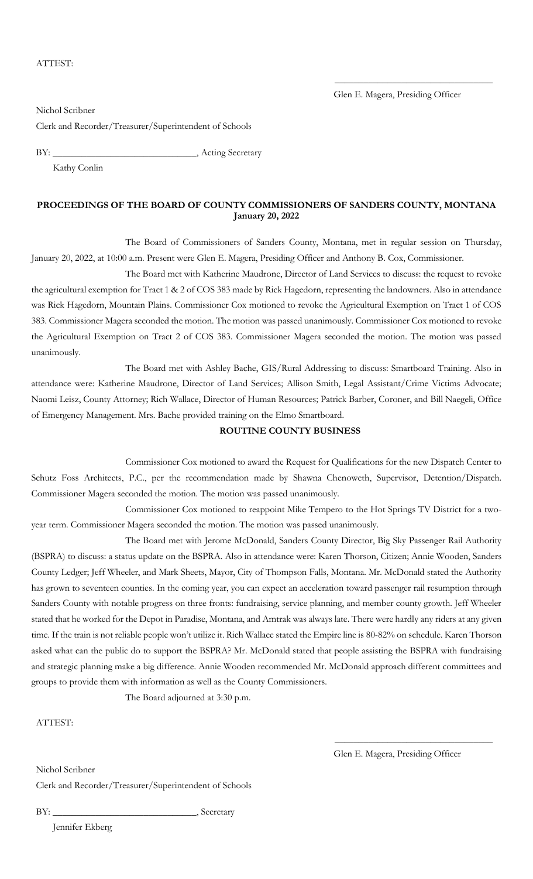ATTEST:

\_\_\_\_\_\_\_\_\_\_\_\_\_\_\_\_\_\_\_\_\_\_\_\_\_\_\_\_\_\_\_\_\_\_

Glen E. Magera, Presiding Officer

Nichol Scribner

Clerk and Recorder/Treasurer/Superintendent of Schools

BY: \_\_\_\_\_\_\_\_\_\_\_\_\_\_\_\_\_\_\_\_\_\_\_\_\_\_\_\_\_\_, Acting Secretary

Kathy Conlin

**PROCEEDINGS OF THE BOARD OF COUNTY COMMISSIONERS OF SANDERS COUNTY, MONTANA**
**January 20, 2022**

The Board of Commissioners of Sanders County, Montana, met in regular session on Thursday, January 20, 2022, at 10:00 a.m. Present were Glen E. Magera, Presiding Officer and Anthony B. Cox, Commissioner.

The Board met with Katherine Maudrone, Director of Land Services to discuss: the request to revoke the agricultural exemption for Tract 1 & 2 of COS 383 made by Rick Hagedorn, representing the landowners. Also in attendance was Rick Hagedorn, Mountain Plains. Commissioner Cox motioned to revoke the Agricultural Exemption on Tract 1 of COS 383. Commissioner Magera seconded the motion. The motion was passed unanimously. Commissioner Cox motioned to revoke the Agricultural Exemption on Tract 2 of COS 383. Commissioner Magera seconded the motion. The motion was passed unanimously.

The Board met with Ashley Bache, GIS/Rural Addressing to discuss: Smartboard Training. Also in attendance were: Katherine Maudrone, Director of Land Services; Allison Smith, Legal Assistant/Crime Victims Advocate; Naomi Leisz, County Attorney; Rich Wallace, Director of Human Resources; Patrick Barber, Coroner, and Bill Naegeli, Office of Emergency Management. Mrs. Bache provided training on the Elmo Smartboard.

**ROUTINE COUNTY BUSINESS**

Commissioner Cox motioned to award the Request for Qualifications for the new Dispatch Center to Schutz Foss Architects, P.C., per the recommendation made by Shawna Chenoweth, Supervisor, Detention/Dispatch. Commissioner Magera seconded the motion. The motion was passed unanimously.

Commissioner Cox motioned to reappoint Mike Tempero to the Hot Springs TV District for a two-year term. Commissioner Magera seconded the motion. The motion was passed unanimously.

The Board met with Jerome McDonald, Sanders County Director, Big Sky Passenger Rail Authority (BSPRA) to discuss: a status update on the BSPRA. Also in attendance were: Karen Thorson, Citizen; Annie Wooden, Sanders County Ledger; Jeff Wheeler, and Mark Sheets, Mayor, City of Thompson Falls, Montana. Mr. McDonald stated the Authority has grown to seventeen counties. In the coming year, you can expect an acceleration toward passenger rail resumption through Sanders County with notable progress on three fronts: fundraising, service planning, and member county growth. Jeff Wheeler stated that he worked for the Depot in Paradise, Montana, and Amtrak was always late. There were hardly any riders at any given time. If the train is not reliable people won't utilize it. Rich Wallace stated the Empire line is 80-82% on schedule. Karen Thorson asked what can the public do to support the BSPRA? Mr. McDonald stated that people assisting the BSPRA with fundraising and strategic planning make a big difference. Annie Wooden recommended Mr. McDonald approach different committees and groups to provide them with information as well as the County Commissioners.

The Board adjourned at 3:30 p.m.

ATTEST:

\_\_\_\_\_\_\_\_\_\_\_\_\_\_\_\_\_\_\_\_\_\_\_\_\_\_\_\_\_\_\_\_\_\_

Glen E. Magera, Presiding Officer

Nichol Scribner

Clerk and Recorder/Treasurer/Superintendent of Schools

BY: \_\_\_\_\_\_\_\_\_\_\_\_\_\_\_\_\_\_\_\_\_\_\_\_\_\_\_\_\_\_, Secretary

Jennifer Ekberg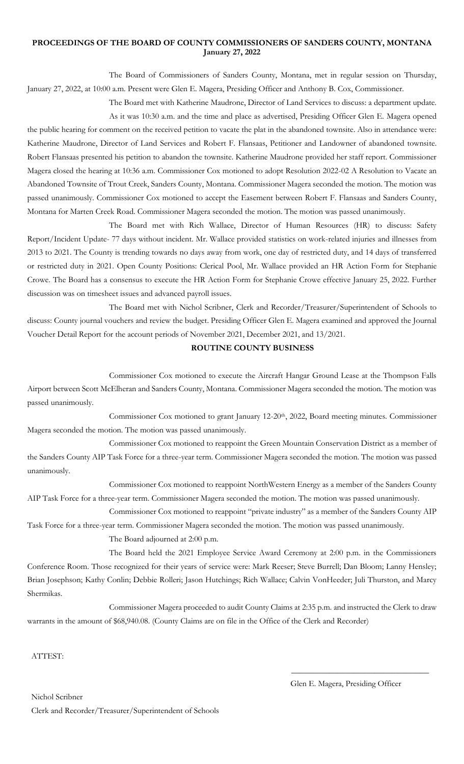**PROCEEDINGS OF THE BOARD OF COUNTY COMMISSIONERS OF SANDERS COUNTY, MONTANA**
**January 27, 2022**

The Board of Commissioners of Sanders County, Montana, met in regular session on Thursday, January 27, 2022, at 10:00 a.m. Present were Glen E. Magera, Presiding Officer and Anthony B. Cox, Commissioner.

The Board met with Katherine Maudrone, Director of Land Services to discuss: a department update.

As it was 10:30 a.m. and the time and place as advertised, Presiding Officer Glen E. Magera opened the public hearing for comment on the received petition to vacate the plat in the abandoned townsite. Also in attendance were: Katherine Maudrone, Director of Land Services and Robert F. Flansaas, Petitioner and Landowner of abandoned townsite. Robert Flansaas presented his petition to abandon the townsite. Katherine Maudrone provided her staff report. Commissioner Magera closed the hearing at 10:36 a.m. Commissioner Cox motioned to adopt Resolution 2022-02 A Resolution to Vacate an Abandoned Townsite of Trout Creek, Sanders County, Montana. Commissioner Magera seconded the motion. The motion was passed unanimously. Commissioner Cox motioned to accept the Easement between Robert F. Flansaas and Sanders County, Montana for Marten Creek Road. Commissioner Magera seconded the motion. The motion was passed unanimously.

The Board met with Rich Wallace, Director of Human Resources (HR) to discuss: Safety Report/Incident Update- 77 days without incident. Mr. Wallace provided statistics on work-related injuries and illnesses from 2013 to 2021. The County is trending towards no days away from work, one day of restricted duty, and 14 days of transferred or restricted duty in 2021. Open County Positions: Clerical Pool, Mr. Wallace provided an HR Action Form for Stephanie Crowe. The Board has a consensus to execute the HR Action Form for Stephanie Crowe effective January 25, 2022. Further discussion was on timesheet issues and advanced payroll issues.

The Board met with Nichol Scribner, Clerk and Recorder/Treasurer/Superintendent of Schools to discuss: County journal vouchers and review the budget. Presiding Officer Glen E. Magera examined and approved the Journal Voucher Detail Report for the account periods of November 2021, December 2021, and 13/2021.

**ROUTINE COUNTY BUSINESS**

Commissioner Cox motioned to execute the Aircraft Hangar Ground Lease at the Thompson Falls Airport between Scott McElheran and Sanders County, Montana. Commissioner Magera seconded the motion. The motion was passed unanimously.

Commissioner Cox motioned to grant January 12-20th, 2022, Board meeting minutes. Commissioner Magera seconded the motion. The motion was passed unanimously.

Commissioner Cox motioned to reappoint the Green Mountain Conservation District as a member of the Sanders County AIP Task Force for a three-year term. Commissioner Magera seconded the motion. The motion was passed unanimously.

Commissioner Cox motioned to reappoint NorthWestern Energy as a member of the Sanders County AIP Task Force for a three-year term. Commissioner Magera seconded the motion. The motion was passed unanimously.

Commissioner Cox motioned to reappoint "private industry" as a member of the Sanders County AIP Task Force for a three-year term. Commissioner Magera seconded the motion. The motion was passed unanimously.

The Board adjourned at 2:00 p.m.

The Board held the 2021 Employee Service Award Ceremony at 2:00 p.m. in the Commissioners Conference Room. Those recognized for their years of service were: Mark Reeser; Steve Burrell; Dan Bloom; Lanny Hensley; Brian Josephson; Kathy Conlin; Debbie Rolleri; Jason Hutchings; Rich Wallace; Calvin VonHeeder; Juli Thurston, and Marcy Shermikas.

Commissioner Magera proceeded to audit County Claims at 2:35 p.m. and instructed the Clerk to draw warrants in the amount of $68,940.08. (County Claims are on file in the Office of the Clerk and Recorder)

ATTEST:

\_\_\_\_\_\_\_\_\_\_\_\_\_\_\_\_\_\_\_\_\_\_\_\_\_\_\_\_\_\_\_\_\_\_

Glen E. Magera, Presiding Officer

Nichol Scribner
Clerk and Recorder/Treasurer/Superintendent of Schools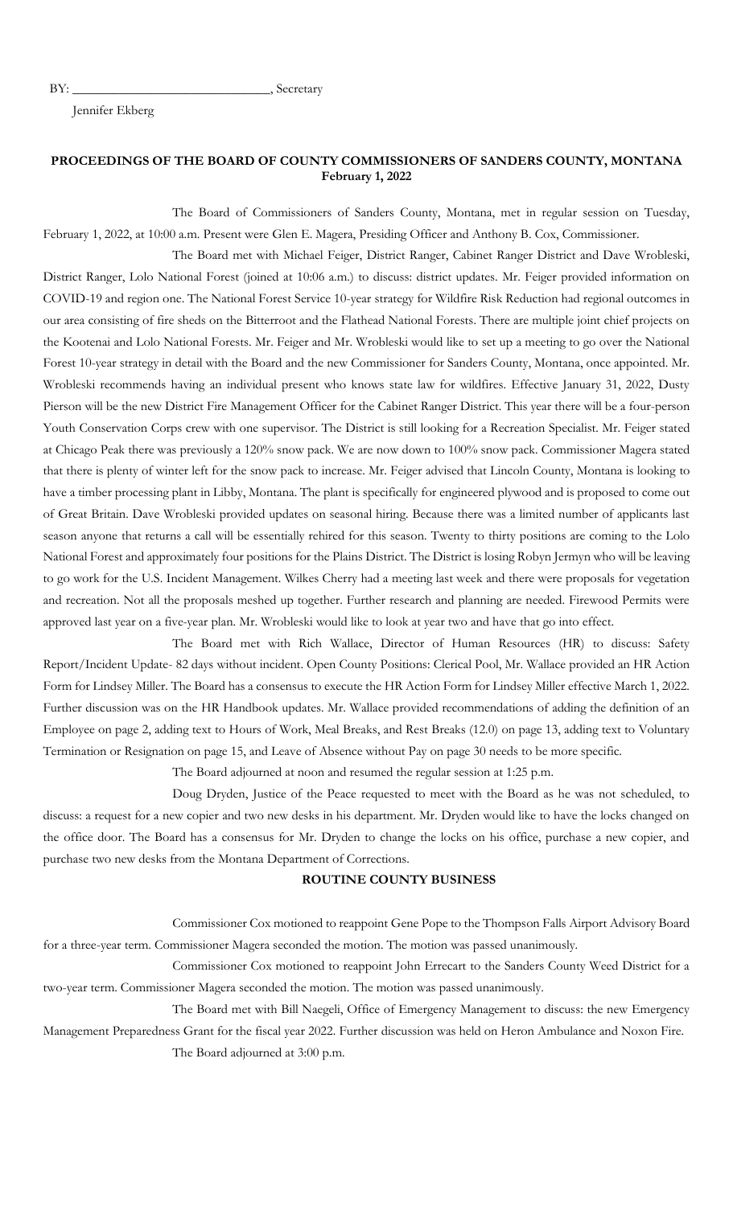BY: ______________________________, Secretary

Jennifer Ekberg

**PROCEEDINGS OF THE BOARD OF COUNTY COMMISSIONERS OF SANDERS COUNTY, MONTANA**
**February 1, 2022**

The Board of Commissioners of Sanders County, Montana, met in regular session on Tuesday, February 1, 2022, at 10:00 a.m. Present were Glen E. Magera, Presiding Officer and Anthony B. Cox, Commissioner.

The Board met with Michael Feiger, District Ranger, Cabinet Ranger District and Dave Wrobleski, District Ranger, Lolo National Forest (joined at 10:06 a.m.) to discuss: district updates. Mr. Feiger provided information on COVID-19 and region one. The National Forest Service 10-year strategy for Wildfire Risk Reduction had regional outcomes in our area consisting of fire sheds on the Bitterroot and the Flathead National Forests. There are multiple joint chief projects on the Kootenai and Lolo National Forests. Mr. Feiger and Mr. Wrobleski would like to set up a meeting to go over the National Forest 10-year strategy in detail with the Board and the new Commissioner for Sanders County, Montana, once appointed. Mr. Wrobleski recommends having an individual present who knows state law for wildfires. Effective January 31, 2022, Dusty Pierson will be the new District Fire Management Officer for the Cabinet Ranger District. This year there will be a four-person Youth Conservation Corps crew with one supervisor. The District is still looking for a Recreation Specialist. Mr. Feiger stated at Chicago Peak there was previously a 120% snow pack. We are now down to 100% snow pack. Commissioner Magera stated that there is plenty of winter left for the snow pack to increase. Mr. Feiger advised that Lincoln County, Montana is looking to have a timber processing plant in Libby, Montana. The plant is specifically for engineered plywood and is proposed to come out of Great Britain. Dave Wrobleski provided updates on seasonal hiring. Because there was a limited number of applicants last season anyone that returns a call will be essentially rehired for this season. Twenty to thirty positions are coming to the Lolo National Forest and approximately four positions for the Plains District. The District is losing Robyn Jermyn who will be leaving to go work for the U.S. Incident Management. Wilkes Cherry had a meeting last week and there were proposals for vegetation and recreation. Not all the proposals meshed up together. Further research and planning are needed. Firewood Permits were approved last year on a five-year plan. Mr. Wrobleski would like to look at year two and have that go into effect.

The Board met with Rich Wallace, Director of Human Resources (HR) to discuss: Safety Report/Incident Update- 82 days without incident. Open County Positions: Clerical Pool, Mr. Wallace provided an HR Action Form for Lindsey Miller. The Board has a consensus to execute the HR Action Form for Lindsey Miller effective March 1, 2022. Further discussion was on the HR Handbook updates. Mr. Wallace provided recommendations of adding the definition of an Employee on page 2, adding text to Hours of Work, Meal Breaks, and Rest Breaks (12.0) on page 13, adding text to Voluntary Termination or Resignation on page 15, and Leave of Absence without Pay on page 30 needs to be more specific.

The Board adjourned at noon and resumed the regular session at 1:25 p.m.

Doug Dryden, Justice of the Peace requested to meet with the Board as he was not scheduled, to discuss: a request for a new copier and two new desks in his department. Mr. Dryden would like to have the locks changed on the office door. The Board has a consensus for Mr. Dryden to change the locks on his office, purchase a new copier, and purchase two new desks from the Montana Department of Corrections.

**ROUTINE COUNTY BUSINESS**

Commissioner Cox motioned to reappoint Gene Pope to the Thompson Falls Airport Advisory Board for a three-year term. Commissioner Magera seconded the motion. The motion was passed unanimously.

Commissioner Cox motioned to reappoint John Errecart to the Sanders County Weed District for a two-year term. Commissioner Magera seconded the motion. The motion was passed unanimously.

The Board met with Bill Naegeli, Office of Emergency Management to discuss: the new Emergency Management Preparedness Grant for the fiscal year 2022. Further discussion was held on Heron Ambulance and Noxon Fire.

The Board adjourned at 3:00 p.m.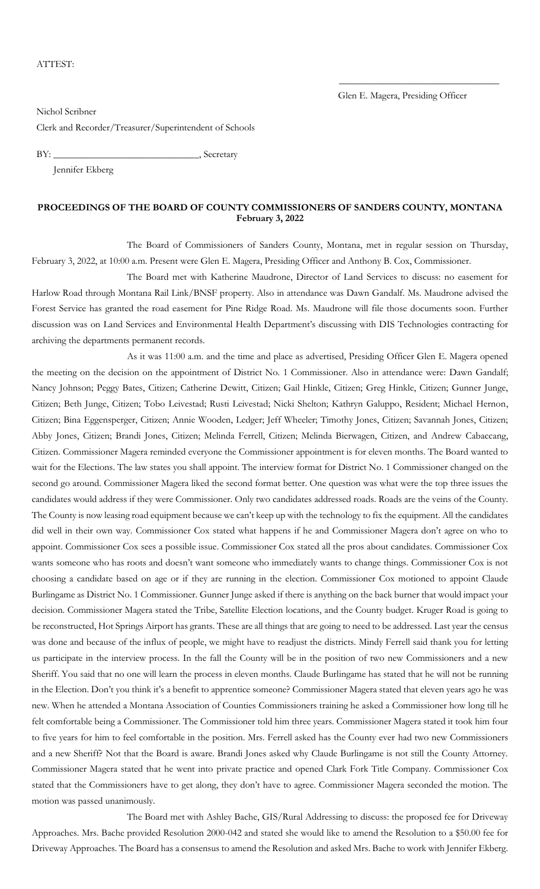ATTEST:

Glen E. Magera, Presiding Officer

Nichol Scribner

Clerk and Recorder/Treasurer/Superintendent of Schools

BY: ______________________________, Secretary

Jennifer Ekberg

**PROCEEDINGS OF THE BOARD OF COUNTY COMMISSIONERS OF SANDERS COUNTY, MONTANA**
**February 3, 2022**

The Board of Commissioners of Sanders County, Montana, met in regular session on Thursday, February 3, 2022, at 10:00 a.m. Present were Glen E. Magera, Presiding Officer and Anthony B. Cox, Commissioner.

The Board met with Katherine Maudrone, Director of Land Services to discuss: no easement for Harlow Road through Montana Rail Link/BNSF property. Also in attendance was Dawn Gandalf. Ms. Maudrone advised the Forest Service has granted the road easement for Pine Ridge Road. Ms. Maudrone will file those documents soon. Further discussion was on Land Services and Environmental Health Department's discussing with DIS Technologies contracting for archiving the departments permanent records.

As it was 11:00 a.m. and the time and place as advertised, Presiding Officer Glen E. Magera opened the meeting on the decision on the appointment of District No. 1 Commissioner. Also in attendance were: Dawn Gandalf; Nancy Johnson; Peggy Bates, Citizen; Catherine Dewitt, Citizen; Gail Hinkle, Citizen; Greg Hinkle, Citizen; Gunner Junge, Citizen; Beth Junge, Citizen; Tobo Leivestad; Rusti Leivestad; Nicki Shelton; Kathryn Galuppo, Resident; Michael Hernon, Citizen; Bina Eggensperger, Citizen; Annie Wooden, Ledger; Jeff Wheeler; Timothy Jones, Citizen; Savannah Jones, Citizen; Abby Jones, Citizen; Brandi Jones, Citizen; Melinda Ferrell, Citizen; Melinda Bierwagen, Citizen, and Andrew Cabaccang, Citizen. Commissioner Magera reminded everyone the Commissioner appointment is for eleven months. The Board wanted to wait for the Elections. The law states you shall appoint. The interview format for District No. 1 Commissioner changed on the second go around. Commissioner Magera liked the second format better. One question was what were the top three issues the candidates would address if they were Commissioner. Only two candidates addressed roads. Roads are the veins of the County. The County is now leasing road equipment because we can't keep up with the technology to fix the equipment. All the candidates did well in their own way. Commissioner Cox stated what happens if he and Commissioner Magera don't agree on who to appoint. Commissioner Cox sees a possible issue. Commissioner Cox stated all the pros about candidates. Commissioner Cox wants someone who has roots and doesn't want someone who immediately wants to change things. Commissioner Cox is not choosing a candidate based on age or if they are running in the election. Commissioner Cox motioned to appoint Claude Burlingame as District No. 1 Commissioner. Gunner Junge asked if there is anything on the back burner that would impact your decision. Commissioner Magera stated the Tribe, Satellite Election locations, and the County budget. Kruger Road is going to be reconstructed, Hot Springs Airport has grants. These are all things that are going to need to be addressed. Last year the census was done and because of the influx of people, we might have to readjust the districts. Mindy Ferrell said thank you for letting us participate in the interview process. In the fall the County will be in the position of two new Commissioners and a new Sheriff. You said that no one will learn the process in eleven months. Claude Burlingame has stated that he will not be running in the Election. Don't you think it's a benefit to apprentice someone? Commissioner Magera stated that eleven years ago he was new. When he attended a Montana Association of Counties Commissioners training he asked a Commissioner how long till he felt comfortable being a Commissioner. The Commissioner told him three years. Commissioner Magera stated it took him four to five years for him to feel comfortable in the position. Mrs. Ferrell asked has the County ever had two new Commissioners and a new Sheriff? Not that the Board is aware. Brandi Jones asked why Claude Burlingame is not still the County Attorney. Commissioner Magera stated that he went into private practice and opened Clark Fork Title Company. Commissioner Cox stated that the Commissioners have to get along, they don't have to agree. Commissioner Magera seconded the motion. The motion was passed unanimously.

The Board met with Ashley Bache, GIS/Rural Addressing to discuss: the proposed fee for Driveway Approaches. Mrs. Bache provided Resolution 2000-042 and stated she would like to amend the Resolution to a $50.00 fee for Driveway Approaches. The Board has a consensus to amend the Resolution and asked Mrs. Bache to work with Jennifer Ekberg.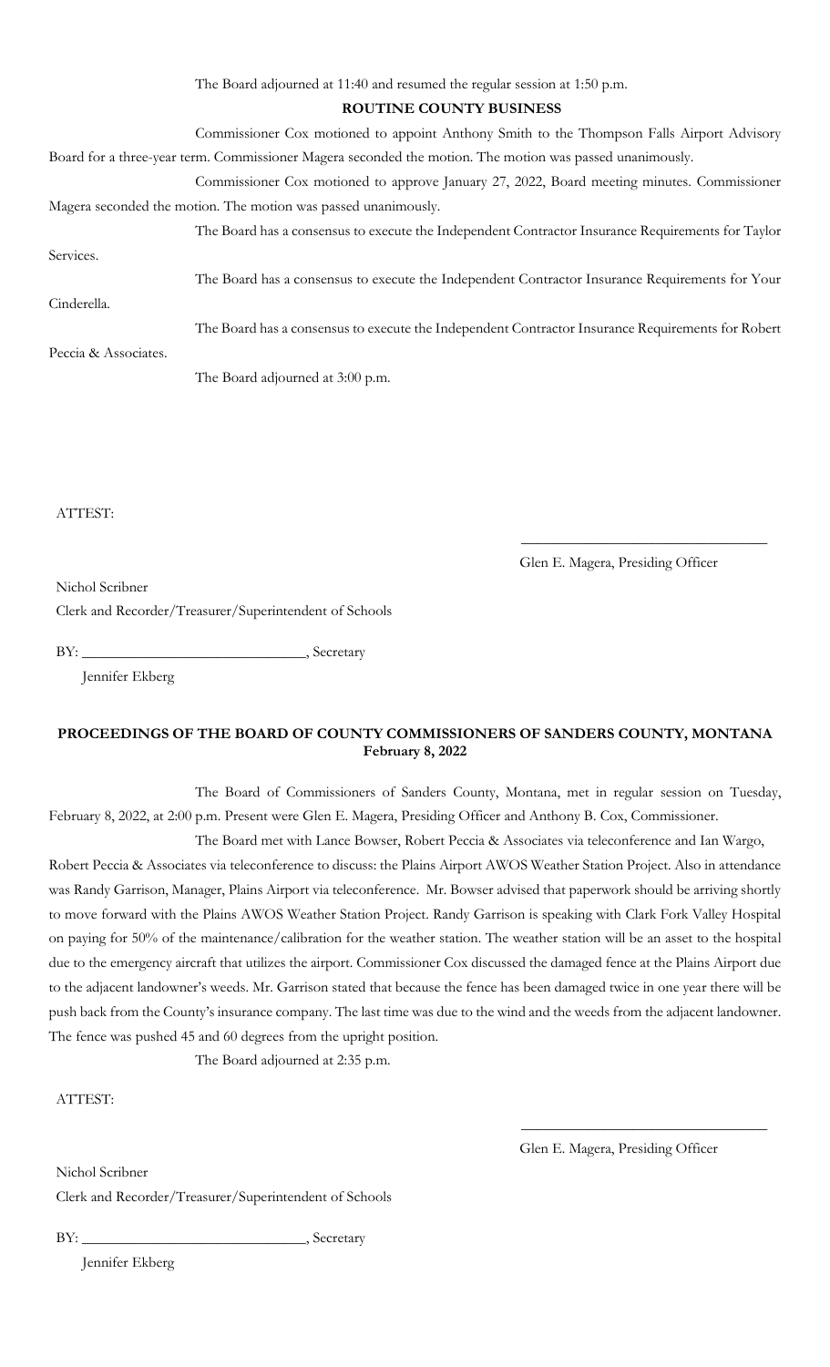The Board adjourned at 11:40 and resumed the regular session at 1:50 p.m.

**ROUTINE COUNTY BUSINESS**

Commissioner Cox motioned to appoint Anthony Smith to the Thompson Falls Airport Advisory Board for a three-year term. Commissioner Magera seconded the motion. The motion was passed unanimously.

Commissioner Cox motioned to approve January 27, 2022, Board meeting minutes. Commissioner Magera seconded the motion. The motion was passed unanimously.

The Board has a consensus to execute the Independent Contractor Insurance Requirements for Taylor Services.

The Board has a consensus to execute the Independent Contractor Insurance Requirements for Your Cinderella.

The Board has a consensus to execute the Independent Contractor Insurance Requirements for Robert Peccia & Associates.

The Board adjourned at 3:00 p.m.

ATTEST:

_________________________________
Glen E. Magera, Presiding Officer

Nichol Scribner
Clerk and Recorder/Treasurer/Superintendent of Schools

BY: ______________________________, Secretary
Jennifer Ekberg

## PROCEEDINGS OF THE BOARD OF COUNTY COMMISSIONERS OF SANDERS COUNTY, MONTANA
**February 8, 2022**

The Board of Commissioners of Sanders County, Montana, met in regular session on Tuesday, February 8, 2022, at 2:00 p.m. Present were Glen E. Magera, Presiding Officer and Anthony B. Cox, Commissioner.

The Board met with Lance Bowser, Robert Peccia & Associates via teleconference and Ian Wargo, Robert Peccia & Associates via teleconference to discuss: the Plains Airport AWOS Weather Station Project. Also in attendance was Randy Garrison, Manager, Plains Airport via teleconference. Mr. Bowser advised that paperwork should be arriving shortly to move forward with the Plains AWOS Weather Station Project. Randy Garrison is speaking with Clark Fork Valley Hospital on paying for 50% of the maintenance/calibration for the weather station. The weather station will be an asset to the hospital due to the emergency aircraft that utilizes the airport. Commissioner Cox discussed the damaged fence at the Plains Airport due to the adjacent landowner's weeds. Mr. Garrison stated that because the fence has been damaged twice in one year there will be push back from the County's insurance company. The last time was due to the wind and the weeds from the adjacent landowner. The fence was pushed 45 and 60 degrees from the upright position.

The Board adjourned at 2:35 p.m.

ATTEST:

_________________________________
Glen E. Magera, Presiding Officer

Nichol Scribner
Clerk and Recorder/Treasurer/Superintendent of Schools

BY: ______________________________, Secretary
Jennifer Ekberg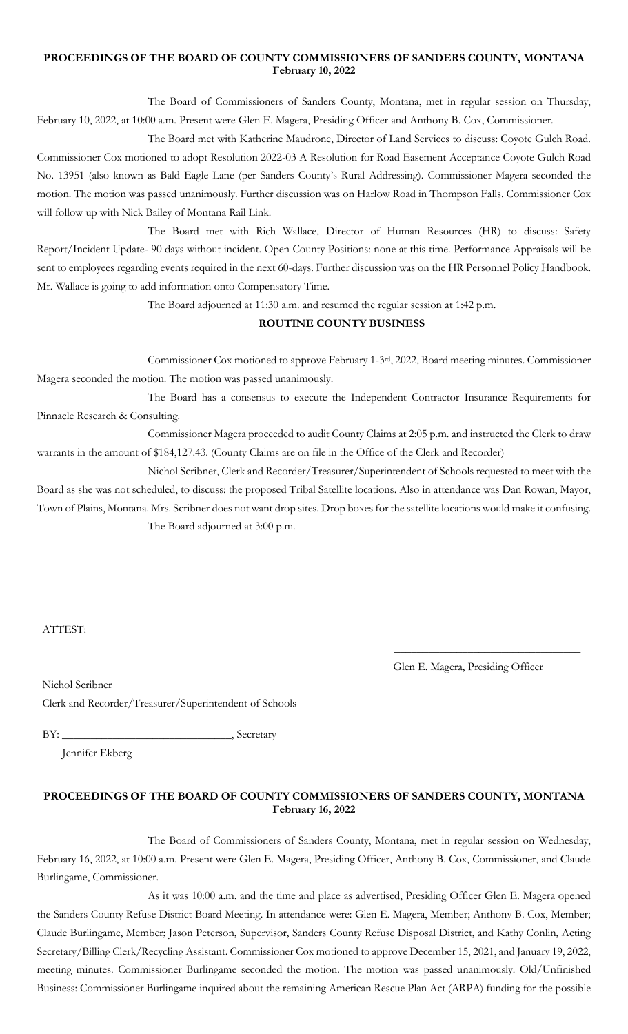**PROCEEDINGS OF THE BOARD OF COUNTY COMMISSIONERS OF SANDERS COUNTY, MONTANA**
**February 10, 2022**

The Board of Commissioners of Sanders County, Montana, met in regular session on Thursday, February 10, 2022, at 10:00 a.m. Present were Glen E. Magera, Presiding Officer and Anthony B. Cox, Commissioner.

The Board met with Katherine Maudrone, Director of Land Services to discuss: Coyote Gulch Road. Commissioner Cox motioned to adopt Resolution 2022-03 A Resolution for Road Easement Acceptance Coyote Gulch Road No. 13951 (also known as Bald Eagle Lane (per Sanders County's Rural Addressing). Commissioner Magera seconded the motion. The motion was passed unanimously. Further discussion was on Harlow Road in Thompson Falls. Commissioner Cox will follow up with Nick Bailey of Montana Rail Link.

The Board met with Rich Wallace, Director of Human Resources (HR) to discuss: Safety Report/Incident Update- 90 days without incident. Open County Positions: none at this time. Performance Appraisals will be sent to employees regarding events required in the next 60-days. Further discussion was on the HR Personnel Policy Handbook. Mr. Wallace is going to add information onto Compensatory Time.

The Board adjourned at 11:30 a.m. and resumed the regular session at 1:42 p.m.

**ROUTINE COUNTY BUSINESS**

Commissioner Cox motioned to approve February 1-3rd, 2022, Board meeting minutes. Commissioner Magera seconded the motion. The motion was passed unanimously.

The Board has a consensus to execute the Independent Contractor Insurance Requirements for Pinnacle Research & Consulting.

Commissioner Magera proceeded to audit County Claims at 2:05 p.m. and instructed the Clerk to draw warrants in the amount of $184,127.43. (County Claims are on file in the Office of the Clerk and Recorder)

Nichol Scribner, Clerk and Recorder/Treasurer/Superintendent of Schools requested to meet with the Board as she was not scheduled, to discuss: the proposed Tribal Satellite locations. Also in attendance was Dan Rowan, Mayor, Town of Plains, Montana. Mrs. Scribner does not want drop sites. Drop boxes for the satellite locations would make it confusing.

The Board adjourned at 3:00 p.m.

ATTEST:

\_\_\_\_\_\_\_\_\_\_\_\_\_\_\_\_\_\_\_\_\_\_\_\_\_\_\_\_\_\_\_\_\_\_
Glen E. Magera, Presiding Officer

Nichol Scribner
Clerk and Recorder/Treasurer/Superintendent of Schools

BY: \_\_\_\_\_\_\_\_\_\_\_\_\_\_\_\_\_\_\_\_\_\_\_\_\_\_\_\_\_\_, Secretary
Jennifer Ekberg

**PROCEEDINGS OF THE BOARD OF COUNTY COMMISSIONERS OF SANDERS COUNTY, MONTANA**
**February 16, 2022**

The Board of Commissioners of Sanders County, Montana, met in regular session on Wednesday, February 16, 2022, at 10:00 a.m. Present were Glen E. Magera, Presiding Officer, Anthony B. Cox, Commissioner, and Claude Burlingame, Commissioner.

As it was 10:00 a.m. and the time and place as advertised, Presiding Officer Glen E. Magera opened the Sanders County Refuse District Board Meeting. In attendance were: Glen E. Magera, Member; Anthony B. Cox, Member; Claude Burlingame, Member; Jason Peterson, Supervisor, Sanders County Refuse Disposal District, and Kathy Conlin, Acting Secretary/Billing Clerk/Recycling Assistant. Commissioner Cox motioned to approve December 15, 2021, and January 19, 2022, meeting minutes. Commissioner Burlingame seconded the motion. The motion was passed unanimously. Old/Unfinished Business: Commissioner Burlingame inquired about the remaining American Rescue Plan Act (ARPA) funding for the possible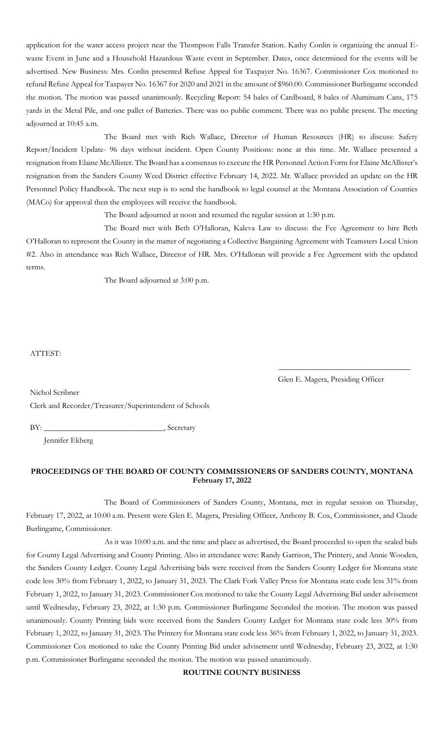application for the water access project near the Thompson Falls Transfer Station. Kathy Conlin is organizing the annual E-waste Event in June and a Household Hazardous Waste event in September. Dates, once determined for the events will be advertised. New Business: Mrs. Conlin presented Refuse Appeal for Taxpayer No. 16367. Commissioner Cox motioned to refund Refuse Appeal for Taxpayer No. 16367 for 2020 and 2021 in the amount of $960.00. Commissioner Burlingame seconded the motion. The motion was passed unanimously. Recycling Report: 54 bales of Cardboard, 8 bales of Aluminum Cans, 175 yards in the Metal Pile, and one pallet of Batteries. There was no public comment. There was no public present. The meeting adjourned at 10:45 a.m.

The Board met with Rich Wallace, Director of Human Resources (HR) to discuss: Safety Report/Incident Update- 96 days without incident. Open County Positions: none at this time. Mr. Wallace presented a resignation from Elaine McAllister. The Board has a consensus to execute the HR Personnel Action Form for Elaine McAllister's resignation from the Sanders County Weed District effective February 14, 2022. Mr. Wallace provided an update on the HR Personnel Policy Handbook. The next step is to send the handbook to legal counsel at the Montana Association of Counties (MACo) for approval then the employees will receive the handbook.

The Board adjourned at noon and resumed the regular session at 1:30 p.m.

The Board met with Beth O'Halloran, Kaleva Law to discuss: the Fee Agreement to hire Beth O'Halloran to represent the County in the matter of negotiating a Collective Bargaining Agreement with Teamsters Local Union #2. Also in attendance was Rich Wallace, Director of HR. Mrs. O'Halloran will provide a Fee Agreement with the updated terms.

The Board adjourned at 3:00 p.m.

ATTEST:

\_\_\_\_\_\_\_\_\_\_\_\_\_\_\_\_\_\_\_\_\_\_\_\_\_\_\_\_\_\_\_\_\_\_

Glen E. Magera, Presiding Officer

Nichol Scribner

Clerk and Recorder/Treasurer/Superintendent of Schools

BY: \_\_\_\_\_\_\_\_\_\_\_\_\_\_\_\_\_\_\_\_\_\_\_\_\_\_\_\_\_\_, Secretary

Jennifer Ekberg

**PROCEEDINGS OF THE BOARD OF COUNTY COMMISSIONERS OF SANDERS COUNTY, MONTANA**
**February 17, 2022**

The Board of Commissioners of Sanders County, Montana, met in regular session on Thursday, February 17, 2022, at 10:00 a.m. Present were Glen E. Magera, Presiding Officer, Anthony B. Cox, Commissioner, and Claude Burlingame, Commissioner.

As it was 10:00 a.m. and the time and place as advertised, the Board proceeded to open the sealed bids for County Legal Advertising and County Printing. Also in attendance were: Randy Garrison, The Printery, and Annie Wooden, the Sanders County Ledger. County Legal Advertising bids were received from the Sanders County Ledger for Montana state code less 30% from February 1, 2022, to January 31, 2023. The Clark Fork Valley Press for Montana state code less 31% from February 1, 2022, to January 31, 2023. Commissioner Cox motioned to take the County Legal Advertising Bid under advisement until Wednesday, February 23, 2022, at 1:30 p.m. Commissioner Burlingame Seconded the motion. The motion was passed unanimously. County Printing bids were received from the Sanders County Ledger for Montana state code less 30% from February 1, 2022, to January 31, 2023. The Printery for Montana state code less 36% from February 1, 2022, to January 31, 2023. Commissioner Cox motioned to take the County Printing Bid under advisement until Wednesday, February 23, 2022, at 1:30 p.m. Commissioner Burlingame seconded the motion. The motion was passed unanimously.

**ROUTINE COUNTY BUSINESS**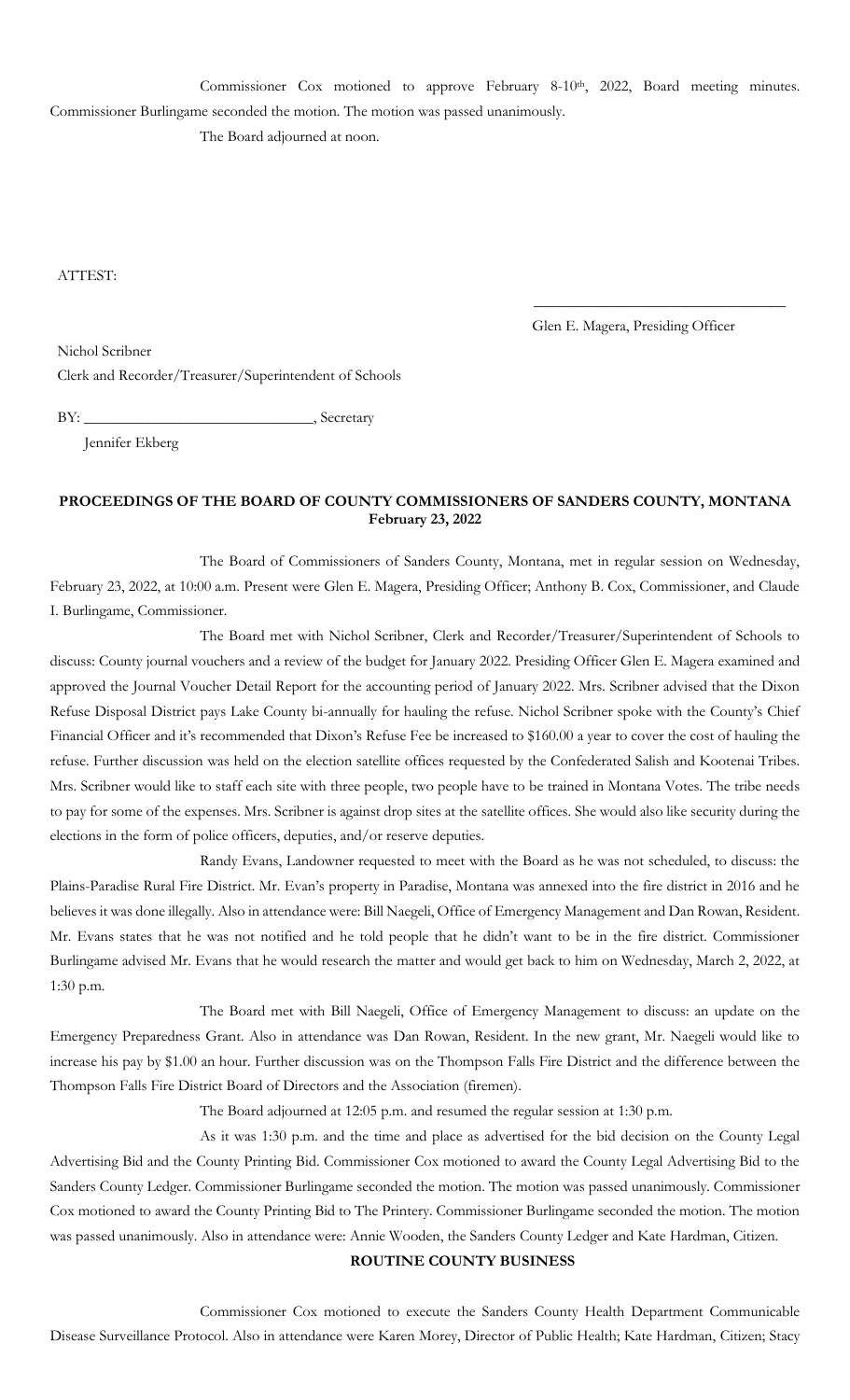Commissioner Cox motioned to approve February 8-10th, 2022, Board meeting minutes. Commissioner Burlingame seconded the motion. The motion was passed unanimously.

The Board adjourned at noon.

ATTEST:

\_\_\_\_\_\_\_\_\_\_\_\_\_\_\_\_\_\_\_\_\_\_\_\_\_\_\_\_\_\_\_\_\_\_

Glen E. Magera, Presiding Officer

Nichol Scribner
Clerk and Recorder/Treasurer/Superintendent of Schools

BY: \_\_\_\_\_\_\_\_\_\_\_\_\_\_\_\_\_\_\_\_\_\_\_\_\_\_\_\_\_\_, Secretary
Jennifer Ekberg

**PROCEEDINGS OF THE BOARD OF COUNTY COMMISSIONERS OF SANDERS COUNTY, MONTANA**
**February 23, 2022**

The Board of Commissioners of Sanders County, Montana, met in regular session on Wednesday, February 23, 2022, at 10:00 a.m. Present were Glen E. Magera, Presiding Officer; Anthony B. Cox, Commissioner, and Claude I. Burlingame, Commissioner.

The Board met with Nichol Scribner, Clerk and Recorder/Treasurer/Superintendent of Schools to discuss: County journal vouchers and a review of the budget for January 2022. Presiding Officer Glen E. Magera examined and approved the Journal Voucher Detail Report for the accounting period of January 2022. Mrs. Scribner advised that the Dixon Refuse Disposal District pays Lake County bi-annually for hauling the refuse. Nichol Scribner spoke with the County's Chief Financial Officer and it's recommended that Dixon's Refuse Fee be increased to $160.00 a year to cover the cost of hauling the refuse. Further discussion was held on the election satellite offices requested by the Confederated Salish and Kootenai Tribes. Mrs. Scribner would like to staff each site with three people, two people have to be trained in Montana Votes. The tribe needs to pay for some of the expenses. Mrs. Scribner is against drop sites at the satellite offices. She would also like security during the elections in the form of police officers, deputies, and/or reserve deputies.

Randy Evans, Landowner requested to meet with the Board as he was not scheduled, to discuss: the Plains-Paradise Rural Fire District. Mr. Evan's property in Paradise, Montana was annexed into the fire district in 2016 and he believes it was done illegally. Also in attendance were: Bill Naegeli, Office of Emergency Management and Dan Rowan, Resident. Mr. Evans states that he was not notified and he told people that he didn't want to be in the fire district. Commissioner Burlingame advised Mr. Evans that he would research the matter and would get back to him on Wednesday, March 2, 2022, at 1:30 p.m.

The Board met with Bill Naegeli, Office of Emergency Management to discuss: an update on the Emergency Preparedness Grant. Also in attendance was Dan Rowan, Resident. In the new grant, Mr. Naegeli would like to increase his pay by $1.00 an hour. Further discussion was on the Thompson Falls Fire District and the difference between the Thompson Falls Fire District Board of Directors and the Association (firemen).

The Board adjourned at 12:05 p.m. and resumed the regular session at 1:30 p.m.

As it was 1:30 p.m. and the time and place as advertised for the bid decision on the County Legal Advertising Bid and the County Printing Bid. Commissioner Cox motioned to award the County Legal Advertising Bid to the Sanders County Ledger. Commissioner Burlingame seconded the motion. The motion was passed unanimously. Commissioner Cox motioned to award the County Printing Bid to The Printery. Commissioner Burlingame seconded the motion. The motion was passed unanimously. Also in attendance were: Annie Wooden, the Sanders County Ledger and Kate Hardman, Citizen.

**ROUTINE COUNTY BUSINESS**

Commissioner Cox motioned to execute the Sanders County Health Department Communicable Disease Surveillance Protocol. Also in attendance were Karen Morey, Director of Public Health; Kate Hardman, Citizen; Stacy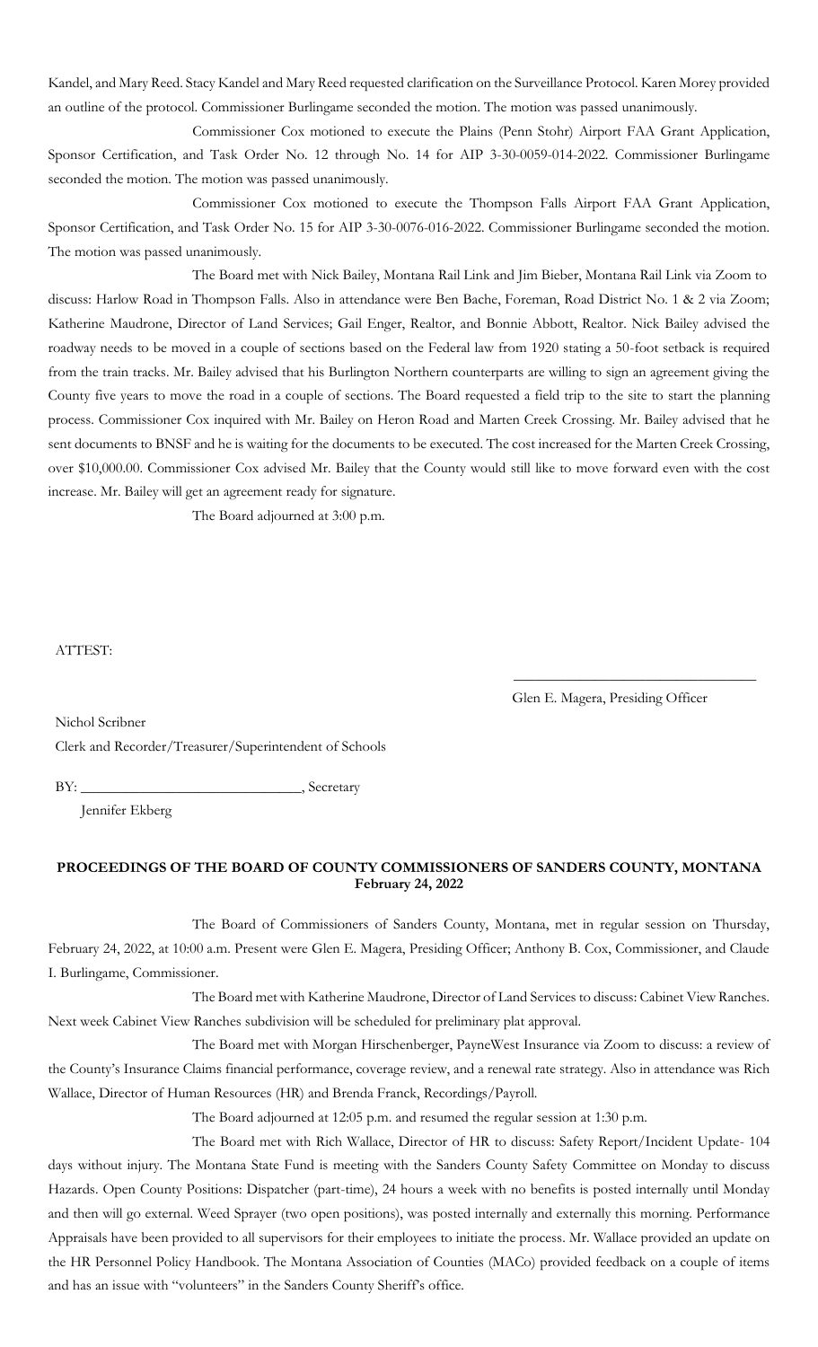Kandel, and Mary Reed. Stacy Kandel and Mary Reed requested clarification on the Surveillance Protocol. Karen Morey provided an outline of the protocol. Commissioner Burlingame seconded the motion. The motion was passed unanimously.

Commissioner Cox motioned to execute the Plains (Penn Stohr) Airport FAA Grant Application, Sponsor Certification, and Task Order No. 12 through No. 14 for AIP 3-30-0059-014-2022. Commissioner Burlingame seconded the motion. The motion was passed unanimously.

Commissioner Cox motioned to execute the Thompson Falls Airport FAA Grant Application, Sponsor Certification, and Task Order No. 15 for AIP 3-30-0076-016-2022. Commissioner Burlingame seconded the motion. The motion was passed unanimously.

The Board met with Nick Bailey, Montana Rail Link and Jim Bieber, Montana Rail Link via Zoom to discuss: Harlow Road in Thompson Falls. Also in attendance were Ben Bache, Foreman, Road District No. 1 & 2 via Zoom; Katherine Maudrone, Director of Land Services; Gail Enger, Realtor, and Bonnie Abbott, Realtor. Nick Bailey advised the roadway needs to be moved in a couple of sections based on the Federal law from 1920 stating a 50-foot setback is required from the train tracks. Mr. Bailey advised that his Burlington Northern counterparts are willing to sign an agreement giving the County five years to move the road in a couple of sections. The Board requested a field trip to the site to start the planning process. Commissioner Cox inquired with Mr. Bailey on Heron Road and Marten Creek Crossing. Mr. Bailey advised that he sent documents to BNSF and he is waiting for the documents to be executed. The cost increased for the Marten Creek Crossing, over $10,000.00. Commissioner Cox advised Mr. Bailey that the County would still like to move forward even with the cost increase. Mr. Bailey will get an agreement ready for signature.

The Board adjourned at 3:00 p.m.

ATTEST:

\_\_\_\_\_\_\_\_\_\_\_\_\_\_\_\_\_\_\_\_\_\_\_\_\_\_\_\_\_\_\_\_\_\_

Glen E. Magera, Presiding Officer

Nichol Scribner
Clerk and Recorder/Treasurer/Superintendent of Schools

BY: \_\_\_\_\_\_\_\_\_\_\_\_\_\_\_\_\_\_\_\_\_\_\_\_\_\_\_\_\_\_, Secretary
Jennifer Ekberg

**PROCEEDINGS OF THE BOARD OF COUNTY COMMISSIONERS OF SANDERS COUNTY, MONTANA**
**February 24, 2022**

The Board of Commissioners of Sanders County, Montana, met in regular session on Thursday, February 24, 2022, at 10:00 a.m. Present were Glen E. Magera, Presiding Officer; Anthony B. Cox, Commissioner, and Claude I. Burlingame, Commissioner.

The Board met with Katherine Maudrone, Director of Land Services to discuss: Cabinet View Ranches. Next week Cabinet View Ranches subdivision will be scheduled for preliminary plat approval.

The Board met with Morgan Hirschenberger, PayneWest Insurance via Zoom to discuss: a review of the County's Insurance Claims financial performance, coverage review, and a renewal rate strategy. Also in attendance was Rich Wallace, Director of Human Resources (HR) and Brenda Franck, Recordings/Payroll.

The Board adjourned at 12:05 p.m. and resumed the regular session at 1:30 p.m.

The Board met with Rich Wallace, Director of HR to discuss: Safety Report/Incident Update- 104 days without injury. The Montana State Fund is meeting with the Sanders County Safety Committee on Monday to discuss Hazards. Open County Positions: Dispatcher (part-time), 24 hours a week with no benefits is posted internally until Monday and then will go external. Weed Sprayer (two open positions), was posted internally and externally this morning. Performance Appraisals have been provided to all supervisors for their employees to initiate the process. Mr. Wallace provided an update on the HR Personnel Policy Handbook. The Montana Association of Counties (MACo) provided feedback on a couple of items and has an issue with "volunteers" in the Sanders County Sheriff's office.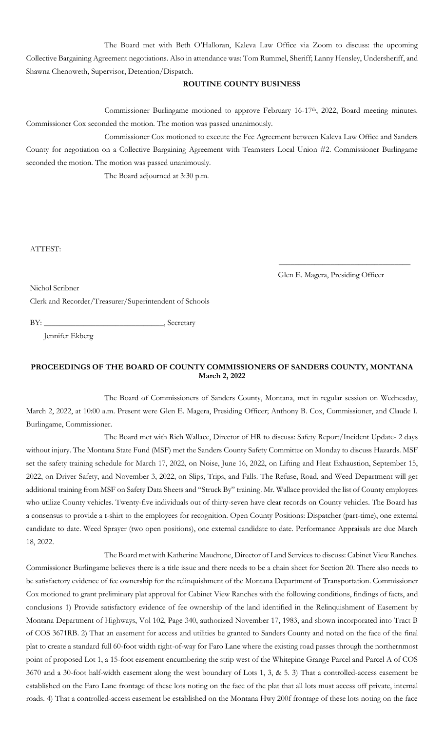The Board met with Beth O'Halloran, Kaleva Law Office via Zoom to discuss: the upcoming Collective Bargaining Agreement negotiations. Also in attendance was: Tom Rummel, Sheriff; Lanny Hensley, Undersheriff, and Shawna Chenoweth, Supervisor, Detention/Dispatch.

**ROUTINE COUNTY BUSINESS**

Commissioner Burlingame motioned to approve February 16-17th, 2022, Board meeting minutes. Commissioner Cox seconded the motion. The motion was passed unanimously.

Commissioner Cox motioned to execute the Fee Agreement between Kaleva Law Office and Sanders County for negotiation on a Collective Bargaining Agreement with Teamsters Local Union #2. Commissioner Burlingame seconded the motion. The motion was passed unanimously.

The Board adjourned at 3:30 p.m.

ATTEST:

\_\_\_\_\_\_\_\_\_\_\_\_\_\_\_\_\_\_\_\_\_\_\_\_\_\_\_\_\_\_\_\_

Glen E. Magera, Presiding Officer

Nichol Scribner
Clerk and Recorder/Treasurer/Superintendent of Schools

BY: \_\_\_\_\_\_\_\_\_\_\_\_\_\_\_\_\_\_\_\_\_\_\_\_\_\_\_\_\_\_, Secretary
Jennifer Ekberg

## PROCEEDINGS OF THE BOARD OF COUNTY COMMISSIONERS OF SANDERS COUNTY, MONTANA
**March 2, 2022**

The Board of Commissioners of Sanders County, Montana, met in regular session on Wednesday, March 2, 2022, at 10:00 a.m. Present were Glen E. Magera, Presiding Officer; Anthony B. Cox, Commissioner, and Claude I. Burlingame, Commissioner.

The Board met with Rich Wallace, Director of HR to discuss: Safety Report/Incident Update- 2 days without injury. The Montana State Fund (MSF) met the Sanders County Safety Committee on Monday to discuss Hazards. MSF set the safety training schedule for March 17, 2022, on Noise, June 16, 2022, on Lifting and Heat Exhaustion, September 15, 2022, on Driver Safety, and November 3, 2022, on Slips, Trips, and Falls. The Refuse, Road, and Weed Department will get additional training from MSF on Safety Data Sheets and "Struck By" training. Mr. Wallace provided the list of County employees who utilize County vehicles. Twenty-five individuals out of thirty-seven have clear records on County vehicles. The Board has a consensus to provide a t-shirt to the employees for recognition. Open County Positions: Dispatcher (part-time), one external candidate to date. Weed Sprayer (two open positions), one external candidate to date. Performance Appraisals are due March 18, 2022.

The Board met with Katherine Maudrone, Director of Land Services to discuss: Cabinet View Ranches. Commissioner Burlingame believes there is a title issue and there needs to be a chain sheet for Section 20. There also needs to be satisfactory evidence of fee ownership for the relinquishment of the Montana Department of Transportation. Commissioner Cox motioned to grant preliminary plat approval for Cabinet View Ranches with the following conditions, findings of facts, and conclusions 1) Provide satisfactory evidence of fee ownership of the land identified in the Relinquishment of Easement by Montana Department of Highways, Vol 102, Page 340, authorized November 17, 1983, and shown incorporated into Tract B of COS 3671RB. 2) That an easement for access and utilities be granted to Sanders County and noted on the face of the final plat to create a standard full 60-foot width right-of-way for Faro Lane where the existing road passes through the northernmost point of proposed Lot 1, a 15-foot easement encumbering the strip west of the Whitepine Grange Parcel and Parcel A of COS 3670 and a 30-foot half-width easement along the west boundary of Lots 1, 3, & 5. 3) That a controlled-access easement be established on the Faro Lane frontage of these lots noting on the face of the plat that all lots must access off private, internal roads. 4) That a controlled-access easement be established on the Montana Hwy 200f frontage of these lots noting on the face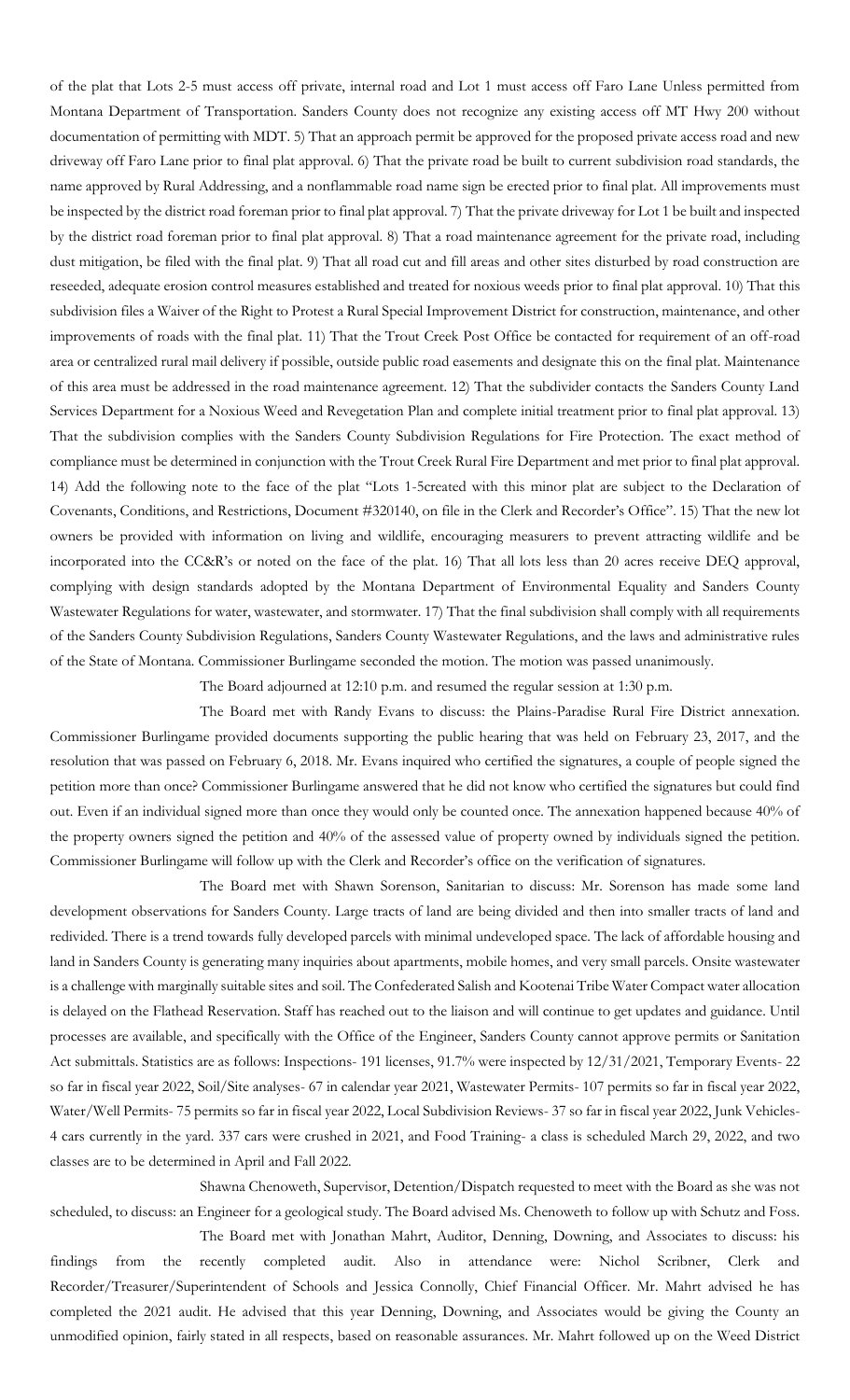of the plat that Lots 2-5 must access off private, internal road and Lot 1 must access off Faro Lane Unless permitted from Montana Department of Transportation. Sanders County does not recognize any existing access off MT Hwy 200 without documentation of permitting with MDT. 5) That an approach permit be approved for the proposed private access road and new driveway off Faro Lane prior to final plat approval. 6) That the private road be built to current subdivision road standards, the name approved by Rural Addressing, and a nonflammable road name sign be erected prior to final plat. All improvements must be inspected by the district road foreman prior to final plat approval. 7) That the private driveway for Lot 1 be built and inspected by the district road foreman prior to final plat approval. 8) That a road maintenance agreement for the private road, including dust mitigation, be filed with the final plat. 9) That all road cut and fill areas and other sites disturbed by road construction are reseeded, adequate erosion control measures established and treated for noxious weeds prior to final plat approval. 10) That this subdivision files a Waiver of the Right to Protest a Rural Special Improvement District for construction, maintenance, and other improvements of roads with the final plat. 11) That the Trout Creek Post Office be contacted for requirement of an off-road area or centralized rural mail delivery if possible, outside public road easements and designate this on the final plat. Maintenance of this area must be addressed in the road maintenance agreement. 12) That the subdivider contacts the Sanders County Land Services Department for a Noxious Weed and Revegetation Plan and complete initial treatment prior to final plat approval. 13) That the subdivision complies with the Sanders County Subdivision Regulations for Fire Protection. The exact method of compliance must be determined in conjunction with the Trout Creek Rural Fire Department and met prior to final plat approval. 14) Add the following note to the face of the plat "Lots 1-5created with this minor plat are subject to the Declaration of Covenants, Conditions, and Restrictions, Document #320140, on file in the Clerk and Recorder's Office". 15) That the new lot owners be provided with information on living and wildlife, encouraging measurers to prevent attracting wildlife and be incorporated into the CC&R's or noted on the face of the plat. 16) That all lots less than 20 acres receive DEQ approval, complying with design standards adopted by the Montana Department of Environmental Equality and Sanders County Wastewater Regulations for water, wastewater, and stormwater. 17) That the final subdivision shall comply with all requirements of the Sanders County Subdivision Regulations, Sanders County Wastewater Regulations, and the laws and administrative rules of the State of Montana. Commissioner Burlingame seconded the motion. The motion was passed unanimously.

The Board adjourned at 12:10 p.m. and resumed the regular session at 1:30 p.m.

The Board met with Randy Evans to discuss: the Plains-Paradise Rural Fire District annexation. Commissioner Burlingame provided documents supporting the public hearing that was held on February 23, 2017, and the resolution that was passed on February 6, 2018. Mr. Evans inquired who certified the signatures, a couple of people signed the petition more than once? Commissioner Burlingame answered that he did not know who certified the signatures but could find out. Even if an individual signed more than once they would only be counted once. The annexation happened because 40% of the property owners signed the petition and 40% of the assessed value of property owned by individuals signed the petition. Commissioner Burlingame will follow up with the Clerk and Recorder's office on the verification of signatures.

The Board met with Shawn Sorenson, Sanitarian to discuss: Mr. Sorenson has made some land development observations for Sanders County. Large tracts of land are being divided and then into smaller tracts of land and redivided. There is a trend towards fully developed parcels with minimal undeveloped space. The lack of affordable housing and land in Sanders County is generating many inquiries about apartments, mobile homes, and very small parcels. Onsite wastewater is a challenge with marginally suitable sites and soil. The Confederated Salish and Kootenai Tribe Water Compact water allocation is delayed on the Flathead Reservation. Staff has reached out to the liaison and will continue to get updates and guidance. Until processes are available, and specifically with the Office of the Engineer, Sanders County cannot approve permits or Sanitation Act submittals. Statistics are as follows: Inspections- 191 licenses, 91.7% were inspected by 12/31/2021, Temporary Events- 22 so far in fiscal year 2022, Soil/Site analyses- 67 in calendar year 2021, Wastewater Permits- 107 permits so far in fiscal year 2022, Water/Well Permits- 75 permits so far in fiscal year 2022, Local Subdivision Reviews- 37 so far in fiscal year 2022, Junk Vehicles- 4 cars currently in the yard. 337 cars were crushed in 2021, and Food Training- a class is scheduled March 29, 2022, and two classes are to be determined in April and Fall 2022.

Shawna Chenoweth, Supervisor, Detention/Dispatch requested to meet with the Board as she was not scheduled, to discuss: an Engineer for a geological study. The Board advised Ms. Chenoweth to follow up with Schutz and Foss.

The Board met with Jonathan Mahrt, Auditor, Denning, Downing, and Associates to discuss: his findings from the recently completed audit. Also in attendance were: Nichol Scribner, Clerk and Recorder/Treasurer/Superintendent of Schools and Jessica Connolly, Chief Financial Officer. Mr. Mahrt advised he has completed the 2021 audit. He advised that this year Denning, Downing, and Associates would be giving the County an unmodified opinion, fairly stated in all respects, based on reasonable assurances. Mr. Mahrt followed up on the Weed District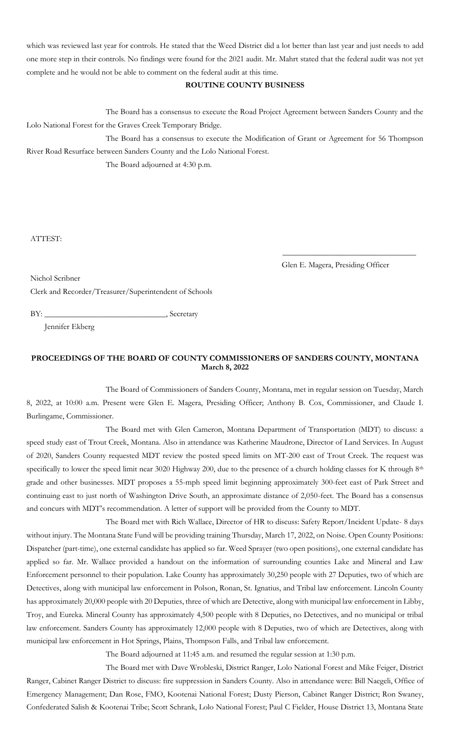which was reviewed last year for controls. He stated that the Weed District did a lot better than last year and just needs to add one more step in their controls. No findings were found for the 2021 audit. Mr. Mahrt stated that the federal audit was not yet complete and he would not be able to comment on the federal audit at this time.

**ROUTINE COUNTY BUSINESS**

The Board has a consensus to execute the Road Project Agreement between Sanders County and the Lolo National Forest for the Graves Creek Temporary Bridge.

The Board has a consensus to execute the Modification of Grant or Agreement for 56 Thompson River Road Resurface between Sanders County and the Lolo National Forest.

The Board adjourned at 4:30 p.m.

ATTEST:

\_\_\_\_\_\_\_\_\_\_\_\_\_\_\_\_\_\_\_\_\_\_\_\_\_\_\_\_\_\_\_\_

Glen E. Magera, Presiding Officer

Nichol Scribner
Clerk and Recorder/Treasurer/Superintendent of Schools

BY: \_\_\_\_\_\_\_\_\_\_\_\_\_\_\_\_\_\_\_\_\_\_\_\_\_\_\_\_\_\_, Secretary
Jennifer Ekberg

**PROCEEDINGS OF THE BOARD OF COUNTY COMMISSIONERS OF SANDERS COUNTY, MONTANA**
**March 8, 2022**

The Board of Commissioners of Sanders County, Montana, met in regular session on Tuesday, March 8, 2022, at 10:00 a.m. Present were Glen E. Magera, Presiding Officer; Anthony B. Cox, Commissioner, and Claude I. Burlingame, Commissioner.

The Board met with Glen Cameron, Montana Department of Transportation (MDT) to discuss: a speed study east of Trout Creek, Montana. Also in attendance was Katherine Maudrone, Director of Land Services. In August of 2020, Sanders County requested MDT review the posted speed limits on MT-200 east of Trout Creek. The request was specifically to lower the speed limit near 3020 Highway 200, due to the presence of a church holding classes for K through 8th grade and other businesses. MDT proposes a 55-mph speed limit beginning approximately 300-feet east of Park Street and continuing east to just north of Washington Drive South, an approximate distance of 2,050-feet. The Board has a consensus and concurs with MDT's recommendation. A letter of support will be provided from the County to MDT.

The Board met with Rich Wallace, Director of HR to discuss: Safety Report/Incident Update- 8 days without injury. The Montana State Fund will be providing training Thursday, March 17, 2022, on Noise. Open County Positions: Dispatcher (part-time), one external candidate has applied so far. Weed Sprayer (two open positions), one external candidate has applied so far. Mr. Wallace provided a handout on the information of surrounding counties Lake and Mineral and Law Enforcement personnel to their population. Lake County has approximately 30,250 people with 27 Deputies, two of which are Detectives, along with municipal law enforcement in Polson, Ronan, St. Ignatius, and Tribal law enforcement. Lincoln County has approximately 20,000 people with 20 Deputies, three of which are Detective, along with municipal law enforcement in Libby, Troy, and Eureka. Mineral County has approximately 4,500 people with 8 Deputies, no Detectives, and no municipal or tribal law enforcement. Sanders County has approximately 12,000 people with 8 Deputies, two of which are Detectives, along with municipal law enforcement in Hot Springs, Plains, Thompson Falls, and Tribal law enforcement.

The Board adjourned at 11:45 a.m. and resumed the regular session at 1:30 p.m.

The Board met with Dave Wrobleski, District Ranger, Lolo National Forest and Mike Feiger, District Ranger, Cabinet Ranger District to discuss: fire suppression in Sanders County. Also in attendance were: Bill Naegeli, Office of Emergency Management; Dan Rose, FMO, Kootenai National Forest; Dusty Pierson, Cabinet Ranger District; Ron Swaney, Confederated Salish & Kootenai Tribe; Scott Schrank, Lolo National Forest; Paul C Fielder, House District 13, Montana State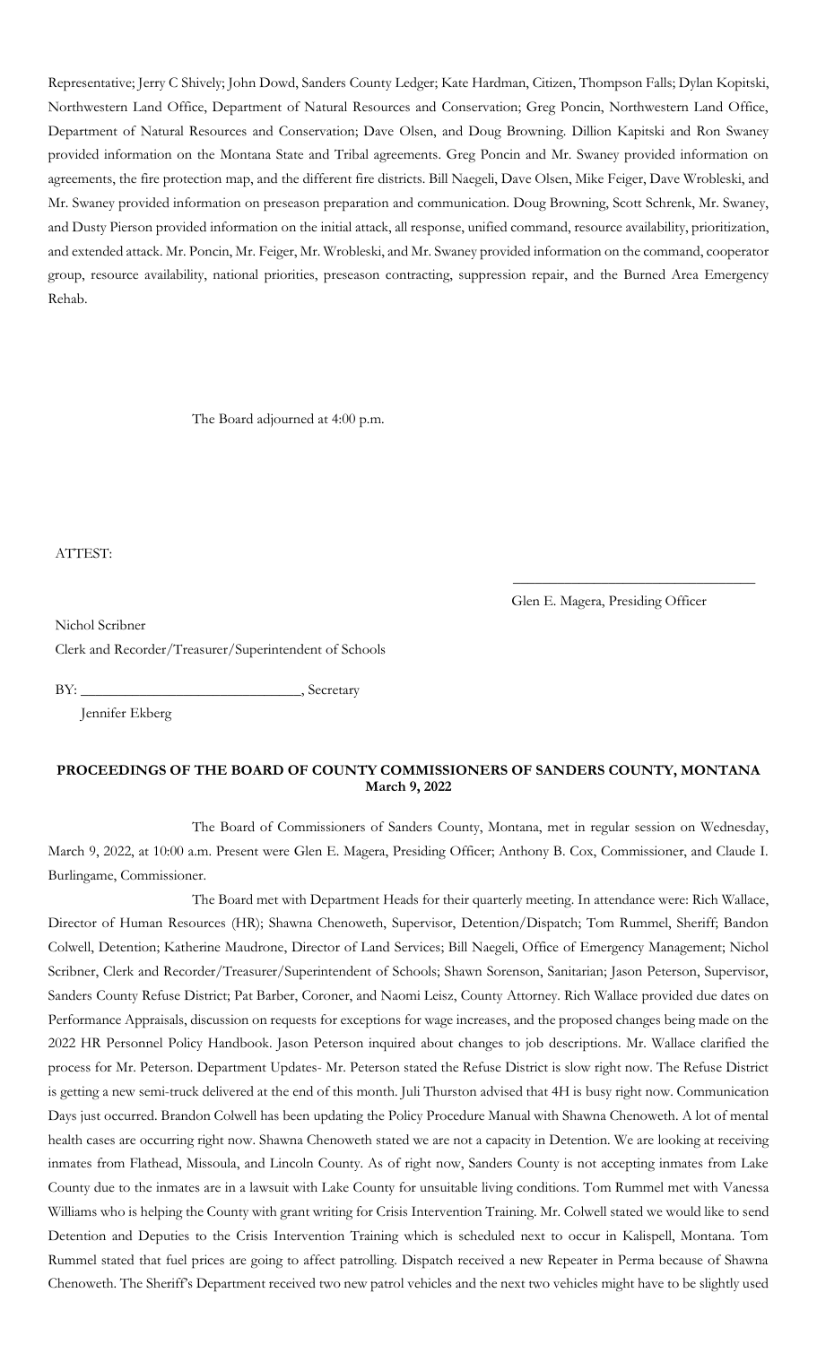Representative; Jerry C Shively; John Dowd, Sanders County Ledger; Kate Hardman, Citizen, Thompson Falls; Dylan Kopitski, Northwestern Land Office, Department of Natural Resources and Conservation; Greg Poncin, Northwestern Land Office, Department of Natural Resources and Conservation; Dave Olsen, and Doug Browning. Dillion Kapitski and Ron Swaney provided information on the Montana State and Tribal agreements. Greg Poncin and Mr. Swaney provided information on agreements, the fire protection map, and the different fire districts. Bill Naegeli, Dave Olsen, Mike Feiger, Dave Wrobleski, and Mr. Swaney provided information on preseason preparation and communication. Doug Browning, Scott Schrenk, Mr. Swaney, and Dusty Pierson provided information on the initial attack, all response, unified command, resource availability, prioritization, and extended attack. Mr. Poncin, Mr. Feiger, Mr. Wrobleski, and Mr. Swaney provided information on the command, cooperator group, resource availability, national priorities, preseason contracting, suppression repair, and the Burned Area Emergency Rehab.

The Board adjourned at 4:00 p.m.

ATTEST:

_________________________________
Glen E. Magera, Presiding Officer

Nichol Scribner
Clerk and Recorder/Treasurer/Superintendent of Schools

BY: ______________________________, Secretary
Jennifer Ekberg

**PROCEEDINGS OF THE BOARD OF COUNTY COMMISSIONERS OF SANDERS COUNTY, MONTANA**
**March 9, 2022**

The Board of Commissioners of Sanders County, Montana, met in regular session on Wednesday, March 9, 2022, at 10:00 a.m. Present were Glen E. Magera, Presiding Officer; Anthony B. Cox, Commissioner, and Claude I. Burlingame, Commissioner.

The Board met with Department Heads for their quarterly meeting. In attendance were: Rich Wallace, Director of Human Resources (HR); Shawna Chenoweth, Supervisor, Detention/Dispatch; Tom Rummel, Sheriff; Bandon Colwell, Detention; Katherine Maudrone, Director of Land Services; Bill Naegeli, Office of Emergency Management; Nichol Scribner, Clerk and Recorder/Treasurer/Superintendent of Schools; Shawn Sorenson, Sanitarian; Jason Peterson, Supervisor, Sanders County Refuse District; Pat Barber, Coroner, and Naomi Leisz, County Attorney. Rich Wallace provided due dates on Performance Appraisals, discussion on requests for exceptions for wage increases, and the proposed changes being made on the 2022 HR Personnel Policy Handbook. Jason Peterson inquired about changes to job descriptions. Mr. Wallace clarified the process for Mr. Peterson. Department Updates- Mr. Peterson stated the Refuse District is slow right now. The Refuse District is getting a new semi-truck delivered at the end of this month. Juli Thurston advised that 4H is busy right now. Communication Days just occurred. Brandon Colwell has been updating the Policy Procedure Manual with Shawna Chenoweth. A lot of mental health cases are occurring right now. Shawna Chenoweth stated we are not a capacity in Detention. We are looking at receiving inmates from Flathead, Missoula, and Lincoln County. As of right now, Sanders County is not accepting inmates from Lake County due to the inmates are in a lawsuit with Lake County for unsuitable living conditions. Tom Rummel met with Vanessa Williams who is helping the County with grant writing for Crisis Intervention Training. Mr. Colwell stated we would like to send Detention and Deputies to the Crisis Intervention Training which is scheduled next to occur in Kalispell, Montana. Tom Rummel stated that fuel prices are going to affect patrolling. Dispatch received a new Repeater in Perma because of Shawna Chenoweth. The Sheriff's Department received two new patrol vehicles and the next two vehicles might have to be slightly used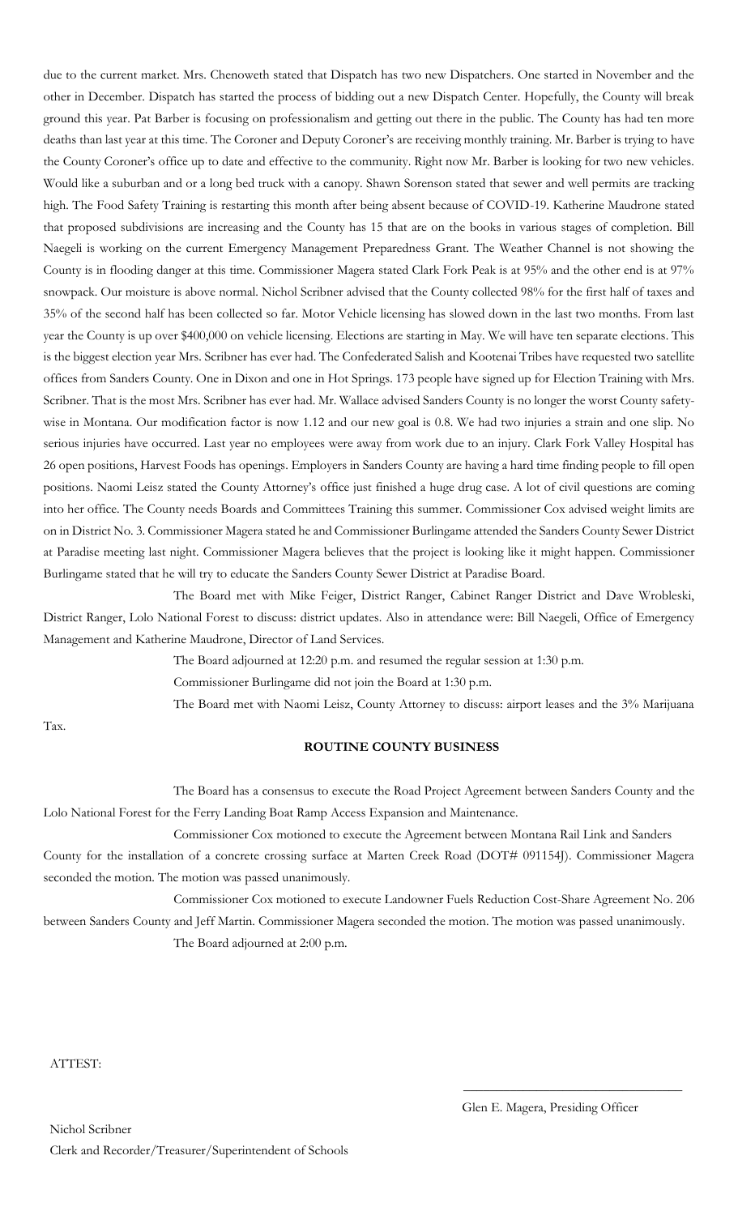due to the current market. Mrs. Chenoweth stated that Dispatch has two new Dispatchers. One started in November and the other in December. Dispatch has started the process of bidding out a new Dispatch Center. Hopefully, the County will break ground this year. Pat Barber is focusing on professionalism and getting out there in the public. The County has had ten more deaths than last year at this time. The Coroner and Deputy Coroner's are receiving monthly training. Mr. Barber is trying to have the County Coroner's office up to date and effective to the community. Right now Mr. Barber is looking for two new vehicles. Would like a suburban and or a long bed truck with a canopy. Shawn Sorenson stated that sewer and well permits are tracking high. The Food Safety Training is restarting this month after being absent because of COVID-19. Katherine Maudrone stated that proposed subdivisions are increasing and the County has 15 that are on the books in various stages of completion. Bill Naegeli is working on the current Emergency Management Preparedness Grant. The Weather Channel is not showing the County is in flooding danger at this time. Commissioner Magera stated Clark Fork Peak is at 95% and the other end is at 97% snowpack. Our moisture is above normal. Nichol Scribner advised that the County collected 98% for the first half of taxes and 35% of the second half has been collected so far. Motor Vehicle licensing has slowed down in the last two months. From last year the County is up over $400,000 on vehicle licensing. Elections are starting in May. We will have ten separate elections. This is the biggest election year Mrs. Scribner has ever had. The Confederated Salish and Kootenai Tribes have requested two satellite offices from Sanders County. One in Dixon and one in Hot Springs. 173 people have signed up for Election Training with Mrs. Scribner. That is the most Mrs. Scribner has ever had. Mr. Wallace advised Sanders County is no longer the worst County safety-wise in Montana. Our modification factor is now 1.12 and our new goal is 0.8. We had two injuries a strain and one slip. No serious injuries have occurred. Last year no employees were away from work due to an injury. Clark Fork Valley Hospital has 26 open positions, Harvest Foods has openings. Employers in Sanders County are having a hard time finding people to fill open positions. Naomi Leisz stated the County Attorney's office just finished a huge drug case. A lot of civil questions are coming into her office. The County needs Boards and Committees Training this summer. Commissioner Cox advised weight limits are on in District No. 3. Commissioner Magera stated he and Commissioner Burlingame attended the Sanders County Sewer District at Paradise meeting last night. Commissioner Magera believes that the project is looking like it might happen. Commissioner Burlingame stated that he will try to educate the Sanders County Sewer District at Paradise Board.

The Board met with Mike Feiger, District Ranger, Cabinet Ranger District and Dave Wrobleski, District Ranger, Lolo National Forest to discuss: district updates. Also in attendance were: Bill Naegeli, Office of Emergency Management and Katherine Maudrone, Director of Land Services.

The Board adjourned at 12:20 p.m. and resumed the regular session at 1:30 p.m.

Commissioner Burlingame did not join the Board at 1:30 p.m.

The Board met with Naomi Leisz, County Attorney to discuss: airport leases and the 3% Marijuana Tax.

**ROUTINE COUNTY BUSINESS**

The Board has a consensus to execute the Road Project Agreement between Sanders County and the Lolo National Forest for the Ferry Landing Boat Ramp Access Expansion and Maintenance.

Commissioner Cox motioned to execute the Agreement between Montana Rail Link and Sanders County for the installation of a concrete crossing surface at Marten Creek Road (DOT# 091154J). Commissioner Magera seconded the motion. The motion was passed unanimously.

Commissioner Cox motioned to execute Landowner Fuels Reduction Cost-Share Agreement No. 206 between Sanders County and Jeff Martin. Commissioner Magera seconded the motion. The motion was passed unanimously.

The Board adjourned at 2:00 p.m.

ATTEST:

Glen E. Magera, Presiding Officer

Nichol Scribner
Clerk and Recorder/Treasurer/Superintendent of Schools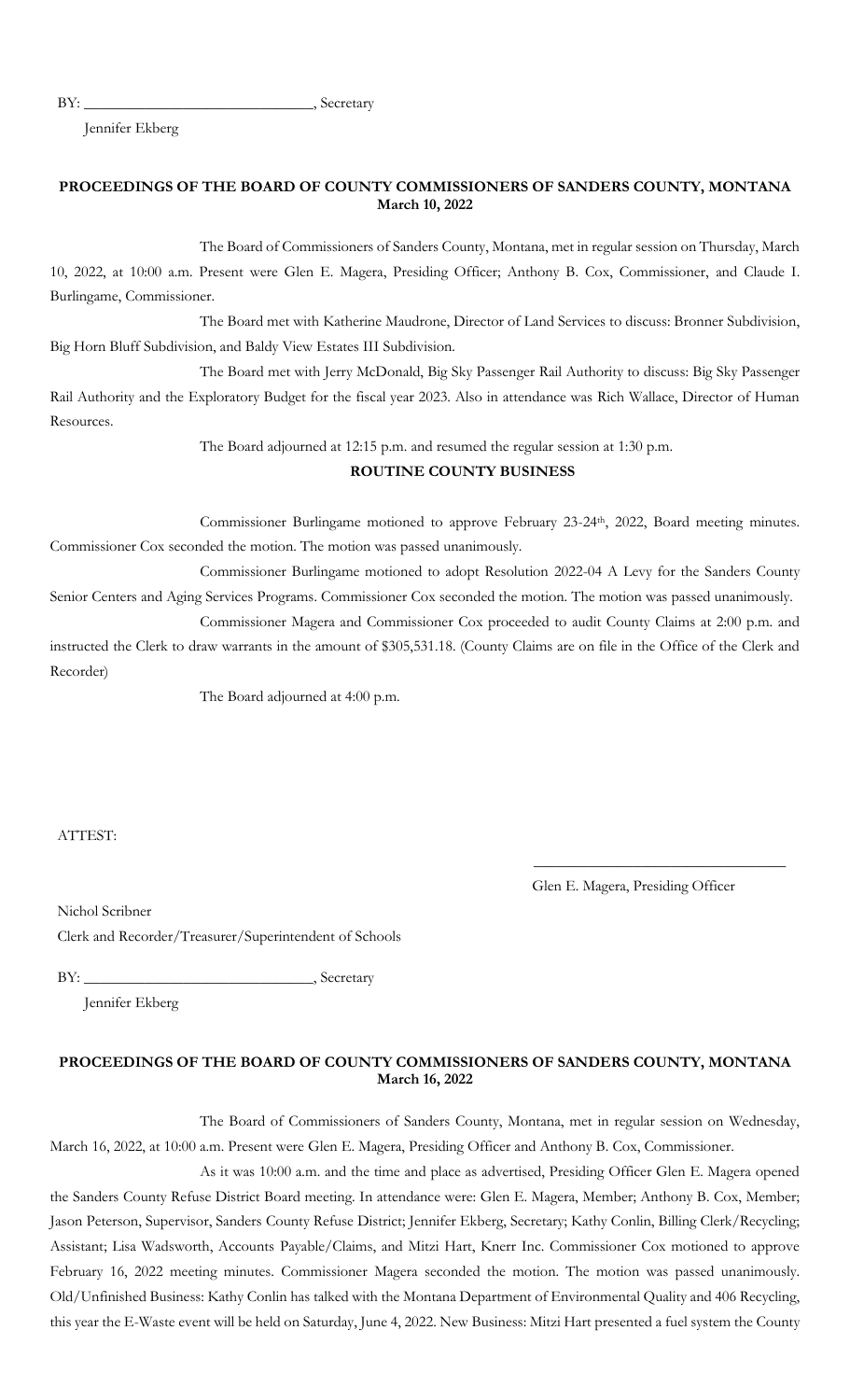BY: ______________________________, Secretary

Jennifer Ekberg

**PROCEEDINGS OF THE BOARD OF COUNTY COMMISSIONERS OF SANDERS COUNTY, MONTANA**
**March 10, 2022**

The Board of Commissioners of Sanders County, Montana, met in regular session on Thursday, March 10, 2022, at 10:00 a.m. Present were Glen E. Magera, Presiding Officer; Anthony B. Cox, Commissioner, and Claude I. Burlingame, Commissioner.

The Board met with Katherine Maudrone, Director of Land Services to discuss: Bronner Subdivision, Big Horn Bluff Subdivision, and Baldy View Estates III Subdivision.

The Board met with Jerry McDonald, Big Sky Passenger Rail Authority to discuss: Big Sky Passenger Rail Authority and the Exploratory Budget for the fiscal year 2023. Also in attendance was Rich Wallace, Director of Human Resources.

The Board adjourned at 12:15 p.m. and resumed the regular session at 1:30 p.m.

**ROUTINE COUNTY BUSINESS**

Commissioner Burlingame motioned to approve February 23-24th, 2022, Board meeting minutes. Commissioner Cox seconded the motion. The motion was passed unanimously.

Commissioner Burlingame motioned to adopt Resolution 2022-04 A Levy for the Sanders County Senior Centers and Aging Services Programs. Commissioner Cox seconded the motion. The motion was passed unanimously.

Commissioner Magera and Commissioner Cox proceeded to audit County Claims at 2:00 p.m. and instructed the Clerk to draw warrants in the amount of $305,531.18. (County Claims are on file in the Office of the Clerk and Recorder)

The Board adjourned at 4:00 p.m.

ATTEST:

______________________________
Glen E. Magera, Presiding Officer

Nichol Scribner
Clerk and Recorder/Treasurer/Superintendent of Schools

BY: ______________________________, Secretary

Jennifer Ekberg

**PROCEEDINGS OF THE BOARD OF COUNTY COMMISSIONERS OF SANDERS COUNTY, MONTANA**
**March 16, 2022**

The Board of Commissioners of Sanders County, Montana, met in regular session on Wednesday, March 16, 2022, at 10:00 a.m. Present were Glen E. Magera, Presiding Officer and Anthony B. Cox, Commissioner.

As it was 10:00 a.m. and the time and place as advertised, Presiding Officer Glen E. Magera opened the Sanders County Refuse District Board meeting. In attendance were: Glen E. Magera, Member; Anthony B. Cox, Member; Jason Peterson, Supervisor, Sanders County Refuse District; Jennifer Ekberg, Secretary; Kathy Conlin, Billing Clerk/Recycling; Assistant; Lisa Wadsworth, Accounts Payable/Claims, and Mitzi Hart, Knerr Inc. Commissioner Cox motioned to approve February 16, 2022 meeting minutes. Commissioner Magera seconded the motion. The motion was passed unanimously. Old/Unfinished Business: Kathy Conlin has talked with the Montana Department of Environmental Quality and 406 Recycling, this year the E-Waste event will be held on Saturday, June 4, 2022. New Business: Mitzi Hart presented a fuel system the County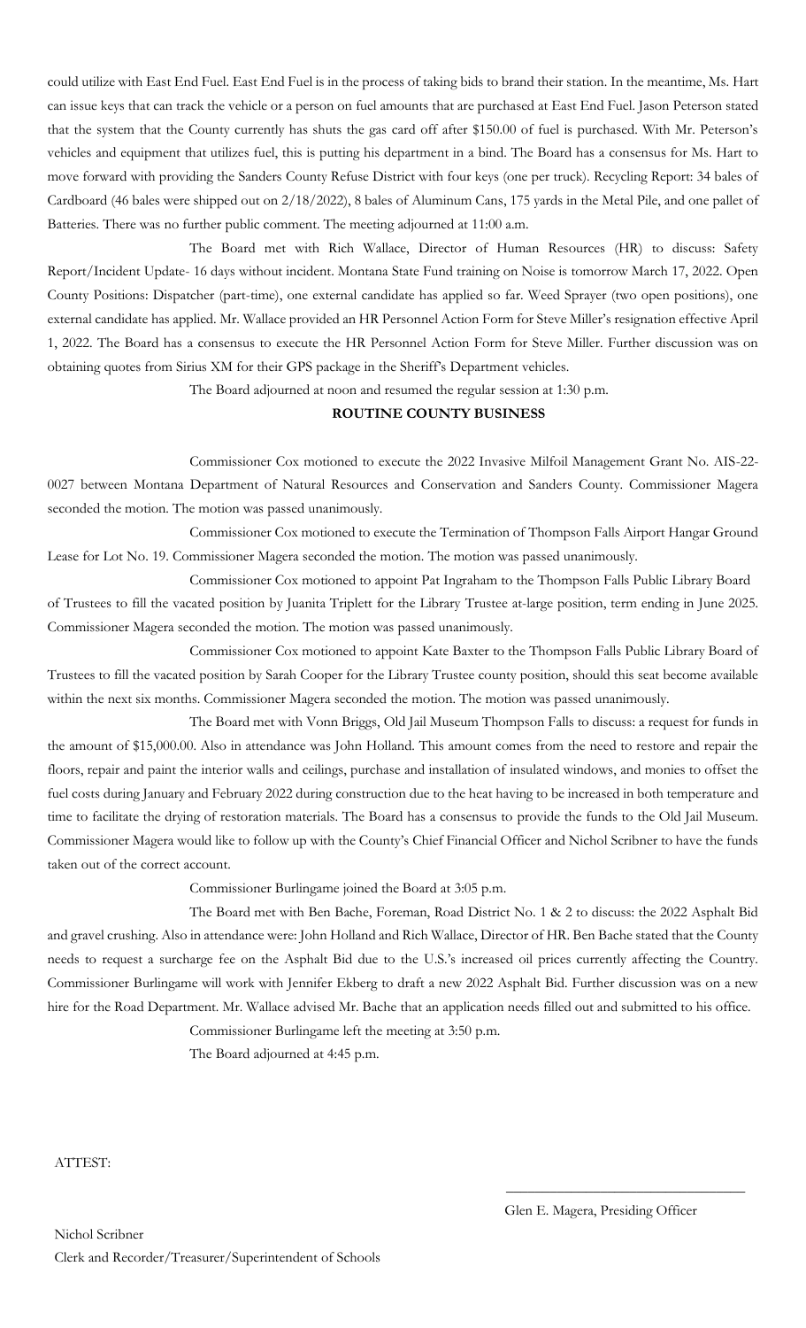could utilize with East End Fuel. East End Fuel is in the process of taking bids to brand their station. In the meantime, Ms. Hart can issue keys that can track the vehicle or a person on fuel amounts that are purchased at East End Fuel. Jason Peterson stated that the system that the County currently has shuts the gas card off after $150.00 of fuel is purchased. With Mr. Peterson's vehicles and equipment that utilizes fuel, this is putting his department in a bind. The Board has a consensus for Ms. Hart to move forward with providing the Sanders County Refuse District with four keys (one per truck). Recycling Report: 34 bales of Cardboard (46 bales were shipped out on 2/18/2022), 8 bales of Aluminum Cans, 175 yards in the Metal Pile, and one pallet of Batteries. There was no further public comment. The meeting adjourned at 11:00 a.m.

The Board met with Rich Wallace, Director of Human Resources (HR) to discuss: Safety Report/Incident Update- 16 days without incident. Montana State Fund training on Noise is tomorrow March 17, 2022. Open County Positions: Dispatcher (part-time), one external candidate has applied so far. Weed Sprayer (two open positions), one external candidate has applied. Mr. Wallace provided an HR Personnel Action Form for Steve Miller's resignation effective April 1, 2022. The Board has a consensus to execute the HR Personnel Action Form for Steve Miller. Further discussion was on obtaining quotes from Sirius XM for their GPS package in the Sheriff's Department vehicles.

The Board adjourned at noon and resumed the regular session at 1:30 p.m.

**ROUTINE COUNTY BUSINESS**

Commissioner Cox motioned to execute the 2022 Invasive Milfoil Management Grant No. AIS-22-0027 between Montana Department of Natural Resources and Conservation and Sanders County. Commissioner Magera seconded the motion. The motion was passed unanimously.

Commissioner Cox motioned to execute the Termination of Thompson Falls Airport Hangar Ground Lease for Lot No. 19. Commissioner Magera seconded the motion. The motion was passed unanimously.

Commissioner Cox motioned to appoint Pat Ingraham to the Thompson Falls Public Library Board of Trustees to fill the vacated position by Juanita Triplett for the Library Trustee at-large position, term ending in June 2025. Commissioner Magera seconded the motion. The motion was passed unanimously.

Commissioner Cox motioned to appoint Kate Baxter to the Thompson Falls Public Library Board of Trustees to fill the vacated position by Sarah Cooper for the Library Trustee county position, should this seat become available within the next six months. Commissioner Magera seconded the motion. The motion was passed unanimously.

The Board met with Vonn Briggs, Old Jail Museum Thompson Falls to discuss: a request for funds in the amount of $15,000.00. Also in attendance was John Holland. This amount comes from the need to restore and repair the floors, repair and paint the interior walls and ceilings, purchase and installation of insulated windows, and monies to offset the fuel costs during January and February 2022 during construction due to the heat having to be increased in both temperature and time to facilitate the drying of restoration materials. The Board has a consensus to provide the funds to the Old Jail Museum. Commissioner Magera would like to follow up with the County's Chief Financial Officer and Nichol Scribner to have the funds taken out of the correct account.

Commissioner Burlingame joined the Board at 3:05 p.m.

The Board met with Ben Bache, Foreman, Road District No. 1 & 2 to discuss: the 2022 Asphalt Bid and gravel crushing. Also in attendance were: John Holland and Rich Wallace, Director of HR. Ben Bache stated that the County needs to request a surcharge fee on the Asphalt Bid due to the U.S.'s increased oil prices currently affecting the Country. Commissioner Burlingame will work with Jennifer Ekberg to draft a new 2022 Asphalt Bid. Further discussion was on a new hire for the Road Department. Mr. Wallace advised Mr. Bache that an application needs filled out and submitted to his office.

Commissioner Burlingame left the meeting at 3:50 p.m.

The Board adjourned at 4:45 p.m.

ATTEST:

Glen E. Magera, Presiding Officer

Nichol Scribner
Clerk and Recorder/Treasurer/Superintendent of Schools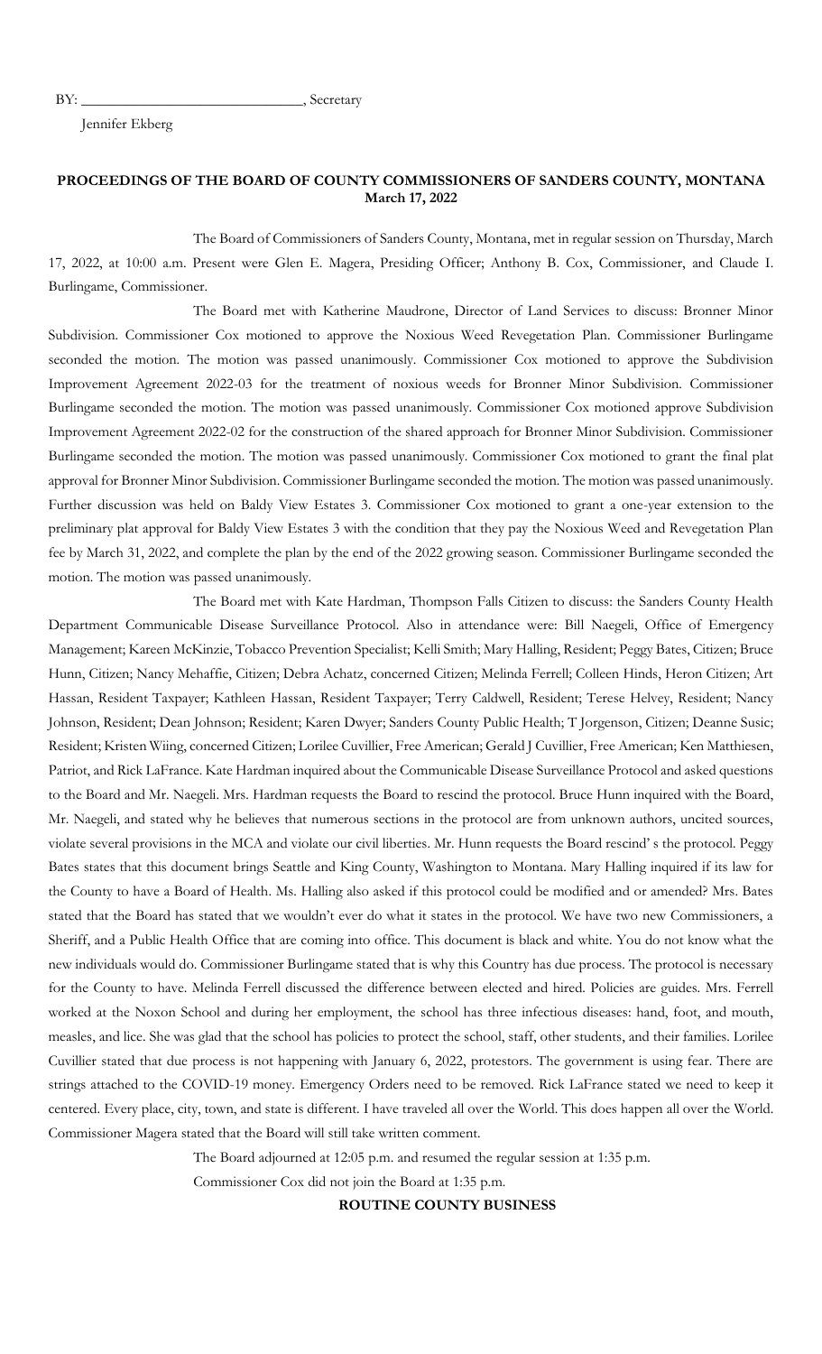BY: ______________________________, Secretary

Jennifer Ekberg

**PROCEEDINGS OF THE BOARD OF COUNTY COMMISSIONERS OF SANDERS COUNTY, MONTANA**
**March 17, 2022**

The Board of Commissioners of Sanders County, Montana, met in regular session on Thursday, March 17, 2022, at 10:00 a.m. Present were Glen E. Magera, Presiding Officer; Anthony B. Cox, Commissioner, and Claude I. Burlingame, Commissioner.

The Board met with Katherine Maudrone, Director of Land Services to discuss: Bronner Minor Subdivision. Commissioner Cox motioned to approve the Noxious Weed Revegetation Plan. Commissioner Burlingame seconded the motion. The motion was passed unanimously. Commissioner Cox motioned to approve the Subdivision Improvement Agreement 2022-03 for the treatment of noxious weeds for Bronner Minor Subdivision. Commissioner Burlingame seconded the motion. The motion was passed unanimously. Commissioner Cox motioned approve Subdivision Improvement Agreement 2022-02 for the construction of the shared approach for Bronner Minor Subdivision. Commissioner Burlingame seconded the motion. The motion was passed unanimously. Commissioner Cox motioned to grant the final plat approval for Bronner Minor Subdivision. Commissioner Burlingame seconded the motion. The motion was passed unanimously. Further discussion was held on Baldy View Estates 3. Commissioner Cox motioned to grant a one-year extension to the preliminary plat approval for Baldy View Estates 3 with the condition that they pay the Noxious Weed and Revegetation Plan fee by March 31, 2022, and complete the plan by the end of the 2022 growing season. Commissioner Burlingame seconded the motion. The motion was passed unanimously.

The Board met with Kate Hardman, Thompson Falls Citizen to discuss: the Sanders County Health Department Communicable Disease Surveillance Protocol. Also in attendance were: Bill Naegeli, Office of Emergency Management; Kareen McKinzie, Tobacco Prevention Specialist; Kelli Smith; Mary Halling, Resident; Peggy Bates, Citizen; Bruce Hunn, Citizen; Nancy Mehaffie, Citizen; Debra Achatz, concerned Citizen; Melinda Ferrell; Colleen Hinds, Heron Citizen; Art Hassan, Resident Taxpayer; Kathleen Hassan, Resident Taxpayer; Terry Caldwell, Resident; Terese Helvey, Resident; Nancy Johnson, Resident; Dean Johnson; Resident; Karen Dwyer; Sanders County Public Health; T Jorgenson, Citizen; Deanne Susic; Resident; Kristen Wiing, concerned Citizen; Lorilee Cuvillier, Free American; Gerald J Cuvillier, Free American; Ken Matthiesen, Patriot, and Rick LaFrance. Kate Hardman inquired about the Communicable Disease Surveillance Protocol and asked questions to the Board and Mr. Naegeli. Mrs. Hardman requests the Board to rescind the protocol. Bruce Hunn inquired with the Board, Mr. Naegeli, and stated why he believes that numerous sections in the protocol are from unknown authors, uncited sources, violate several provisions in the MCA and violate our civil liberties. Mr. Hunn requests the Board rescind' s the protocol. Peggy Bates states that this document brings Seattle and King County, Washington to Montana. Mary Halling inquired if its law for the County to have a Board of Health. Ms. Halling also asked if this protocol could be modified and or amended? Mrs. Bates stated that the Board has stated that we wouldn't ever do what it states in the protocol. We have two new Commissioners, a Sheriff, and a Public Health Office that are coming into office. This document is black and white. You do not know what the new individuals would do. Commissioner Burlingame stated that is why this Country has due process. The protocol is necessary for the County to have. Melinda Ferrell discussed the difference between elected and hired. Policies are guides. Mrs. Ferrell worked at the Noxon School and during her employment, the school has three infectious diseases: hand, foot, and mouth, measles, and lice. She was glad that the school has policies to protect the school, staff, other students, and their families. Lorilee Cuvillier stated that due process is not happening with January 6, 2022, protestors. The government is using fear. There are strings attached to the COVID-19 money. Emergency Orders need to be removed. Rick LaFrance stated we need to keep it centered. Every place, city, town, and state is different. I have traveled all over the World. This does happen all over the World. Commissioner Magera stated that the Board will still take written comment.

The Board adjourned at 12:05 p.m. and resumed the regular session at 1:35 p.m.

Commissioner Cox did not join the Board at 1:35 p.m.

**ROUTINE COUNTY BUSINESS**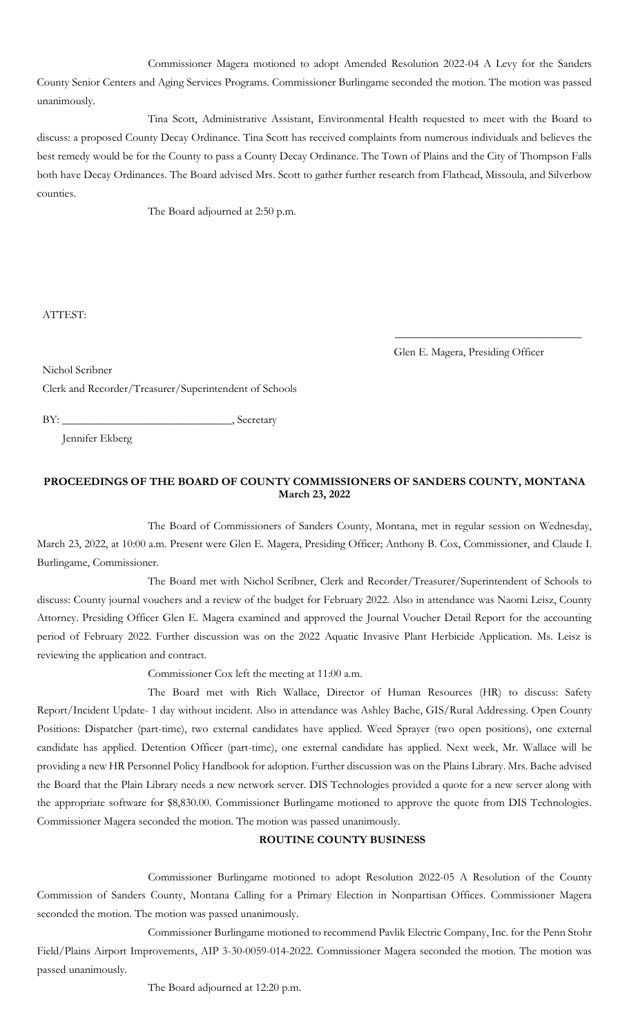Commissioner Magera motioned to adopt Amended Resolution 2022-04 A Levy for the Sanders County Senior Centers and Aging Services Programs. Commissioner Burlingame seconded the motion. The motion was passed unanimously.

Tina Scott, Administrative Assistant, Environmental Health requested to meet with the Board to discuss: a proposed County Decay Ordinance. Tina Scott has received complaints from numerous individuals and believes the best remedy would be for the County to pass a County Decay Ordinance. The Town of Plains and the City of Thompson Falls both have Decay Ordinances. The Board advised Mrs. Scott to gather further research from Flathead, Missoula, and Silverbow counties.

The Board adjourned at 2:50 p.m.

ATTEST:

\_\_\_\_\_\_\_\_\_\_\_\_\_\_\_\_\_\_\_\_\_\_\_\_\_\_\_\_\_\_\_\_
Glen E. Magera, Presiding Officer

Nichol Scribner
Clerk and Recorder/Treasurer/Superintendent of Schools

BY: \_\_\_\_\_\_\_\_\_\_\_\_\_\_\_\_\_\_\_\_\_\_\_\_\_\_\_\_\_\_, Secretary
Jennifer Ekberg

**PROCEEDINGS OF THE BOARD OF COUNTY COMMISSIONERS OF SANDERS COUNTY, MONTANA**
**March 23, 2022**

The Board of Commissioners of Sanders County, Montana, met in regular session on Wednesday, March 23, 2022, at 10:00 a.m. Present were Glen E. Magera, Presiding Officer; Anthony B. Cox, Commissioner, and Claude I. Burlingame, Commissioner.

The Board met with Nichol Scribner, Clerk and Recorder/Treasurer/Superintendent of Schools to discuss: County journal vouchers and a review of the budget for February 2022. Also in attendance was Naomi Leisz, County Attorney. Presiding Officer Glen E. Magera examined and approved the Journal Voucher Detail Report for the accounting period of February 2022. Further discussion was on the 2022 Aquatic Invasive Plant Herbicide Application. Ms. Leisz is reviewing the application and contract.

Commissioner Cox left the meeting at 11:00 a.m.

The Board met with Rich Wallace, Director of Human Resources (HR) to discuss: Safety Report/Incident Update- 1 day without incident. Also in attendance was Ashley Bache, GIS/Rural Addressing. Open County Positions: Dispatcher (part-time), two external candidates have applied. Weed Sprayer (two open positions), one external candidate has applied. Detention Officer (part-time), one external candidate has applied. Next week, Mr. Wallace will be providing a new HR Personnel Policy Handbook for adoption. Further discussion was on the Plains Library. Mrs. Bache advised the Board that the Plain Library needs a new network server. DIS Technologies provided a quote for a new server along with the appropriate software for $8,830.00. Commissioner Burlingame motioned to approve the quote from DIS Technologies. Commissioner Magera seconded the motion. The motion was passed unanimously.

**ROUTINE COUNTY BUSINESS**

Commissioner Burlingame motioned to adopt Resolution 2022-05 A Resolution of the County Commission of Sanders County, Montana Calling for a Primary Election in Nonpartisan Offices. Commissioner Magera seconded the motion. The motion was passed unanimously.

Commissioner Burlingame motioned to recommend Pavlik Electric Company, Inc. for the Penn Stohr Field/Plains Airport Improvements, AIP 3-30-0059-014-2022. Commissioner Magera seconded the motion. The motion was passed unanimously.

The Board adjourned at 12:20 p.m.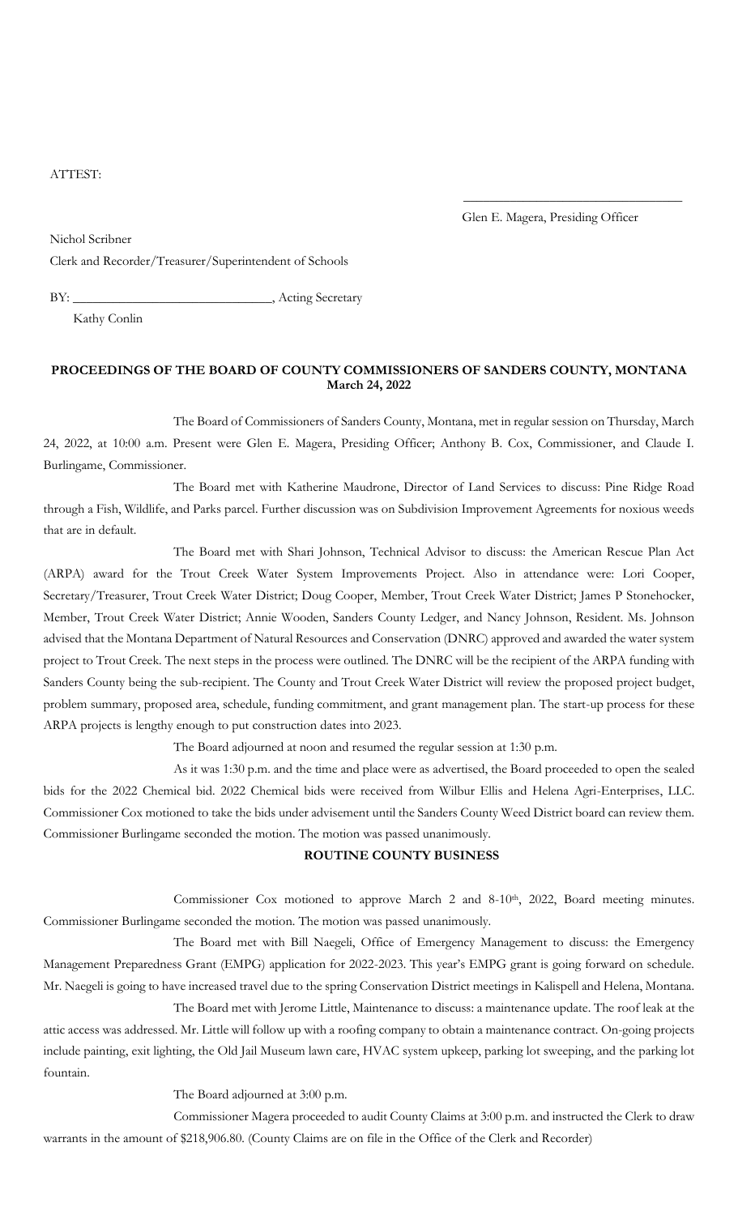ATTEST:

\_\_\_\_\_\_\_\_\_\_\_\_\_\_\_\_\_\_\_\_\_\_\_\_\_\_\_\_\_\_\_\_

Glen E. Magera, Presiding Officer

Nichol Scribner
Clerk and Recorder/Treasurer/Superintendent of Schools

BY: \_\_\_\_\_\_\_\_\_\_\_\_\_\_\_\_\_\_\_\_\_\_\_\_\_\_\_\_\_\_, Acting Secretary
Kathy Conlin

**PROCEEDINGS OF THE BOARD OF COUNTY COMMISSIONERS OF SANDERS COUNTY, MONTANA**
**March 24, 2022**

The Board of Commissioners of Sanders County, Montana, met in regular session on Thursday, March 24, 2022, at 10:00 a.m. Present were Glen E. Magera, Presiding Officer; Anthony B. Cox, Commissioner, and Claude I. Burlingame, Commissioner.

The Board met with Katherine Maudrone, Director of Land Services to discuss: Pine Ridge Road through a Fish, Wildlife, and Parks parcel. Further discussion was on Subdivision Improvement Agreements for noxious weeds that are in default.

The Board met with Shari Johnson, Technical Advisor to discuss: the American Rescue Plan Act (ARPA) award for the Trout Creek Water System Improvements Project. Also in attendance were: Lori Cooper, Secretary/Treasurer, Trout Creek Water District; Doug Cooper, Member, Trout Creek Water District; James P Stonehocker, Member, Trout Creek Water District; Annie Wooden, Sanders County Ledger, and Nancy Johnson, Resident. Ms. Johnson advised that the Montana Department of Natural Resources and Conservation (DNRC) approved and awarded the water system project to Trout Creek. The next steps in the process were outlined. The DNRC will be the recipient of the ARPA funding with Sanders County being the sub-recipient. The County and Trout Creek Water District will review the proposed project budget, problem summary, proposed area, schedule, funding commitment, and grant management plan. The start-up process for these ARPA projects is lengthy enough to put construction dates into 2023.

The Board adjourned at noon and resumed the regular session at 1:30 p.m.

As it was 1:30 p.m. and the time and place were as advertised, the Board proceeded to open the sealed bids for the 2022 Chemical bid. 2022 Chemical bids were received from Wilbur Ellis and Helena Agri-Enterprises, LLC. Commissioner Cox motioned to take the bids under advisement until the Sanders County Weed District board can review them. Commissioner Burlingame seconded the motion. The motion was passed unanimously.

**ROUTINE COUNTY BUSINESS**

Commissioner Cox motioned to approve March 2 and 8-10th, 2022, Board meeting minutes. Commissioner Burlingame seconded the motion. The motion was passed unanimously.

The Board met with Bill Naegeli, Office of Emergency Management to discuss: the Emergency Management Preparedness Grant (EMPG) application for 2022-2023. This year's EMPG grant is going forward on schedule. Mr. Naegeli is going to have increased travel due to the spring Conservation District meetings in Kalispell and Helena, Montana.

The Board met with Jerome Little, Maintenance to discuss: a maintenance update. The roof leak at the attic access was addressed. Mr. Little will follow up with a roofing company to obtain a maintenance contract. On-going projects include painting, exit lighting, the Old Jail Museum lawn care, HVAC system upkeep, parking lot sweeping, and the parking lot fountain.

The Board adjourned at 3:00 p.m.

Commissioner Magera proceeded to audit County Claims at 3:00 p.m. and instructed the Clerk to draw warrants in the amount of $218,906.80. (County Claims are on file in the Office of the Clerk and Recorder)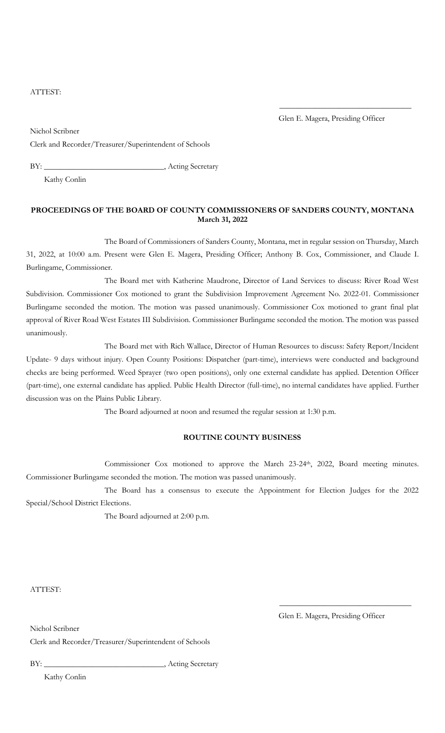ATTEST:

\_\_\_\_\_\_\_\_\_\_\_\_\_\_\_\_\_\_\_\_\_\_\_\_\_\_\_\_\_\_\_\_

Glen E. Magera, Presiding Officer

Nichol Scribner

Clerk and Recorder/Treasurer/Superintendent of Schools

BY: \_\_\_\_\_\_\_\_\_\_\_\_\_\_\_\_\_\_\_\_\_\_\_\_\_\_\_\_\_\_, Acting Secretary

Kathy Conlin

**PROCEEDINGS OF THE BOARD OF COUNTY COMMISSIONERS OF SANDERS COUNTY, MONTANA**
**March 31, 2022**

The Board of Commissioners of Sanders County, Montana, met in regular session on Thursday, March 31, 2022, at 10:00 a.m. Present were Glen E. Magera, Presiding Officer; Anthony B. Cox, Commissioner, and Claude I. Burlingame, Commissioner.

The Board met with Katherine Maudrone, Director of Land Services to discuss: River Road West Subdivision. Commissioner Cox motioned to grant the Subdivision Improvement Agreement No. 2022-01. Commissioner Burlingame seconded the motion. The motion was passed unanimously. Commissioner Cox motioned to grant final plat approval of River Road West Estates III Subdivision. Commissioner Burlingame seconded the motion. The motion was passed unanimously.

The Board met with Rich Wallace, Director of Human Resources to discuss: Safety Report/Incident Update- 9 days without injury. Open County Positions: Dispatcher (part-time), interviews were conducted and background checks are being performed. Weed Sprayer (two open positions), only one external candidate has applied. Detention Officer (part-time), one external candidate has applied. Public Health Director (full-time), no internal candidates have applied. Further discussion was on the Plains Public Library.

The Board adjourned at noon and resumed the regular session at 1:30 p.m.

**ROUTINE COUNTY BUSINESS**

Commissioner Cox motioned to approve the March 23-24th, 2022, Board meeting minutes. Commissioner Burlingame seconded the motion. The motion was passed unanimously.

The Board has a consensus to execute the Appointment for Election Judges for the 2022 Special/School District Elections.

The Board adjourned at 2:00 p.m.

ATTEST:

\_\_\_\_\_\_\_\_\_\_\_\_\_\_\_\_\_\_\_\_\_\_\_\_\_\_\_\_\_\_\_\_

Glen E. Magera, Presiding Officer

Nichol Scribner

Clerk and Recorder/Treasurer/Superintendent of Schools

BY: \_\_\_\_\_\_\_\_\_\_\_\_\_\_\_\_\_\_\_\_\_\_\_\_\_\_\_\_\_\_, Acting Secretary

Kathy Conlin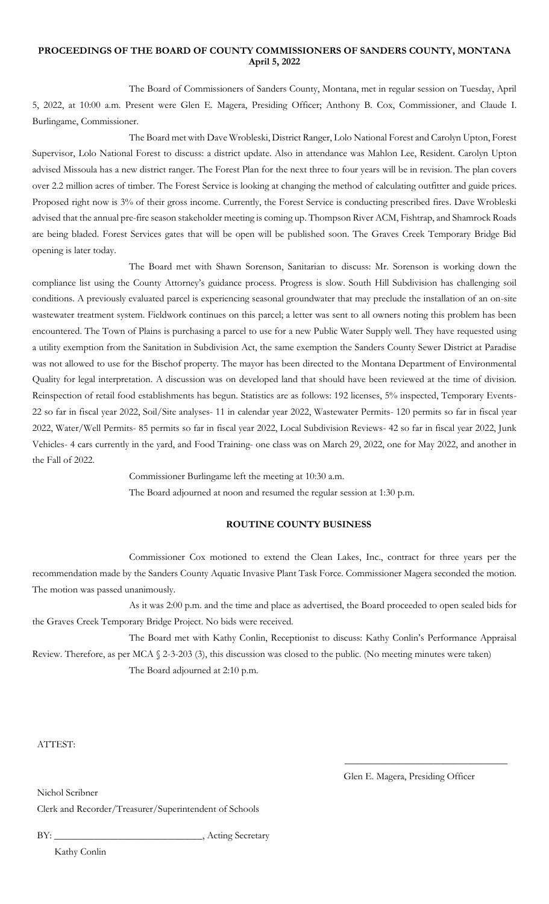**PROCEEDINGS OF THE BOARD OF COUNTY COMMISSIONERS OF SANDERS COUNTY, MONTANA**
**April 5, 2022**

The Board of Commissioners of Sanders County, Montana, met in regular session on Tuesday, April 5, 2022, at 10:00 a.m. Present were Glen E. Magera, Presiding Officer; Anthony B. Cox, Commissioner, and Claude I. Burlingame, Commissioner.

The Board met with Dave Wrobleski, District Ranger, Lolo National Forest and Carolyn Upton, Forest Supervisor, Lolo National Forest to discuss: a district update. Also in attendance was Mahlon Lee, Resident. Carolyn Upton advised Missoula has a new district ranger. The Forest Plan for the next three to four years will be in revision. The plan covers over 2.2 million acres of timber. The Forest Service is looking at changing the method of calculating outfitter and guide prices. Proposed right now is 3% of their gross income. Currently, the Forest Service is conducting prescribed fires. Dave Wrobleski advised that the annual pre-fire season stakeholder meeting is coming up. Thompson River ACM, Fishtrap, and Shamrock Roads are being bladed. Forest Services gates that will be open will be published soon. The Graves Creek Temporary Bridge Bid opening is later today.

The Board met with Shawn Sorenson, Sanitarian to discuss: Mr. Sorenson is working down the compliance list using the County Attorney's guidance process. Progress is slow. South Hill Subdivision has challenging soil conditions. A previously evaluated parcel is experiencing seasonal groundwater that may preclude the installation of an on-site wastewater treatment system. Fieldwork continues on this parcel; a letter was sent to all owners noting this problem has been encountered. The Town of Plains is purchasing a parcel to use for a new Public Water Supply well. They have requested using a utility exemption from the Sanitation in Subdivision Act, the same exemption the Sanders County Sewer District at Paradise was not allowed to use for the Bischof property. The mayor has been directed to the Montana Department of Environmental Quality for legal interpretation. A discussion was on developed land that should have been reviewed at the time of division. Reinspection of retail food establishments has begun. Statistics are as follows: 192 licenses, 5% inspected, Temporary Events- 22 so far in fiscal year 2022, Soil/Site analyses- 11 in calendar year 2022, Wastewater Permits- 120 permits so far in fiscal year 2022, Water/Well Permits- 85 permits so far in fiscal year 2022, Local Subdivision Reviews- 42 so far in fiscal year 2022, Junk Vehicles- 4 cars currently in the yard, and Food Training- one class was on March 29, 2022, one for May 2022, and another in the Fall of 2022.

Commissioner Burlingame left the meeting at 10:30 a.m.

The Board adjourned at noon and resumed the regular session at 1:30 p.m.

**ROUTINE COUNTY BUSINESS**

Commissioner Cox motioned to extend the Clean Lakes, Inc., contract for three years per the recommendation made by the Sanders County Aquatic Invasive Plant Task Force. Commissioner Magera seconded the motion. The motion was passed unanimously.

As it was 2:00 p.m. and the time and place as advertised, the Board proceeded to open sealed bids for the Graves Creek Temporary Bridge Project. No bids were received.

The Board met with Kathy Conlin, Receptionist to discuss: Kathy Conlin's Performance Appraisal Review. Therefore, as per MCA § 2-3-203 (3), this discussion was closed to the public. (No meeting minutes were taken)

The Board adjourned at 2:10 p.m.

ATTEST:

\_\_\_\_\_\_\_\_\_\_\_\_\_\_\_\_\_\_\_\_\_\_\_\_\_\_\_\_\_\_\_\_\_\_

Glen E. Magera, Presiding Officer

Nichol Scribner
Clerk and Recorder/Treasurer/Superintendent of Schools

BY: \_\_\_\_\_\_\_\_\_\_\_\_\_\_\_\_\_\_\_\_\_\_\_\_\_\_\_\_\_\_, Acting Secretary
Kathy Conlin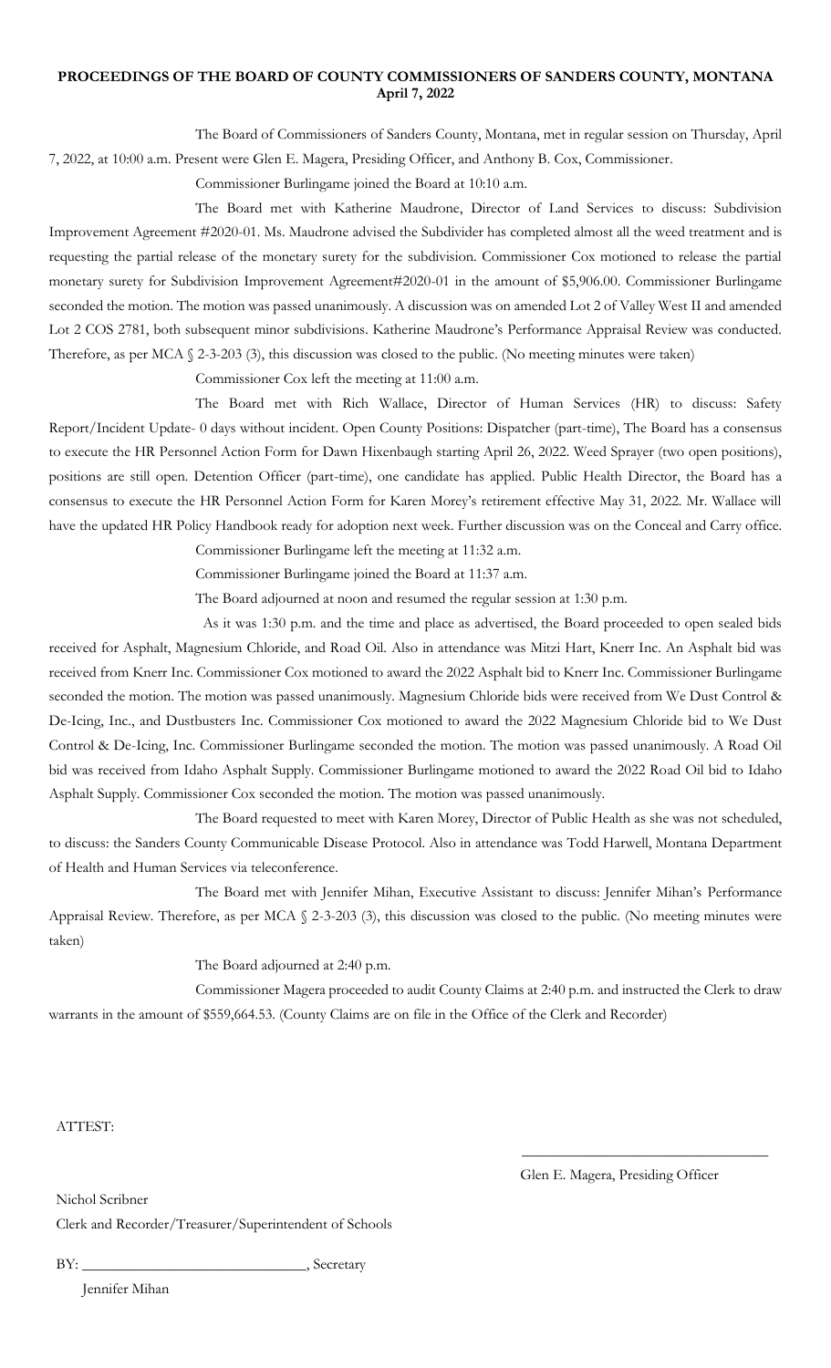**PROCEEDINGS OF THE BOARD OF COUNTY COMMISSIONERS OF SANDERS COUNTY, MONTANA**
**April 7, 2022**

The Board of Commissioners of Sanders County, Montana, met in regular session on Thursday, April 7, 2022, at 10:00 a.m. Present were Glen E. Magera, Presiding Officer, and Anthony B. Cox, Commissioner.

Commissioner Burlingame joined the Board at 10:10 a.m.

The Board met with Katherine Maudrone, Director of Land Services to discuss: Subdivision Improvement Agreement #2020-01. Ms. Maudrone advised the Subdivider has completed almost all the weed treatment and is requesting the partial release of the monetary surety for the subdivision. Commissioner Cox motioned to release the partial monetary surety for Subdivision Improvement Agreement#2020-01 in the amount of $5,906.00. Commissioner Burlingame seconded the motion. The motion was passed unanimously. A discussion was on amended Lot 2 of Valley West II and amended Lot 2 COS 2781, both subsequent minor subdivisions. Katherine Maudrone's Performance Appraisal Review was conducted. Therefore, as per MCA § 2-3-203 (3), this discussion was closed to the public. (No meeting minutes were taken)

Commissioner Cox left the meeting at 11:00 a.m.

The Board met with Rich Wallace, Director of Human Services (HR) to discuss: Safety Report/Incident Update- 0 days without incident. Open County Positions: Dispatcher (part-time), The Board has a consensus to execute the HR Personnel Action Form for Dawn Hixenbaugh starting April 26, 2022. Weed Sprayer (two open positions), positions are still open. Detention Officer (part-time), one candidate has applied. Public Health Director, the Board has a consensus to execute the HR Personnel Action Form for Karen Morey's retirement effective May 31, 2022. Mr. Wallace will have the updated HR Policy Handbook ready for adoption next week. Further discussion was on the Conceal and Carry office.

Commissioner Burlingame left the meeting at 11:32 a.m.

Commissioner Burlingame joined the Board at 11:37 a.m.

The Board adjourned at noon and resumed the regular session at 1:30 p.m.

As it was 1:30 p.m. and the time and place as advertised, the Board proceeded to open sealed bids received for Asphalt, Magnesium Chloride, and Road Oil. Also in attendance was Mitzi Hart, Knerr Inc. An Asphalt bid was received from Knerr Inc. Commissioner Cox motioned to award the 2022 Asphalt bid to Knerr Inc. Commissioner Burlingame seconded the motion. The motion was passed unanimously. Magnesium Chloride bids were received from We Dust Control & De-Icing, Inc., and Dustbusters Inc. Commissioner Cox motioned to award the 2022 Magnesium Chloride bid to We Dust Control & De-Icing, Inc. Commissioner Burlingame seconded the motion. The motion was passed unanimously. A Road Oil bid was received from Idaho Asphalt Supply. Commissioner Burlingame motioned to award the 2022 Road Oil bid to Idaho Asphalt Supply. Commissioner Cox seconded the motion. The motion was passed unanimously.

The Board requested to meet with Karen Morey, Director of Public Health as she was not scheduled, to discuss: the Sanders County Communicable Disease Protocol. Also in attendance was Todd Harwell, Montana Department of Health and Human Services via teleconference.

The Board met with Jennifer Mihan, Executive Assistant to discuss: Jennifer Mihan's Performance Appraisal Review. Therefore, as per MCA § 2-3-203 (3), this discussion was closed to the public. (No meeting minutes were taken)

The Board adjourned at 2:40 p.m.

Commissioner Magera proceeded to audit County Claims at 2:40 p.m. and instructed the Clerk to draw warrants in the amount of $559,664.53. (County Claims are on file in the Office of the Clerk and Recorder)

ATTEST:

\_\_\_\_\_\_\_\_\_\_\_\_\_\_\_\_\_\_\_\_\_\_\_\_\_\_\_\_\_\_\_\_
Glen E. Magera, Presiding Officer

Nichol Scribner
Clerk and Recorder/Treasurer/Superintendent of Schools

BY: \_\_\_\_\_\_\_\_\_\_\_\_\_\_\_\_\_\_\_\_\_\_\_\_\_\_\_\_\_\_, Secretary
Jennifer Mihan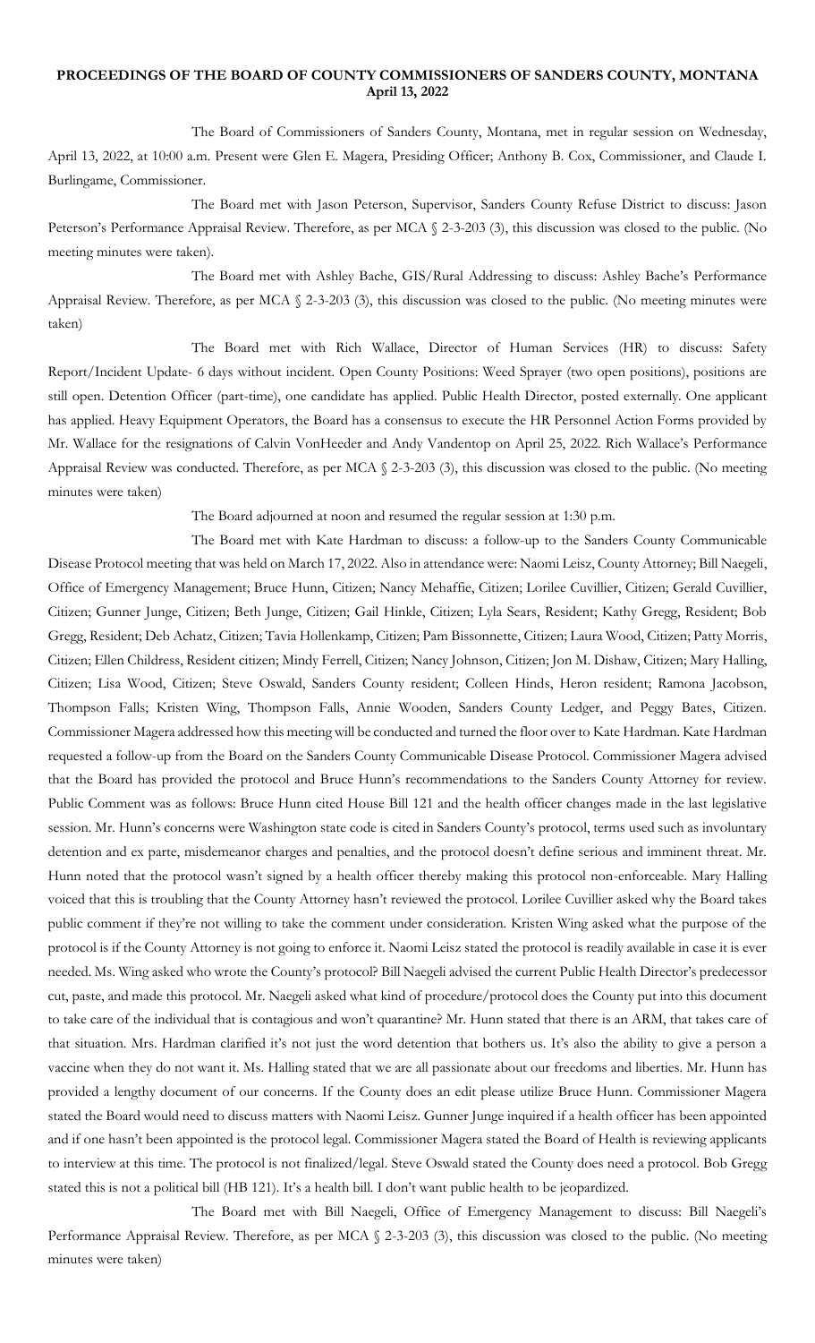**PROCEEDINGS OF THE BOARD OF COUNTY COMMISSIONERS OF SANDERS COUNTY, MONTANA**
**April 13, 2022**

The Board of Commissioners of Sanders County, Montana, met in regular session on Wednesday, April 13, 2022, at 10:00 a.m. Present were Glen E. Magera, Presiding Officer; Anthony B. Cox, Commissioner, and Claude I. Burlingame, Commissioner.

The Board met with Jason Peterson, Supervisor, Sanders County Refuse District to discuss: Jason Peterson's Performance Appraisal Review. Therefore, as per MCA § 2-3-203 (3), this discussion was closed to the public. (No meeting minutes were taken).

The Board met with Ashley Bache, GIS/Rural Addressing to discuss: Ashley Bache's Performance Appraisal Review. Therefore, as per MCA § 2-3-203 (3), this discussion was closed to the public. (No meeting minutes were taken)

The Board met with Rich Wallace, Director of Human Services (HR) to discuss: Safety Report/Incident Update- 6 days without incident. Open County Positions: Weed Sprayer (two open positions), positions are still open. Detention Officer (part-time), one candidate has applied. Public Health Director, posted externally. One applicant has applied. Heavy Equipment Operators, the Board has a consensus to execute the HR Personnel Action Forms provided by Mr. Wallace for the resignations of Calvin VonHeeder and Andy Vandentop on April 25, 2022. Rich Wallace's Performance Appraisal Review was conducted. Therefore, as per MCA § 2-3-203 (3), this discussion was closed to the public. (No meeting minutes were taken)

The Board adjourned at noon and resumed the regular session at 1:30 p.m.

The Board met with Kate Hardman to discuss: a follow-up to the Sanders County Communicable Disease Protocol meeting that was held on March 17, 2022. Also in attendance were: Naomi Leisz, County Attorney; Bill Naegeli, Office of Emergency Management; Bruce Hunn, Citizen; Nancy Mehaffie, Citizen; Lorilee Cuvillier, Citizen; Gerald Cuvillier, Citizen; Gunner Junge, Citizen; Beth Junge, Citizen; Gail Hinkle, Citizen; Lyla Sears, Resident; Kathy Gregg, Resident; Bob Gregg, Resident; Deb Achatz, Citizen; Tavia Hollenkamp, Citizen; Pam Bissonnette, Citizen; Laura Wood, Citizen; Patty Morris, Citizen; Ellen Childress, Resident citizen; Mindy Ferrell, Citizen; Nancy Johnson, Citizen; Jon M. Dishaw, Citizen; Mary Halling, Citizen; Lisa Wood, Citizen; Steve Oswald, Sanders County resident; Colleen Hinds, Heron resident; Ramona Jacobson, Thompson Falls; Kristen Wing, Thompson Falls, Annie Wooden, Sanders County Ledger, and Peggy Bates, Citizen. Commissioner Magera addressed how this meeting will be conducted and turned the floor over to Kate Hardman. Kate Hardman requested a follow-up from the Board on the Sanders County Communicable Disease Protocol. Commissioner Magera advised that the Board has provided the protocol and Bruce Hunn's recommendations to the Sanders County Attorney for review. Public Comment was as follows: Bruce Hunn cited House Bill 121 and the health officer changes made in the last legislative session. Mr. Hunn's concerns were Washington state code is cited in Sanders County's protocol, terms used such as involuntary detention and ex parte, misdemeanor charges and penalties, and the protocol doesn't define serious and imminent threat. Mr. Hunn noted that the protocol wasn't signed by a health officer thereby making this protocol non-enforceable. Mary Halling voiced that this is troubling that the County Attorney hasn't reviewed the protocol. Lorilee Cuvillier asked why the Board takes public comment if they're not willing to take the comment under consideration. Kristen Wing asked what the purpose of the protocol is if the County Attorney is not going to enforce it. Naomi Leisz stated the protocol is readily available in case it is ever needed. Ms. Wing asked who wrote the County's protocol? Bill Naegeli advised the current Public Health Director's predecessor cut, paste, and made this protocol. Mr. Naegeli asked what kind of procedure/protocol does the County put into this document to take care of the individual that is contagious and won't quarantine? Mr. Hunn stated that there is an ARM, that takes care of that situation. Mrs. Hardman clarified it's not just the word detention that bothers us. It's also the ability to give a person a vaccine when they do not want it. Ms. Halling stated that we are all passionate about our freedoms and liberties. Mr. Hunn has provided a lengthy document of our concerns. If the County does an edit please utilize Bruce Hunn. Commissioner Magera stated the Board would need to discuss matters with Naomi Leisz. Gunner Junge inquired if a health officer has been appointed and if one hasn't been appointed is the protocol legal. Commissioner Magera stated the Board of Health is reviewing applicants to interview at this time. The protocol is not finalized/legal. Steve Oswald stated the County does need a protocol. Bob Gregg stated this is not a political bill (HB 121). It's a health bill. I don't want public health to be jeopardized.

The Board met with Bill Naegeli, Office of Emergency Management to discuss: Bill Naegeli's Performance Appraisal Review. Therefore, as per MCA § 2-3-203 (3), this discussion was closed to the public. (No meeting minutes were taken)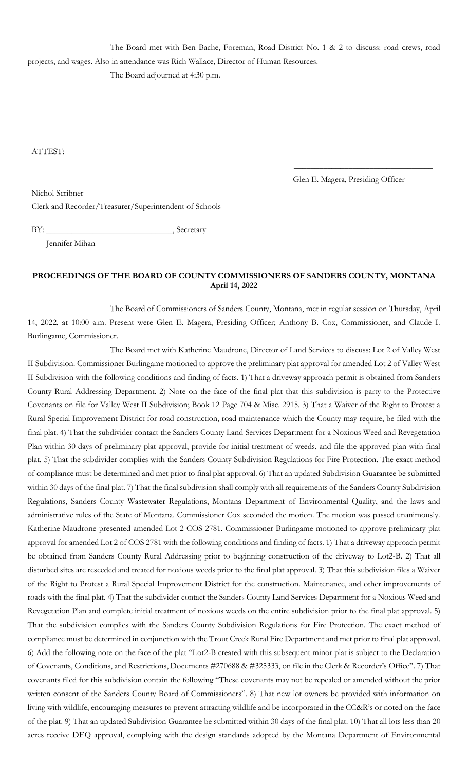The Board met with Ben Bache, Foreman, Road District No. 1 & 2 to discuss: road crews, road projects, and wages. Also in attendance was Rich Wallace, Director of Human Resources.

The Board adjourned at 4:30 p.m.

ATTEST:

\_\_\_\_\_\_\_\_\_\_\_\_\_\_\_\_\_\_\_\_\_\_\_\_\_\_\_\_\_\_\_\_\_\_\_

Glen E. Magera, Presiding Officer

Nichol Scribner
Clerk and Recorder/Treasurer/Superintendent of Schools

BY: \_\_\_\_\_\_\_\_\_\_\_\_\_\_\_\_\_\_\_\_\_\_\_\_\_\_\_\_\_\_\_, Secretary
Jennifer Mihan

**PROCEEDINGS OF THE BOARD OF COUNTY COMMISSIONERS OF SANDERS COUNTY, MONTANA**
**April 14, 2022**

The Board of Commissioners of Sanders County, Montana, met in regular session on Thursday, April 14, 2022, at 10:00 a.m. Present were Glen E. Magera, Presiding Officer; Anthony B. Cox, Commissioner, and Claude I. Burlingame, Commissioner.

The Board met with Katherine Maudrone, Director of Land Services to discuss: Lot 2 of Valley West II Subdivision. Commissioner Burlingame motioned to approve the preliminary plat approval for amended Lot 2 of Valley West II Subdivision with the following conditions and finding of facts. 1) That a driveway approach permit is obtained from Sanders County Rural Addressing Department. 2) Note on the face of the final plat that this subdivision is party to the Protective Covenants on file for Valley West II Subdivision; Book 12 Page 704 & Misc. 2915. 3) That a Waiver of the Right to Protest a Rural Special Improvement District for road construction, road maintenance which the County may require, be filed with the final plat. 4) That the subdivider contact the Sanders County Land Services Department for a Noxious Weed and Revegetation Plan within 30 days of preliminary plat approval, provide for initial treatment of weeds, and file the approved plan with final plat. 5) That the subdivider complies with the Sanders County Subdivision Regulations for Fire Protection. The exact method of compliance must be determined and met prior to final plat approval. 6) That an updated Subdivision Guarantee be submitted within 30 days of the final plat. 7) That the final subdivision shall comply with all requirements of the Sanders County Subdivision Regulations, Sanders County Wastewater Regulations, Montana Department of Environmental Quality, and the laws and administrative rules of the State of Montana. Commissioner Cox seconded the motion. The motion was passed unanimously. Katherine Maudrone presented amended Lot 2 COS 2781. Commissioner Burlingame motioned to approve preliminary plat approval for amended Lot 2 of COS 2781 with the following conditions and finding of facts. 1) That a driveway approach permit be obtained from Sanders County Rural Addressing prior to beginning construction of the driveway to Lot2-B. 2) That all disturbed sites are reseeded and treated for noxious weeds prior to the final plat approval. 3) That this subdivision files a Waiver of the Right to Protest a Rural Special Improvement District for the construction. Maintenance, and other improvements of roads with the final plat. 4) That the subdivider contact the Sanders County Land Services Department for a Noxious Weed and Revegetation Plan and complete initial treatment of noxious weeds on the entire subdivision prior to the final plat approval. 5) That the subdivision complies with the Sanders County Subdivision Regulations for Fire Protection. The exact method of compliance must be determined in conjunction with the Trout Creek Rural Fire Department and met prior to final plat approval. 6) Add the following note on the face of the plat "Lot2-B created with this subsequent minor plat is subject to the Declaration of Covenants, Conditions, and Restrictions, Documents #270688 & #325333, on file in the Clerk & Recorder's Office". 7) That covenants filed for this subdivision contain the following "These covenants may not be repealed or amended without the prior written consent of the Sanders County Board of Commissioners". 8) That new lot owners be provided with information on living with wildlife, encouraging measures to prevent attracting wildlife and be incorporated in the CC&R's or noted on the face of the plat. 9) That an updated Subdivision Guarantee be submitted within 30 days of the final plat. 10) That all lots less than 20 acres receive DEQ approval, complying with the design standards adopted by the Montana Department of Environmental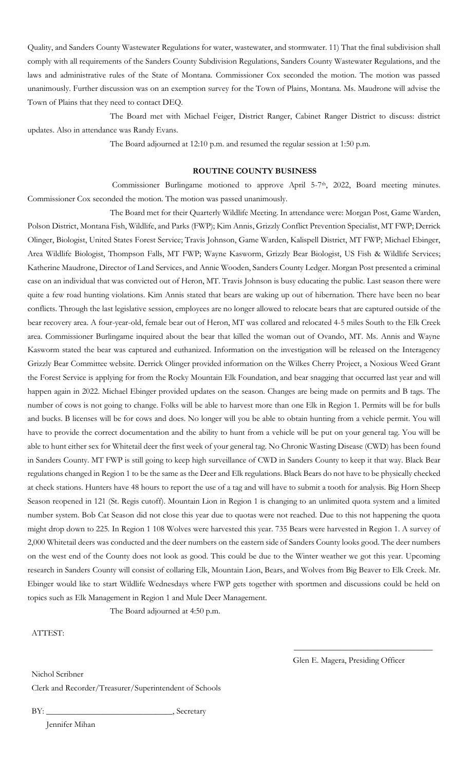Quality, and Sanders County Wastewater Regulations for water, wastewater, and stormwater. 11) That the final subdivision shall comply with all requirements of the Sanders County Subdivision Regulations, Sanders County Wastewater Regulations, and the laws and administrative rules of the State of Montana. Commissioner Cox seconded the motion. The motion was passed unanimously. Further discussion was on an exemption survey for the Town of Plains, Montana. Ms. Maudrone will advise the Town of Plains that they need to contact DEQ.

The Board met with Michael Feiger, District Ranger, Cabinet Ranger District to discuss: district updates. Also in attendance was Randy Evans.

The Board adjourned at 12:10 p.m. and resumed the regular session at 1:50 p.m.

**ROUTINE COUNTY BUSINESS**

Commissioner Burlingame motioned to approve April 5-7th, 2022, Board meeting minutes. Commissioner Cox seconded the motion. The motion was passed unanimously.

The Board met for their Quarterly Wildlife Meeting. In attendance were: Morgan Post, Game Warden, Polson District, Montana Fish, Wildlife, and Parks (FWP); Kim Annis, Grizzly Conflict Prevention Specialist, MT FWP; Derrick Olinger, Biologist, United States Forest Service; Travis Johnson, Game Warden, Kalispell District, MT FWP; Michael Ebinger, Area Wildlife Biologist, Thompson Falls, MT FWP; Wayne Kasworm, Grizzly Bear Biologist, US Fish & Wildlife Services; Katherine Maudrone, Director of Land Services, and Annie Wooden, Sanders County Ledger. Morgan Post presented a criminal case on an individual that was convicted out of Heron, MT. Travis Johnson is busy educating the public. Last season there were quite a few road hunting violations. Kim Annis stated that bears are waking up out of hibernation. There have been no bear conflicts. Through the last legislative session, employees are no longer allowed to relocate bears that are captured outside of the bear recovery area. A four-year-old, female bear out of Heron, MT was collared and relocated 4-5 miles South to the Elk Creek area. Commissioner Burlingame inquired about the bear that killed the woman out of Ovando, MT. Ms. Annis and Wayne Kasworm stated the bear was captured and euthanized. Information on the investigation will be released on the Interagency Grizzly Bear Committee website. Derrick Olinger provided information on the Wilkes Cherry Project, a Noxious Weed Grant the Forest Service is applying for from the Rocky Mountain Elk Foundation, and bear snagging that occurred last year and will happen again in 2022. Michael Ebinger provided updates on the season. Changes are being made on permits and B tags. The number of cows is not going to change. Folks will be able to harvest more than one Elk in Region 1. Permits will be for bulls and bucks. B licenses will be for cows and does. No longer will you be able to obtain hunting from a vehicle permit. You will have to provide the correct documentation and the ability to hunt from a vehicle will be put on your general tag. You will be able to hunt either sex for Whitetail deer the first week of your general tag. No Chronic Wasting Disease (CWD) has been found in Sanders County. MT FWP is still going to keep high surveillance of CWD in Sanders County to keep it that way. Black Bear regulations changed in Region 1 to be the same as the Deer and Elk regulations. Black Bears do not have to be physically checked at check stations. Hunters have 48 hours to report the use of a tag and will have to submit a tooth for analysis. Big Horn Sheep Season reopened in 121 (St. Regis cutoff). Mountain Lion in Region 1 is changing to an unlimited quota system and a limited number system. Bob Cat Season did not close this year due to quotas were not reached. Due to this not happening the quota might drop down to 225. In Region 1 108 Wolves were harvested this year. 735 Bears were harvested in Region 1. A survey of 2,000 Whitetail deers was conducted and the deer numbers on the eastern side of Sanders County looks good. The deer numbers on the west end of the County does not look as good. This could be due to the Winter weather we got this year. Upcoming research in Sanders County will consist of collaring Elk, Mountain Lion, Bears, and Wolves from Big Beaver to Elk Creek. Mr. Ebinger would like to start Wildlife Wednesdays where FWP gets together with sportmen and discussions could be held on topics such as Elk Management in Region 1 and Mule Deer Management.

The Board adjourned at 4:50 p.m.

ATTEST:

\_\_\_\_\_\_\_\_\_\_\_\_\_\_\_\_\_\_\_\_\_\_\_\_\_\_\_\_\_\_\_\_\_\_

Glen E. Magera, Presiding Officer

Nichol Scribner

Clerk and Recorder/Treasurer/Superintendent of Schools

BY: \_\_\_\_\_\_\_\_\_\_\_\_\_\_\_\_\_\_\_\_\_\_\_\_\_\_\_\_\_\_, Secretary

Jennifer Mihan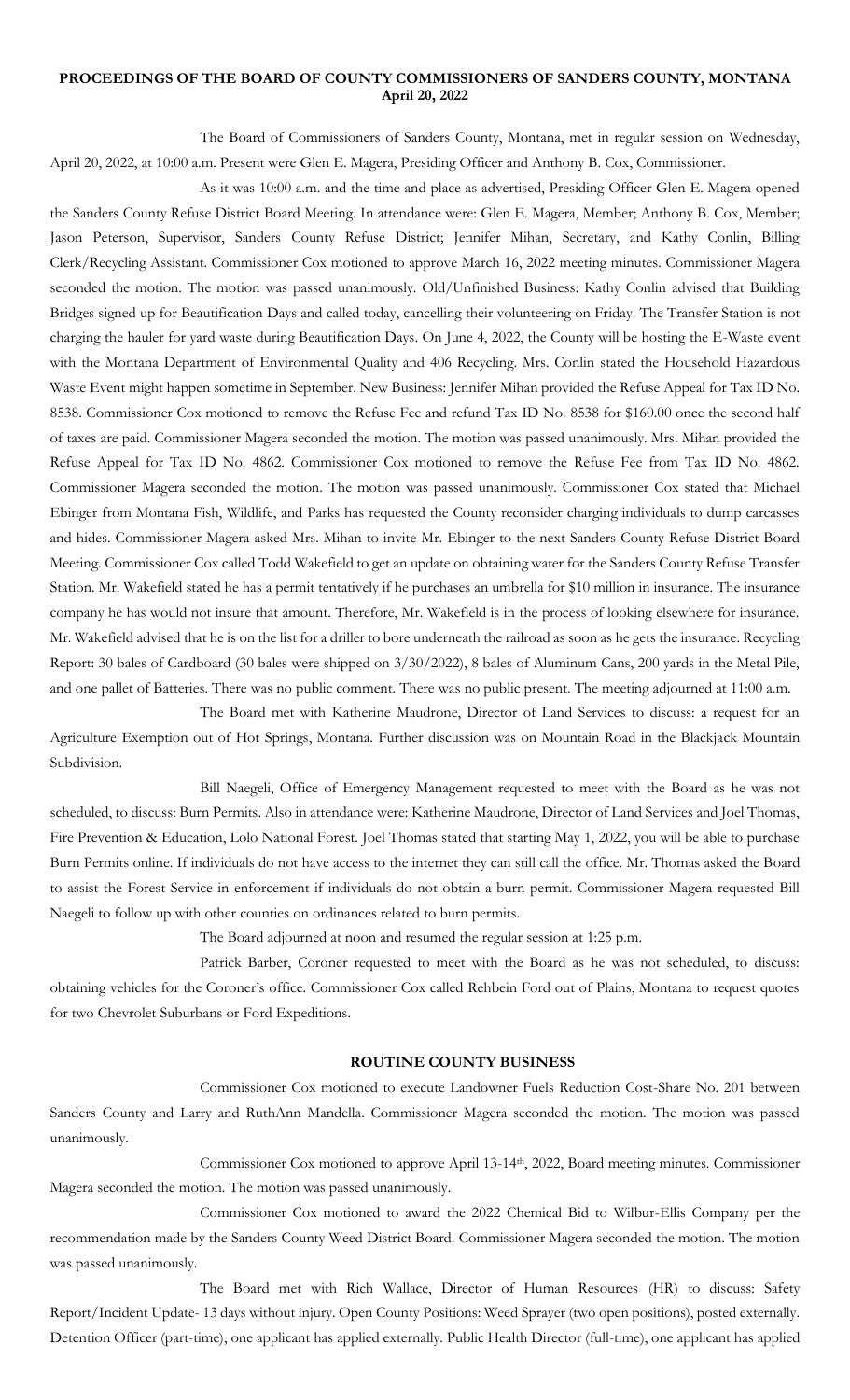**PROCEEDINGS OF THE BOARD OF COUNTY COMMISSIONERS OF SANDERS COUNTY, MONTANA**
**April 20, 2022**

The Board of Commissioners of Sanders County, Montana, met in regular session on Wednesday, April 20, 2022, at 10:00 a.m. Present were Glen E. Magera, Presiding Officer and Anthony B. Cox, Commissioner.

As it was 10:00 a.m. and the time and place as advertised, Presiding Officer Glen E. Magera opened the Sanders County Refuse District Board Meeting. In attendance were: Glen E. Magera, Member; Anthony B. Cox, Member; Jason Peterson, Supervisor, Sanders County Refuse District; Jennifer Mihan, Secretary, and Kathy Conlin, Billing Clerk/Recycling Assistant. Commissioner Cox motioned to approve March 16, 2022 meeting minutes. Commissioner Magera seconded the motion. The motion was passed unanimously. Old/Unfinished Business: Kathy Conlin advised that Building Bridges signed up for Beautification Days and called today, cancelling their volunteering on Friday. The Transfer Station is not charging the hauler for yard waste during Beautification Days. On June 4, 2022, the County will be hosting the E-Waste event with the Montana Department of Environmental Quality and 406 Recycling. Mrs. Conlin stated the Household Hazardous Waste Event might happen sometime in September. New Business: Jennifer Mihan provided the Refuse Appeal for Tax ID No. 8538. Commissioner Cox motioned to remove the Refuse Fee and refund Tax ID No. 8538 for $160.00 once the second half of taxes are paid. Commissioner Magera seconded the motion. The motion was passed unanimously. Mrs. Mihan provided the Refuse Appeal for Tax ID No. 4862. Commissioner Cox motioned to remove the Refuse Fee from Tax ID No. 4862. Commissioner Magera seconded the motion. The motion was passed unanimously. Commissioner Cox stated that Michael Ebinger from Montana Fish, Wildlife, and Parks has requested the County reconsider charging individuals to dump carcasses and hides. Commissioner Magera asked Mrs. Mihan to invite Mr. Ebinger to the next Sanders County Refuse District Board Meeting. Commissioner Cox called Todd Wakefield to get an update on obtaining water for the Sanders County Refuse Transfer Station. Mr. Wakefield stated he has a permit tentatively if he purchases an umbrella for $10 million in insurance. The insurance company he has would not insure that amount. Therefore, Mr. Wakefield is in the process of looking elsewhere for insurance. Mr. Wakefield advised that he is on the list for a driller to bore underneath the railroad as soon as he gets the insurance. Recycling Report: 30 bales of Cardboard (30 bales were shipped on 3/30/2022), 8 bales of Aluminum Cans, 200 yards in the Metal Pile, and one pallet of Batteries. There was no public comment. There was no public present. The meeting adjourned at 11:00 a.m.

The Board met with Katherine Maudrone, Director of Land Services to discuss: a request for an Agriculture Exemption out of Hot Springs, Montana. Further discussion was on Mountain Road in the Blackjack Mountain Subdivision.

Bill Naegeli, Office of Emergency Management requested to meet with the Board as he was not scheduled, to discuss: Burn Permits. Also in attendance were: Katherine Maudrone, Director of Land Services and Joel Thomas, Fire Prevention & Education, Lolo National Forest. Joel Thomas stated that starting May 1, 2022, you will be able to purchase Burn Permits online. If individuals do not have access to the internet they can still call the office. Mr. Thomas asked the Board to assist the Forest Service in enforcement if individuals do not obtain a burn permit. Commissioner Magera requested Bill Naegeli to follow up with other counties on ordinances related to burn permits.

The Board adjourned at noon and resumed the regular session at 1:25 p.m.

Patrick Barber, Coroner requested to meet with the Board as he was not scheduled, to discuss: obtaining vehicles for the Coroner's office. Commissioner Cox called Rehbein Ford out of Plains, Montana to request quotes for two Chevrolet Suburbans or Ford Expeditions.

**ROUTINE COUNTY BUSINESS**

Commissioner Cox motioned to execute Landowner Fuels Reduction Cost-Share No. 201 between Sanders County and Larry and RuthAnn Mandella. Commissioner Magera seconded the motion. The motion was passed unanimously.

Commissioner Cox motioned to approve April 13-14th, 2022, Board meeting minutes. Commissioner Magera seconded the motion. The motion was passed unanimously.

Commissioner Cox motioned to award the 2022 Chemical Bid to Wilbur-Ellis Company per the recommendation made by the Sanders County Weed District Board. Commissioner Magera seconded the motion. The motion was passed unanimously.

The Board met with Rich Wallace, Director of Human Resources (HR) to discuss: Safety Report/Incident Update- 13 days without injury. Open County Positions: Weed Sprayer (two open positions), posted externally. Detention Officer (part-time), one applicant has applied externally. Public Health Director (full-time), one applicant has applied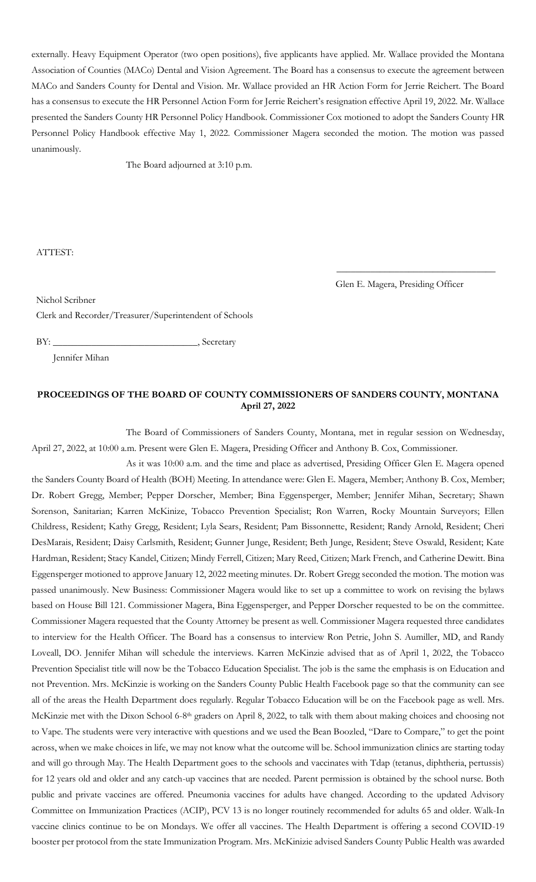externally. Heavy Equipment Operator (two open positions), five applicants have applied. Mr. Wallace provided the Montana Association of Counties (MACo) Dental and Vision Agreement. The Board has a consensus to execute the agreement between MACo and Sanders County for Dental and Vision. Mr. Wallace provided an HR Action Form for Jerrie Reichert. The Board has a consensus to execute the HR Personnel Action Form for Jerrie Reichert's resignation effective April 19, 2022. Mr. Wallace presented the Sanders County HR Personnel Policy Handbook. Commissioner Cox motioned to adopt the Sanders County HR Personnel Policy Handbook effective May 1, 2022. Commissioner Magera seconded the motion. The motion was passed unanimously.

The Board adjourned at 3:10 p.m.

ATTEST:

\_\_\_\_\_\_\_\_\_\_\_\_\_\_\_\_\_\_\_\_\_\_\_\_\_\_\_\_\_\_\_\_\_\_

Glen E. Magera, Presiding Officer

Nichol Scribner
Clerk and Recorder/Treasurer/Superintendent of Schools

BY: \_\_\_\_\_\_\_\_\_\_\_\_\_\_\_\_\_\_\_\_\_\_\_\_\_\_\_\_\_\_, Secretary
Jennifer Mihan

**PROCEEDINGS OF THE BOARD OF COUNTY COMMISSIONERS OF SANDERS COUNTY, MONTANA**
**April 27, 2022**

The Board of Commissioners of Sanders County, Montana, met in regular session on Wednesday, April 27, 2022, at 10:00 a.m. Present were Glen E. Magera, Presiding Officer and Anthony B. Cox, Commissioner.

As it was 10:00 a.m. and the time and place as advertised, Presiding Officer Glen E. Magera opened the Sanders County Board of Health (BOH) Meeting. In attendance were: Glen E. Magera, Member; Anthony B. Cox, Member; Dr. Robert Gregg, Member; Pepper Dorscher, Member; Bina Eggensperger, Member; Jennifer Mihan, Secretary; Shawn Sorenson, Sanitarian; Karren McKinize, Tobacco Prevention Specialist; Ron Warren, Rocky Mountain Surveyors; Ellen Childress, Resident; Kathy Gregg, Resident; Lyla Sears, Resident; Pam Bissonnette, Resident; Randy Arnold, Resident; Cheri DesMarais, Resident; Daisy Carlsmith, Resident; Gunner Junge, Resident; Beth Junge, Resident; Steve Oswald, Resident; Kate Hardman, Resident; Stacy Kandel, Citizen; Mindy Ferrell, Citizen; Mary Reed, Citizen; Mark French, and Catherine Dewitt. Bina Eggensperger motioned to approve January 12, 2022 meeting minutes. Dr. Robert Gregg seconded the motion. The motion was passed unanimously. New Business: Commissioner Magera would like to set up a committee to work on revising the bylaws based on House Bill 121. Commissioner Magera, Bina Eggensperger, and Pepper Dorscher requested to be on the committee. Commissioner Magera requested that the County Attorney be present as well. Commissioner Magera requested three candidates to interview for the Health Officer. The Board has a consensus to interview Ron Petrie, John S. Aumiller, MD, and Randy Loveall, DO. Jennifer Mihan will schedule the interviews. Karren McKinzie advised that as of April 1, 2022, the Tobacco Prevention Specialist title will now be the Tobacco Education Specialist. The job is the same the emphasis is on Education and not Prevention. Mrs. McKinzie is working on the Sanders County Public Health Facebook page so that the community can see all of the areas the Health Department does regularly. Regular Tobacco Education will be on the Facebook page as well. Mrs. McKinzie met with the Dixon School 6-8th graders on April 8, 2022, to talk with them about making choices and choosing not to Vape. The students were very interactive with questions and we used the Bean Boozled, "Dare to Compare," to get the point across, when we make choices in life, we may not know what the outcome will be. School immunization clinics are starting today and will go through May. The Health Department goes to the schools and vaccinates with Tdap (tetanus, diphtheria, pertussis) for 12 years old and older and any catch-up vaccines that are needed. Parent permission is obtained by the school nurse. Both public and private vaccines are offered. Pneumonia vaccines for adults have changed. According to the updated Advisory Committee on Immunization Practices (ACIP), PCV 13 is no longer routinely recommended for adults 65 and older. Walk-In vaccine clinics continue to be on Mondays. We offer all vaccines. The Health Department is offering a second COVID-19 booster per protocol from the state Immunization Program. Mrs. McKinizie advised Sanders County Public Health was awarded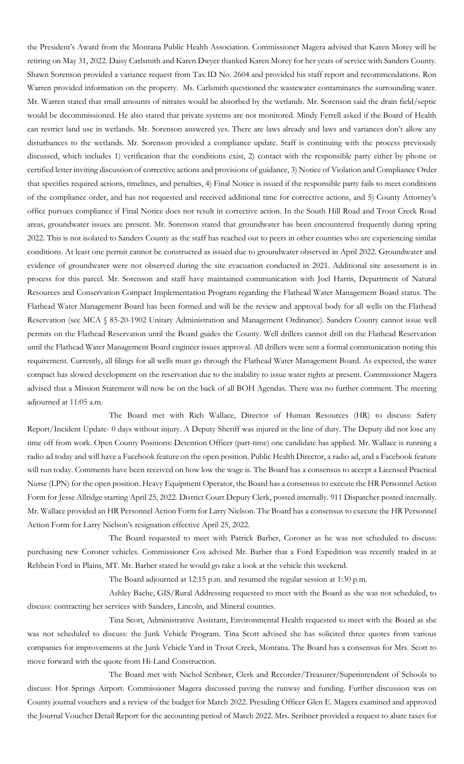the President's Award from the Montana Public Health Association. Commissioner Magera advised that Karen Morey will be retiring on May 31, 2022. Daisy Carlsmith and Karen Dwyer thanked Karen Morey for her years of service with Sanders County. Shawn Sorenson provided a variance request from Tax ID No. 2604 and provided his staff report and recommendations. Ron Warren provided information on the property. Ms. Carlsmith questioned the wastewater contaminates the surrounding water. Mr. Warren stated that small amounts of nitrates would be absorbed by the wetlands. Mr. Sorenson said the drain field/septic would be decommissioned. He also stated that private systems are not monitored. Mindy Ferrell asked if the Board of Health can restrict land use in wetlands. Mr. Sorenson answered yes. There are laws already and laws and variances don't allow any disturbances to the wetlands. Mr. Sorenson provided a compliance update. Staff is continuing with the process previously discussed, which includes 1) verification that the conditions exist, 2) contact with the responsible party either by phone or certified letter inviting discussion of corrective actions and provisions of guidance, 3) Notice of Violation and Compliance Order that specifies required actions, timelines, and penalties, 4) Final Notice is issued if the responsible party fails to meet conditions of the compliance order, and has not requested and received additional time for corrective actions, and 5) County Attorney's office pursues compliance if Final Notice does not result in corrective action. In the South Hill Road and Trout Creek Road areas, groundwater issues are present. Mr. Sorenson stated that groundwater has been encountered frequently during spring 2022. This is not isolated to Sanders County as the staff has reached out to peers in other counties who are experiencing similar conditions. At least one permit cannot be constructed as issued due to groundwater observed in April 2022. Groundwater and evidence of groundwater were not observed during the site evacuation conducted in 2021. Additional site assessment is in process for this parcel. Mr. Sorenson and staff have maintained communication with Joel Harris, Department of Natural Resources and Conservation Compact Implementation Program regarding the Flathead Water Management Board status. The Flathead Water Management Board has been formed and will be the review and approval body for all wells on the Flathead Reservation (see MCA § 85-20-1902 Unitary Administration and Management Ordinance). Sanders County cannot issue well permits on the Flathead Reservation until the Board guides the County. Well drillers cannot drill on the Flathead Reservation until the Flathead Water Management Board engineer issues approval. All drillers were sent a formal communication noting this requirement. Currently, all filings for all wells must go through the Flathead Water Management Board. As expected, the water compact has slowed development on the reservation due to the inability to issue water rights at present. Commissioner Magera advised that a Mission Statement will now be on the back of all BOH Agendas. There was no further comment. The meeting adjourned at 11:05 a.m.

The Board met with Rich Wallace, Director of Human Resources (HR) to discuss: Safety Report/Incident Update- 0 days without injury. A Deputy Sheriff was injured in the line of duty. The Deputy did not lose any time off from work. Open County Positions: Detention Officer (part-time) one candidate has applied. Mr. Wallace is running a radio ad today and will have a Facebook feature on the open position. Public Health Director, a radio ad, and a Facebook feature will run today. Comments have been received on how low the wage is. The Board has a consensus to accept a Licensed Practical Nurse (LPN) for the open position. Heavy Equipment Operator, the Board has a consensus to execute the HR Personnel Action Form for Jesse Allridge starting April 25, 2022. District Court Deputy Clerk, posted internally. 911 Dispatcher posted internally. Mr. Wallace provided an HR Personnel Action Form for Larry Nielson. The Board has a consensus to execute the HR Personnel Action Form for Larry Nielson's resignation effective April 25, 2022.

The Board requested to meet with Patrick Barber, Coroner as he was not scheduled to discuss: purchasing new Coroner vehicles. Commissioner Cox advised Mr. Barber that a Ford Expedition was recently traded in at Rehbein Ford in Plains, MT. Mr. Barber stated he would go take a look at the vehicle this weekend.

The Board adjourned at 12:15 p.m. and resumed the regular session at 1:30 p.m.

Ashley Bache, GIS/Rural Addressing requested to meet with the Board as she was not scheduled, to discuss: contracting her services with Sanders, Lincoln, and Mineral counties.

Tina Scott, Administrative Assistant, Environmental Health requested to meet with the Board as she was not scheduled to discuss: the Junk Vehicle Program. Tina Scott advised she has solicited three quotes from various companies for improvements at the Junk Vehicle Yard in Trout Creek, Montana. The Board has a consensus for Mrs. Scott to move forward with the quote from Hi-Land Construction.

The Board met with Nichol Scribner, Clerk and Recorder/Treasurer/Superintendent of Schools to discuss: Hot Springs Airport. Commissioner Magera discussed paving the runway and funding. Further discussion was on County journal vouchers and a review of the budget for March 2022. Presiding Officer Glen E. Magera examined and approved the Journal Voucher Detail Report for the accounting period of March 2022. Mrs. Scribner provided a request to abate taxes for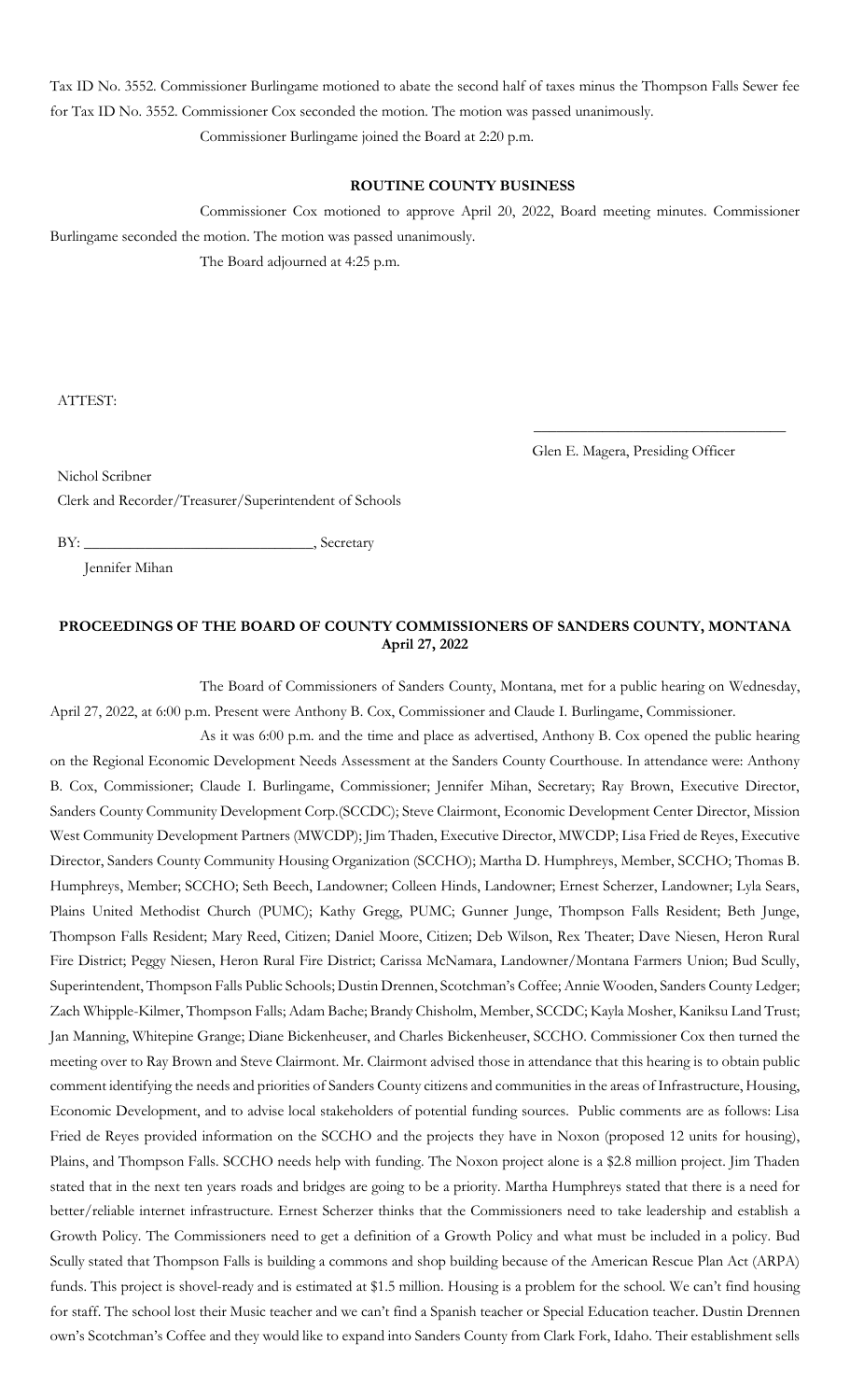Tax ID No. 3552. Commissioner Burlingame motioned to abate the second half of taxes minus the Thompson Falls Sewer fee for Tax ID No. 3552. Commissioner Cox seconded the motion. The motion was passed unanimously.

Commissioner Burlingame joined the Board at 2:20 p.m.

**ROUTINE COUNTY BUSINESS**

Commissioner Cox motioned to approve April 20, 2022, Board meeting minutes. Commissioner Burlingame seconded the motion. The motion was passed unanimously.

The Board adjourned at 4:25 p.m.

ATTEST:

\_\_\_\_\_\_\_\_\_\_\_\_\_\_\_\_\_\_\_\_\_\_\_\_\_\_\_\_\_\_\_\_

Glen E. Magera, Presiding Officer

Nichol Scribner

Clerk and Recorder/Treasurer/Superintendent of Schools

BY: \_\_\_\_\_\_\_\_\_\_\_\_\_\_\_\_\_\_\_\_\_\_\_\_\_\_\_\_, Secretary

Jennifer Mihan

**PROCEEDINGS OF THE BOARD OF COUNTY COMMISSIONERS OF SANDERS COUNTY, MONTANA**
**April 27, 2022**

The Board of Commissioners of Sanders County, Montana, met for a public hearing on Wednesday, April 27, 2022, at 6:00 p.m. Present were Anthony B. Cox, Commissioner and Claude I. Burlingame, Commissioner.

As it was 6:00 p.m. and the time and place as advertised, Anthony B. Cox opened the public hearing on the Regional Economic Development Needs Assessment at the Sanders County Courthouse. In attendance were: Anthony B. Cox, Commissioner; Claude I. Burlingame, Commissioner; Jennifer Mihan, Secretary; Ray Brown, Executive Director, Sanders County Community Development Corp.(SCCDC); Steve Clairmont, Economic Development Center Director, Mission West Community Development Partners (MWCDP); Jim Thaden, Executive Director, MWCDP; Lisa Fried de Reyes, Executive Director, Sanders County Community Housing Organization (SCCHO); Martha D. Humphreys, Member, SCCHO; Thomas B. Humphreys, Member; SCCHO; Seth Beech, Landowner; Colleen Hinds, Landowner; Ernest Scherzer, Landowner; Lyla Sears, Plains United Methodist Church (PUMC); Kathy Gregg, PUMC; Gunner Junge, Thompson Falls Resident; Beth Junge, Thompson Falls Resident; Mary Reed, Citizen; Daniel Moore, Citizen; Deb Wilson, Rex Theater; Dave Niesen, Heron Rural Fire District; Peggy Niesen, Heron Rural Fire District; Carissa McNamara, Landowner/Montana Farmers Union; Bud Scully, Superintendent, Thompson Falls Public Schools; Dustin Drennen, Scotchman's Coffee; Annie Wooden, Sanders County Ledger; Zach Whipple-Kilmer, Thompson Falls; Adam Bache; Brandy Chisholm, Member, SCCDC; Kayla Mosher, Kaniksu Land Trust; Jan Manning, Whitepine Grange; Diane Bickenheuser, and Charles Bickenheuser, SCCHO. Commissioner Cox then turned the meeting over to Ray Brown and Steve Clairmont. Mr. Clairmont advised those in attendance that this hearing is to obtain public comment identifying the needs and priorities of Sanders County citizens and communities in the areas of Infrastructure, Housing, Economic Development, and to advise local stakeholders of potential funding sources. Public comments are as follows: Lisa Fried de Reyes provided information on the SCCHO and the projects they have in Noxon (proposed 12 units for housing), Plains, and Thompson Falls. SCCHO needs help with funding. The Noxon project alone is a $2.8 million project. Jim Thaden stated that in the next ten years roads and bridges are going to be a priority. Martha Humphreys stated that there is a need for better/reliable internet infrastructure. Ernest Scherzer thinks that the Commissioners need to take leadership and establish a Growth Policy. The Commissioners need to get a definition of a Growth Policy and what must be included in a policy. Bud Scully stated that Thompson Falls is building a commons and shop building because of the American Rescue Plan Act (ARPA) funds. This project is shovel-ready and is estimated at $1.5 million. Housing is a problem for the school. We can't find housing for staff. The school lost their Music teacher and we can't find a Spanish teacher or Special Education teacher. Dustin Drennen own's Scotchman's Coffee and they would like to expand into Sanders County from Clark Fork, Idaho. Their establishment sells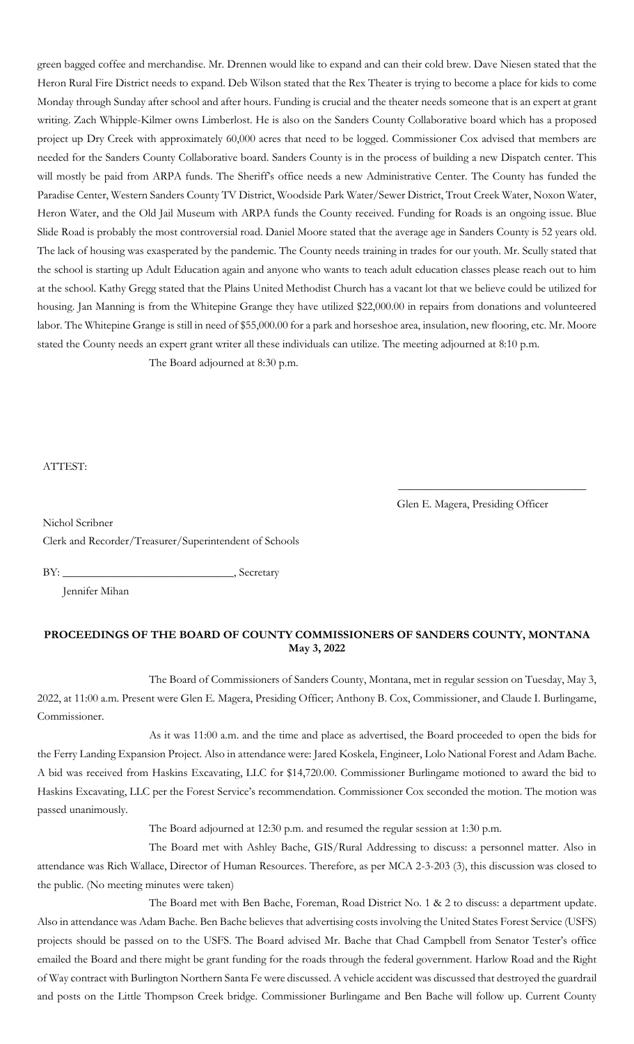green bagged coffee and merchandise. Mr. Drennen would like to expand and can their cold brew. Dave Niesen stated that the Heron Rural Fire District needs to expand. Deb Wilson stated that the Rex Theater is trying to become a place for kids to come Monday through Sunday after school and after hours. Funding is crucial and the theater needs someone that is an expert at grant writing. Zach Whipple-Kilmer owns Limberlost. He is also on the Sanders County Collaborative board which has a proposed project up Dry Creek with approximately 60,000 acres that need to be logged. Commissioner Cox advised that members are needed for the Sanders County Collaborative board. Sanders County is in the process of building a new Dispatch center. This will mostly be paid from ARPA funds. The Sheriff's office needs a new Administrative Center. The County has funded the Paradise Center, Western Sanders County TV District, Woodside Park Water/Sewer District, Trout Creek Water, Noxon Water, Heron Water, and the Old Jail Museum with ARPA funds the County received. Funding for Roads is an ongoing issue. Blue Slide Road is probably the most controversial road. Daniel Moore stated that the average age in Sanders County is 52 years old. The lack of housing was exasperated by the pandemic. The County needs training in trades for our youth. Mr. Scully stated that the school is starting up Adult Education again and anyone who wants to teach adult education classes please reach out to him at the school. Kathy Gregg stated that the Plains United Methodist Church has a vacant lot that we believe could be utilized for housing. Jan Manning is from the Whitepine Grange they have utilized $22,000.00 in repairs from donations and volunteered labor. The Whitepine Grange is still in need of $55,000.00 for a park and horseshoe area, insulation, new flooring, etc. Mr. Moore stated the County needs an expert grant writer all these individuals can utilize. The meeting adjourned at 8:10 p.m.

The Board adjourned at 8:30 p.m.

ATTEST:

\_\_\_\_\_\_\_\_\_\_\_\_\_\_\_\_\_\_\_\_\_\_\_\_\_\_\_\_\_\_\_\_\_\_
Glen E. Magera, Presiding Officer

Nichol Scribner
Clerk and Recorder/Treasurer/Superintendent of Schools

BY: \_\_\_\_\_\_\_\_\_\_\_\_\_\_\_\_\_\_\_\_\_\_\_\_\_\_\_\_\_\_, Secretary
Jennifer Mihan

**PROCEEDINGS OF THE BOARD OF COUNTY COMMISSIONERS OF SANDERS COUNTY, MONTANA**
**May 3, 2022**

The Board of Commissioners of Sanders County, Montana, met in regular session on Tuesday, May 3, 2022, at 11:00 a.m. Present were Glen E. Magera, Presiding Officer; Anthony B. Cox, Commissioner, and Claude I. Burlingame, Commissioner.

As it was 11:00 a.m. and the time and place as advertised, the Board proceeded to open the bids for the Ferry Landing Expansion Project. Also in attendance were: Jared Koskela, Engineer, Lolo National Forest and Adam Bache. A bid was received from Haskins Excavating, LLC for $14,720.00. Commissioner Burlingame motioned to award the bid to Haskins Excavating, LLC per the Forest Service's recommendation. Commissioner Cox seconded the motion. The motion was passed unanimously.

The Board adjourned at 12:30 p.m. and resumed the regular session at 1:30 p.m.

The Board met with Ashley Bache, GIS/Rural Addressing to discuss: a personnel matter. Also in attendance was Rich Wallace, Director of Human Resources. Therefore, as per MCA 2-3-203 (3), this discussion was closed to the public. (No meeting minutes were taken)

The Board met with Ben Bache, Foreman, Road District No. 1 & 2 to discuss: a department update. Also in attendance was Adam Bache. Ben Bache believes that advertising costs involving the United States Forest Service (USFS) projects should be passed on to the USFS. The Board advised Mr. Bache that Chad Campbell from Senator Tester's office emailed the Board and there might be grant funding for the roads through the federal government. Harlow Road and the Right of Way contract with Burlington Northern Santa Fe were discussed. A vehicle accident was discussed that destroyed the guardrail and posts on the Little Thompson Creek bridge. Commissioner Burlingame and Ben Bache will follow up. Current County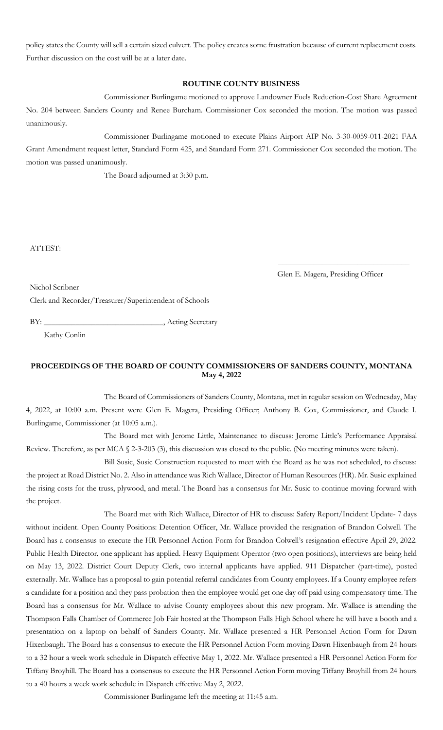policy states the County will sell a certain sized culvert. The policy creates some frustration because of current replacement costs. Further discussion on the cost will be at a later date.

**ROUTINE COUNTY BUSINESS**

Commissioner Burlingame motioned to approve Landowner Fuels Reduction-Cost Share Agreement No. 204 between Sanders County and Renee Burcham. Commissioner Cox seconded the motion. The motion was passed unanimously.

Commissioner Burlingame motioned to execute Plains Airport AIP No. 3-30-0059-011-2021 FAA Grant Amendment request letter, Standard Form 425, and Standard Form 271. Commissioner Cox seconded the motion. The motion was passed unanimously.

The Board adjourned at 3:30 p.m.

ATTEST:

\_\_\_\_\_\_\_\_\_\_\_\_\_\_\_\_\_\_\_\_\_\_\_\_\_\_\_\_\_\_\_\_
Glen E. Magera, Presiding Officer

Nichol Scribner
Clerk and Recorder/Treasurer/Superintendent of Schools

BY: \_\_\_\_\_\_\_\_\_\_\_\_\_\_\_\_\_\_\_\_\_\_\_\_\_\_\_\_\_\_, Acting Secretary
Kathy Conlin

**PROCEEDINGS OF THE BOARD OF COUNTY COMMISSIONERS OF SANDERS COUNTY, MONTANA**
**May 4, 2022**

The Board of Commissioners of Sanders County, Montana, met in regular session on Wednesday, May 4, 2022, at 10:00 a.m. Present were Glen E. Magera, Presiding Officer; Anthony B. Cox, Commissioner, and Claude I. Burlingame, Commissioner (at 10:05 a.m.).

The Board met with Jerome Little, Maintenance to discuss: Jerome Little's Performance Appraisal Review. Therefore, as per MCA § 2-3-203 (3), this discussion was closed to the public. (No meeting minutes were taken).

Bill Susic, Susic Construction requested to meet with the Board as he was not scheduled, to discuss: the project at Road District No. 2. Also in attendance was Rich Wallace, Director of Human Resources (HR). Mr. Susic explained the rising costs for the truss, plywood, and metal. The Board has a consensus for Mr. Susic to continue moving forward with the project.

The Board met with Rich Wallace, Director of HR to discuss: Safety Report/Incident Update- 7 days without incident. Open County Positions: Detention Officer, Mr. Wallace provided the resignation of Brandon Colwell. The Board has a consensus to execute the HR Personnel Action Form for Brandon Colwell's resignation effective April 29, 2022. Public Health Director, one applicant has applied. Heavy Equipment Operator (two open positions), interviews are being held on May 13, 2022. District Court Deputy Clerk, two internal applicants have applied. 911 Dispatcher (part-time), posted externally. Mr. Wallace has a proposal to gain potential referral candidates from County employees. If a County employee refers a candidate for a position and they pass probation then the employee would get one day off paid using compensatory time. The Board has a consensus for Mr. Wallace to advise County employees about this new program. Mr. Wallace is attending the Thompson Falls Chamber of Commerce Job Fair hosted at the Thompson Falls High School where he will have a booth and a presentation on a laptop on behalf of Sanders County. Mr. Wallace presented a HR Personnel Action Form for Dawn Hixenbaugh. The Board has a consensus to execute the HR Personnel Action Form moving Dawn Hixenbaugh from 24 hours to a 32 hour a week work schedule in Dispatch effective May 1, 2022. Mr. Wallace presented a HR Personnel Action Form for Tiffany Broyhill. The Board has a consensus to execute the HR Personnel Action Form moving Tiffany Broyhill from 24 hours to a 40 hours a week work schedule in Dispatch effective May 2, 2022.

Commissioner Burlingame left the meeting at 11:45 a.m.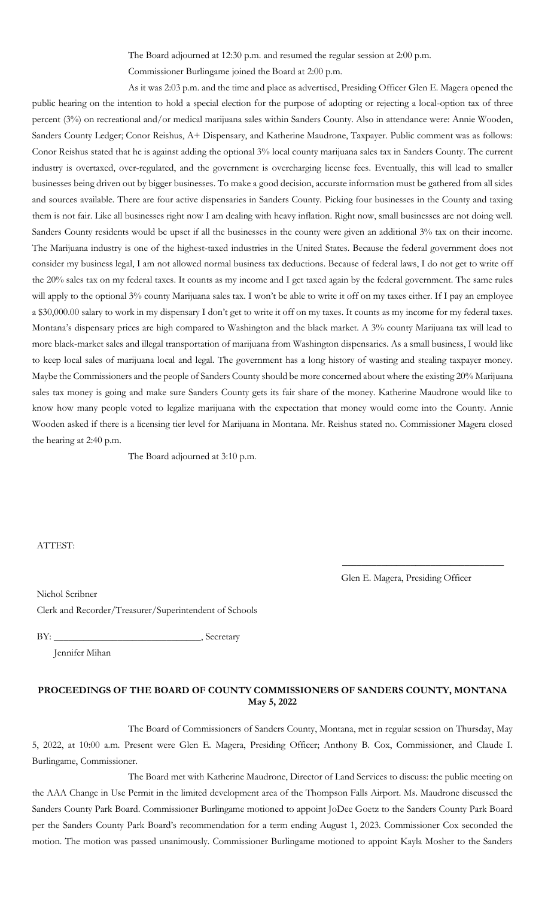The Board adjourned at 12:30 p.m. and resumed the regular session at 2:00 p.m.

Commissioner Burlingame joined the Board at 2:00 p.m.

As it was 2:03 p.m. and the time and place as advertised, Presiding Officer Glen E. Magera opened the public hearing on the intention to hold a special election for the purpose of adopting or rejecting a local-option tax of three percent (3%) on recreational and/or medical marijuana sales within Sanders County. Also in attendance were: Annie Wooden, Sanders County Ledger; Conor Reishus, A+ Dispensary, and Katherine Maudrone, Taxpayer. Public comment was as follows: Conor Reishus stated that he is against adding the optional 3% local county marijuana sales tax in Sanders County. The current industry is overtaxed, over-regulated, and the government is overcharging license fees. Eventually, this will lead to smaller businesses being driven out by bigger businesses. To make a good decision, accurate information must be gathered from all sides and sources available. There are four active dispensaries in Sanders County. Picking four businesses in the County and taxing them is not fair. Like all businesses right now I am dealing with heavy inflation. Right now, small businesses are not doing well. Sanders County residents would be upset if all the businesses in the county were given an additional 3% tax on their income. The Marijuana industry is one of the highest-taxed industries in the United States. Because the federal government does not consider my business legal, I am not allowed normal business tax deductions. Because of federal laws, I do not get to write off the 20% sales tax on my federal taxes. It counts as my income and I get taxed again by the federal government. The same rules will apply to the optional 3% county Marijuana sales tax. I won't be able to write it off on my taxes either. If I pay an employee a $30,000.00 salary to work in my dispensary I don't get to write it off on my taxes. It counts as my income for my federal taxes. Montana's dispensary prices are high compared to Washington and the black market. A 3% county Marijuana tax will lead to more black-market sales and illegal transportation of marijuana from Washington dispensaries. As a small business, I would like to keep local sales of marijuana local and legal. The government has a long history of wasting and stealing taxpayer money. Maybe the Commissioners and the people of Sanders County should be more concerned about where the existing 20% Marijuana sales tax money is going and make sure Sanders County gets its fair share of the money. Katherine Maudrone would like to know how many people voted to legalize marijuana with the expectation that money would come into the County. Annie Wooden asked if there is a licensing tier level for Marijuana in Montana. Mr. Reishus stated no. Commissioner Magera closed the hearing at 2:40 p.m.

The Board adjourned at 3:10 p.m.

ATTEST:

\_\_\_\_\_\_\_\_\_\_\_\_\_\_\_\_\_\_\_\_\_\_\_\_\_\_\_\_\_\_\_\_\_\_

Glen E. Magera, Presiding Officer

Nichol Scribner

Clerk and Recorder/Treasurer/Superintendent of Schools

BY: \_\_\_\_\_\_\_\_\_\_\_\_\_\_\_\_\_\_\_\_\_\_\_\_\_\_\_\_\_\_, Secretary

Jennifer Mihan

**PROCEEDINGS OF THE BOARD OF COUNTY COMMISSIONERS OF SANDERS COUNTY, MONTANA**
**May 5, 2022**

The Board of Commissioners of Sanders County, Montana, met in regular session on Thursday, May 5, 2022, at 10:00 a.m. Present were Glen E. Magera, Presiding Officer; Anthony B. Cox, Commissioner, and Claude I. Burlingame, Commissioner.

The Board met with Katherine Maudrone, Director of Land Services to discuss: the public meeting on the AAA Change in Use Permit in the limited development area of the Thompson Falls Airport. Ms. Maudrone discussed the Sanders County Park Board. Commissioner Burlingame motioned to appoint JoDee Goetz to the Sanders County Park Board per the Sanders County Park Board's recommendation for a term ending August 1, 2023. Commissioner Cox seconded the motion. The motion was passed unanimously. Commissioner Burlingame motioned to appoint Kayla Mosher to the Sanders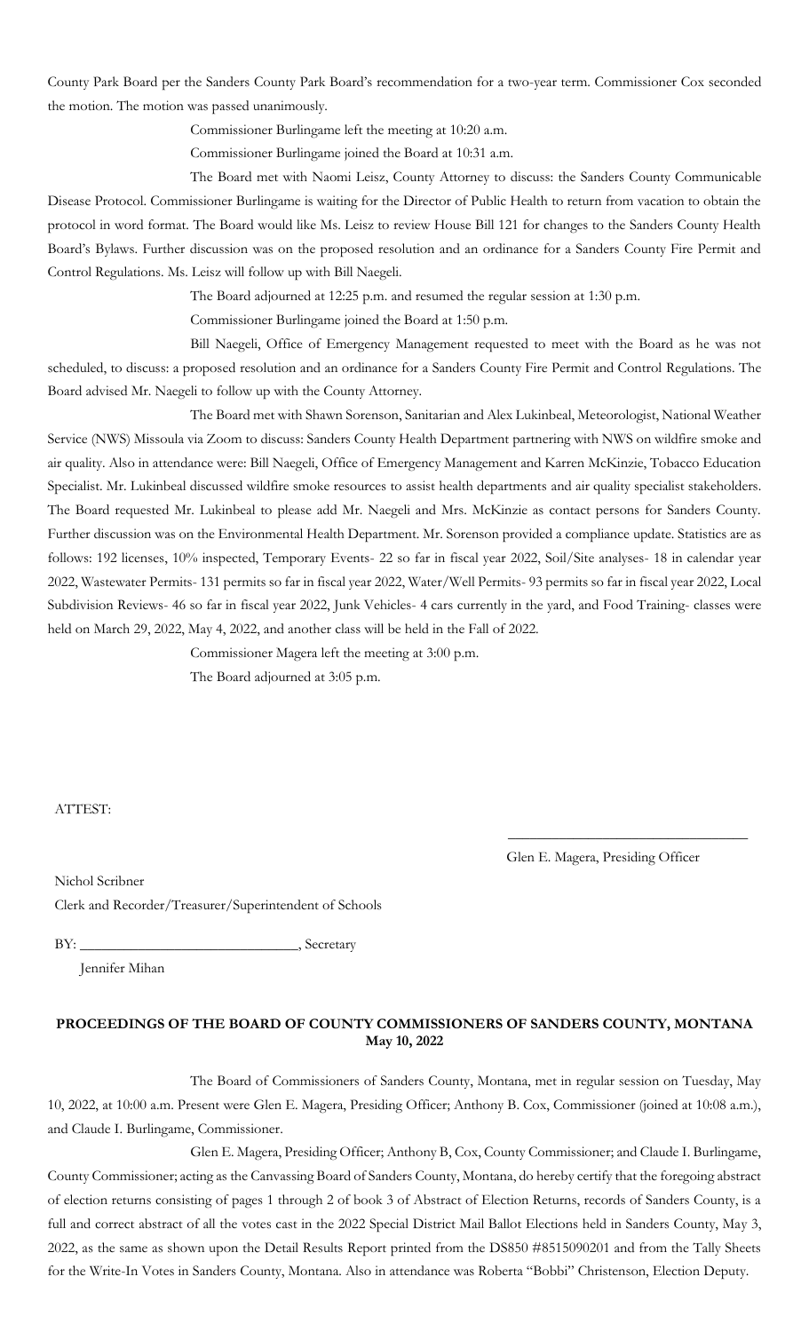County Park Board per the Sanders County Park Board's recommendation for a two-year term. Commissioner Cox seconded the motion. The motion was passed unanimously.

Commissioner Burlingame left the meeting at 10:20 a.m.

Commissioner Burlingame joined the Board at 10:31 a.m.

The Board met with Naomi Leisz, County Attorney to discuss: the Sanders County Communicable Disease Protocol. Commissioner Burlingame is waiting for the Director of Public Health to return from vacation to obtain the protocol in word format. The Board would like Ms. Leisz to review House Bill 121 for changes to the Sanders County Health Board's Bylaws. Further discussion was on the proposed resolution and an ordinance for a Sanders County Fire Permit and Control Regulations. Ms. Leisz will follow up with Bill Naegeli.

The Board adjourned at 12:25 p.m. and resumed the regular session at 1:30 p.m.

Commissioner Burlingame joined the Board at 1:50 p.m.

Bill Naegeli, Office of Emergency Management requested to meet with the Board as he was not scheduled, to discuss: a proposed resolution and an ordinance for a Sanders County Fire Permit and Control Regulations. The Board advised Mr. Naegeli to follow up with the County Attorney.

The Board met with Shawn Sorenson, Sanitarian and Alex Lukinbeal, Meteorologist, National Weather Service (NWS) Missoula via Zoom to discuss: Sanders County Health Department partnering with NWS on wildfire smoke and air quality. Also in attendance were: Bill Naegeli, Office of Emergency Management and Karren McKinzie, Tobacco Education Specialist. Mr. Lukinbeal discussed wildfire smoke resources to assist health departments and air quality specialist stakeholders. The Board requested Mr. Lukinbeal to please add Mr. Naegeli and Mrs. McKinzie as contact persons for Sanders County. Further discussion was on the Environmental Health Department. Mr. Sorenson provided a compliance update. Statistics are as follows: 192 licenses, 10% inspected, Temporary Events- 22 so far in fiscal year 2022, Soil/Site analyses- 18 in calendar year 2022, Wastewater Permits- 131 permits so far in fiscal year 2022, Water/Well Permits- 93 permits so far in fiscal year 2022, Local Subdivision Reviews- 46 so far in fiscal year 2022, Junk Vehicles- 4 cars currently in the yard, and Food Training- classes were held on March 29, 2022, May 4, 2022, and another class will be held in the Fall of 2022.

Commissioner Magera left the meeting at 3:00 p.m.

The Board adjourned at 3:05 p.m.

ATTEST:

\_\_\_\_\_\_\_\_\_\_\_\_\_\_\_\_\_\_\_\_\_\_\_\_\_\_\_\_\_\_\_\_\_\_

Glen E. Magera, Presiding Officer

Nichol Scribner
Clerk and Recorder/Treasurer/Superintendent of Schools

BY: \_\_\_\_\_\_\_\_\_\_\_\_\_\_\_\_\_\_\_\_\_\_\_\_\_\_\_\_\_\_, Secretary
Jennifer Mihan

**PROCEEDINGS OF THE BOARD OF COUNTY COMMISSIONERS OF SANDERS COUNTY, MONTANA**
**May 10, 2022**

The Board of Commissioners of Sanders County, Montana, met in regular session on Tuesday, May 10, 2022, at 10:00 a.m. Present were Glen E. Magera, Presiding Officer; Anthony B. Cox, Commissioner (joined at 10:08 a.m.), and Claude I. Burlingame, Commissioner.

Glen E. Magera, Presiding Officer; Anthony B, Cox, County Commissioner; and Claude I. Burlingame, County Commissioner; acting as the Canvassing Board of Sanders County, Montana, do hereby certify that the foregoing abstract of election returns consisting of pages 1 through 2 of book 3 of Abstract of Election Returns, records of Sanders County, is a full and correct abstract of all the votes cast in the 2022 Special District Mail Ballot Elections held in Sanders County, May 3, 2022, as the same as shown upon the Detail Results Report printed from the DS850 #8515090201 and from the Tally Sheets for the Write-In Votes in Sanders County, Montana. Also in attendance was Roberta "Bobbi" Christenson, Election Deputy.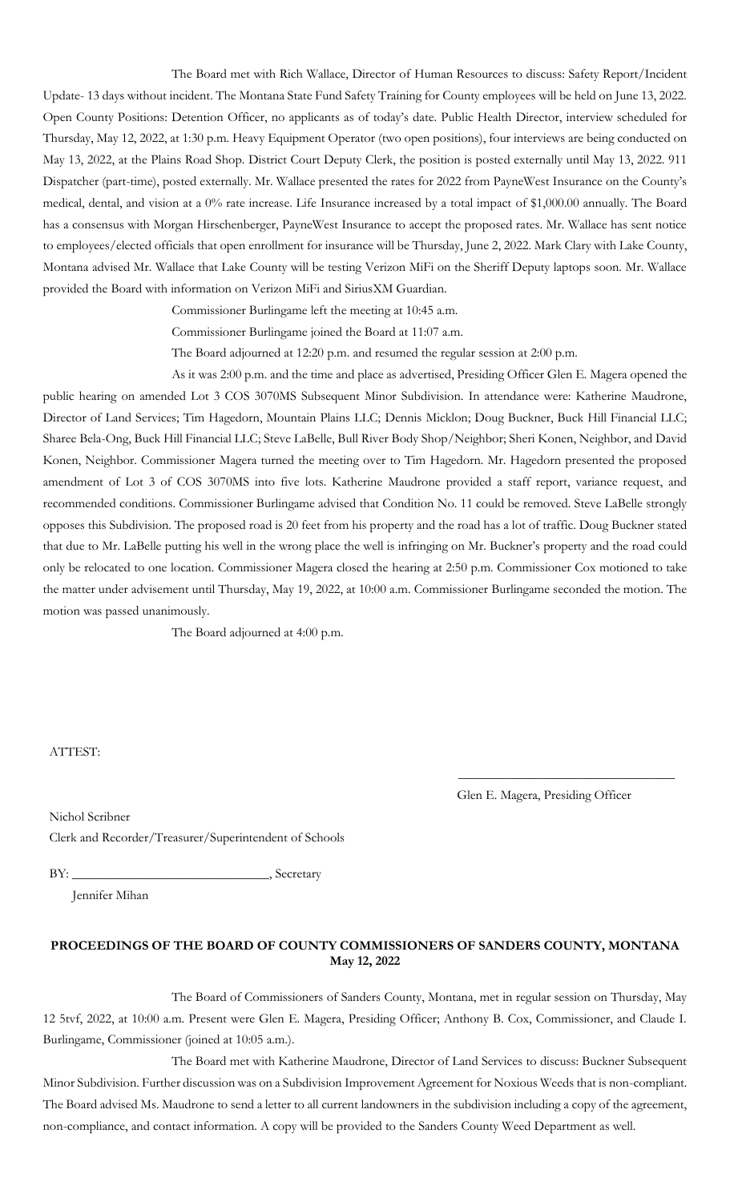The Board met with Rich Wallace, Director of Human Resources to discuss: Safety Report/Incident Update- 13 days without incident. The Montana State Fund Safety Training for County employees will be held on June 13, 2022. Open County Positions: Detention Officer, no applicants as of today's date. Public Health Director, interview scheduled for Thursday, May 12, 2022, at 1:30 p.m. Heavy Equipment Operator (two open positions), four interviews are being conducted on May 13, 2022, at the Plains Road Shop. District Court Deputy Clerk, the position is posted externally until May 13, 2022. 911 Dispatcher (part-time), posted externally. Mr. Wallace presented the rates for 2022 from PayneWest Insurance on the County's medical, dental, and vision at a 0% rate increase. Life Insurance increased by a total impact of $1,000.00 annually. The Board has a consensus with Morgan Hirschenberger, PayneWest Insurance to accept the proposed rates. Mr. Wallace has sent notice to employees/elected officials that open enrollment for insurance will be Thursday, June 2, 2022. Mark Clary with Lake County, Montana advised Mr. Wallace that Lake County will be testing Verizon MiFi on the Sheriff Deputy laptops soon. Mr. Wallace provided the Board with information on Verizon MiFi and SiriusXM Guardian.

Commissioner Burlingame left the meeting at 10:45 a.m.

Commissioner Burlingame joined the Board at 11:07 a.m.

The Board adjourned at 12:20 p.m. and resumed the regular session at 2:00 p.m.

As it was 2:00 p.m. and the time and place as advertised, Presiding Officer Glen E. Magera opened the public hearing on amended Lot 3 COS 3070MS Subsequent Minor Subdivision. In attendance were: Katherine Maudrone, Director of Land Services; Tim Hagedorn, Mountain Plains LLC; Dennis Micklon; Doug Buckner, Buck Hill Financial LLC; Sharee Bela-Ong, Buck Hill Financial LLC; Steve LaBelle, Bull River Body Shop/Neighbor; Sheri Konen, Neighbor, and David Konen, Neighbor. Commissioner Magera turned the meeting over to Tim Hagedorn. Mr. Hagedorn presented the proposed amendment of Lot 3 of COS 3070MS into five lots. Katherine Maudrone provided a staff report, variance request, and recommended conditions. Commissioner Burlingame advised that Condition No. 11 could be removed. Steve LaBelle strongly opposes this Subdivision. The proposed road is 20 feet from his property and the road has a lot of traffic. Doug Buckner stated that due to Mr. LaBelle putting his well in the wrong place the well is infringing on Mr. Buckner's property and the road could only be relocated to one location. Commissioner Magera closed the hearing at 2:50 p.m. Commissioner Cox motioned to take the matter under advisement until Thursday, May 19, 2022, at 10:00 a.m. Commissioner Burlingame seconded the motion. The motion was passed unanimously.

The Board adjourned at 4:00 p.m.

ATTEST:

\_\_\_\_\_\_\_\_\_\_\_\_\_\_\_\_\_\_\_\_\_\_\_\_\_\_\_\_\_\_\_\_\_\_

Glen E. Magera, Presiding Officer

Nichol Scribner
Clerk and Recorder/Treasurer/Superintendent of Schools

BY: \_\_\_\_\_\_\_\_\_\_\_\_\_\_\_\_\_\_\_\_\_\_\_\_\_\_\_\_\_\_, Secretary
Jennifer Mihan

**PROCEEDINGS OF THE BOARD OF COUNTY COMMISSIONERS OF SANDERS COUNTY, MONTANA**
**May 12, 2022**

The Board of Commissioners of Sanders County, Montana, met in regular session on Thursday, May 12 5tvf, 2022, at 10:00 a.m. Present were Glen E. Magera, Presiding Officer; Anthony B. Cox, Commissioner, and Claude I. Burlingame, Commissioner (joined at 10:05 a.m.).

The Board met with Katherine Maudrone, Director of Land Services to discuss: Buckner Subsequent Minor Subdivision. Further discussion was on a Subdivision Improvement Agreement for Noxious Weeds that is non-compliant. The Board advised Ms. Maudrone to send a letter to all current landowners in the subdivision including a copy of the agreement, non-compliance, and contact information. A copy will be provided to the Sanders County Weed Department as well.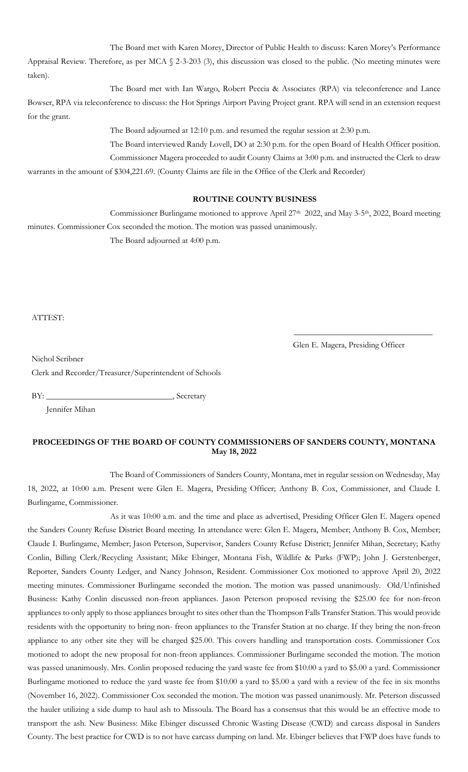The Board met with Karen Morey, Director of Public Health to discuss: Karen Morey's Performance Appraisal Review. Therefore, as per MCA § 2-3-203 (3), this discussion was closed to the public. (No meeting minutes were taken).

The Board met with Ian Wargo, Robert Peccia & Associates (RPA) via teleconference and Lance Bowser, RPA via teleconference to discuss: the Hot Springs Airport Paving Project grant. RPA will send in an extension request for the grant.

The Board adjourned at 12:10 p.m. and resumed the regular session at 2:30 p.m.

The Board interviewed Randy Lovell, DO at 2:30 p.m. for the open Board of Health Officer position.

Commissioner Magera proceeded to audit County Claims at 3:00 p.m. and instructed the Clerk to draw warrants in the amount of $304,221.69. (County Claims are file in the Office of the Clerk and Recorder)

**ROUTINE COUNTY BUSINESS**

Commissioner Burlingame motioned to approve April 27th 2022, and May 3-5th, 2022, Board meeting minutes. Commissioner Cox seconded the motion. The motion was passed unanimously.

The Board adjourned at 4:00 p.m.

ATTEST:

\_\_\_\_\_\_\_\_\_\_\_\_\_\_\_\_\_\_\_\_\_\_\_\_\_\_\_\_\_\_\_\_\_\_

Glen E. Magera, Presiding Officer

Nichol Scribner

Clerk and Recorder/Treasurer/Superintendent of Schools

BY: \_\_\_\_\_\_\_\_\_\_\_\_\_\_\_\_\_\_\_\_\_\_\_\_\_\_\_\_\_\_, Secretary

Jennifer Mihan

**PROCEEDINGS OF THE BOARD OF COUNTY COMMISSIONERS OF SANDERS COUNTY, MONTANA**
**May 18, 2022**

The Board of Commissioners of Sanders County, Montana, met in regular session on Wednesday, May 18, 2022, at 10:00 a.m. Present were Glen E. Magera, Presiding Officer; Anthony B. Cox, Commissioner, and Claude I. Burlingame, Commissioner.

As it was 10:00 a.m. and the time and place as advertised, Presiding Officer Glen E. Magera opened the Sanders County Refuse District Board meeting. In attendance were: Glen E. Magera, Member; Anthony B. Cox, Member; Claude I. Burlingame, Member; Jason Peterson, Supervisor, Sanders County Refuse District; Jennifer Mihan, Secretary; Kathy Conlin, Billing Clerk/Recycling Assistant; Mike Ebinger, Montana Fish, Wildlife & Parks (FWP); John J. Gerstenberger, Reporter, Sanders County Ledger, and Nancy Johnson, Resident. Commissioner Cox motioned to approve April 20, 2022 meeting minutes. Commissioner Burlingame seconded the motion. The motion was passed unanimously. Old/Unfinished Business: Kathy Conlin discussed non-freon appliances. Jason Peterson proposed revising the $25.00 fee for non-freon appliances to only apply to those appliances brought to sites other than the Thompson Falls Transfer Station. This would provide residents with the opportunity to bring non- freon appliances to the Transfer Station at no charge. If they bring the non-freon appliance to any other site they will be charged $25.00. This covers handling and transportation costs. Commissioner Cox motioned to adopt the new proposal for non-freon appliances. Commissioner Burlingame seconded the motion. The motion was passed unanimously. Mrs. Conlin proposed reducing the yard waste fee from $10.00 a yard to $5.00 a yard. Commissioner Burlingame motioned to reduce the yard waste fee from $10.00 a yard to $5.00 a yard with a review of the fee in six months (November 16, 2022). Commissioner Cox seconded the motion. The motion was passed unanimously. Mr. Peterson discussed the hauler utilizing a side dump to haul ash to Missoula. The Board has a consensus that this would be an effective mode to transport the ash. New Business: Mike Ebinger discussed Chronic Wasting Disease (CWD) and carcass disposal in Sanders County. The best practice for CWD is to not have carcass dumping on land. Mr. Ebinger believes that FWP does have funds to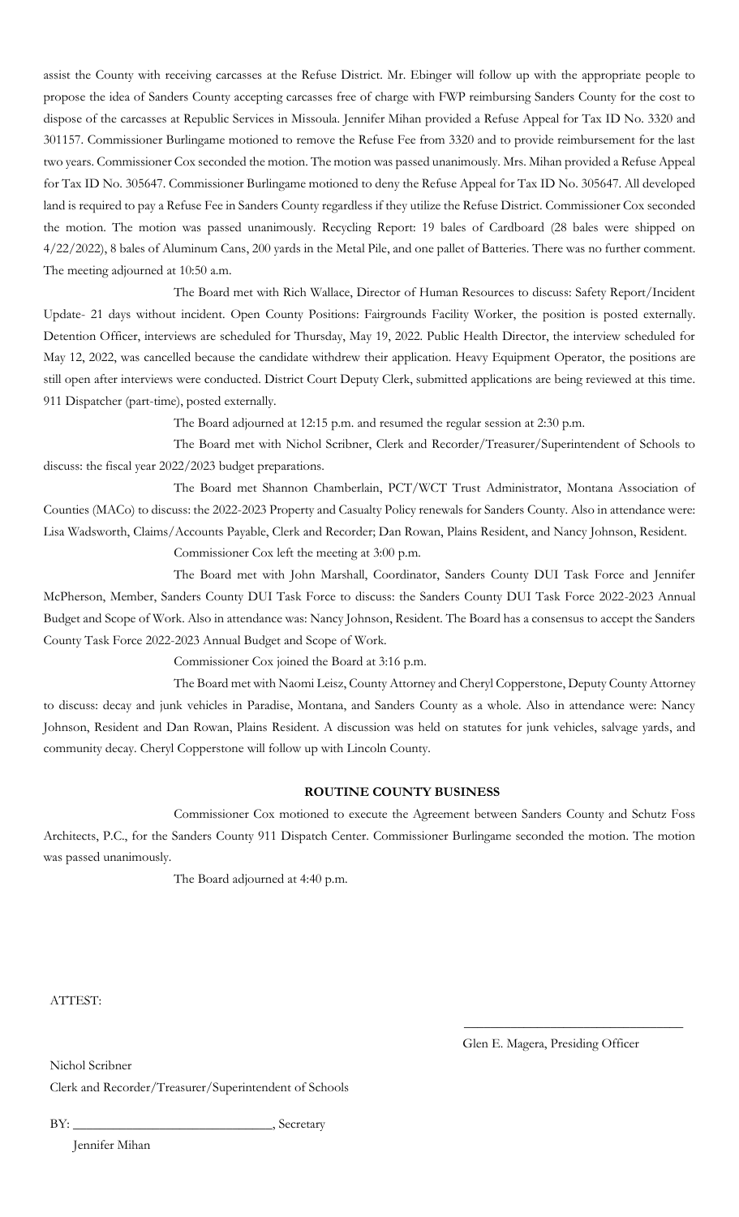assist the County with receiving carcasses at the Refuse District. Mr. Ebinger will follow up with the appropriate people to propose the idea of Sanders County accepting carcasses free of charge with FWP reimbursing Sanders County for the cost to dispose of the carcasses at Republic Services in Missoula. Jennifer Mihan provided a Refuse Appeal for Tax ID No. 3320 and 301157. Commissioner Burlingame motioned to remove the Refuse Fee from 3320 and to provide reimbursement for the last two years. Commissioner Cox seconded the motion. The motion was passed unanimously. Mrs. Mihan provided a Refuse Appeal for Tax ID No. 305647. Commissioner Burlingame motioned to deny the Refuse Appeal for Tax ID No. 305647. All developed land is required to pay a Refuse Fee in Sanders County regardless if they utilize the Refuse District. Commissioner Cox seconded the motion. The motion was passed unanimously. Recycling Report: 19 bales of Cardboard (28 bales were shipped on 4/22/2022), 8 bales of Aluminum Cans, 200 yards in the Metal Pile, and one pallet of Batteries. There was no further comment. The meeting adjourned at 10:50 a.m.

The Board met with Rich Wallace, Director of Human Resources to discuss: Safety Report/Incident Update- 21 days without incident. Open County Positions: Fairgrounds Facility Worker, the position is posted externally. Detention Officer, interviews are scheduled for Thursday, May 19, 2022. Public Health Director, the interview scheduled for May 12, 2022, was cancelled because the candidate withdrew their application. Heavy Equipment Operator, the positions are still open after interviews were conducted. District Court Deputy Clerk, submitted applications are being reviewed at this time. 911 Dispatcher (part-time), posted externally.

The Board adjourned at 12:15 p.m. and resumed the regular session at 2:30 p.m.

The Board met with Nichol Scribner, Clerk and Recorder/Treasurer/Superintendent of Schools to discuss: the fiscal year 2022/2023 budget preparations.

The Board met Shannon Chamberlain, PCT/WCT Trust Administrator, Montana Association of Counties (MACo) to discuss: the 2022-2023 Property and Casualty Policy renewals for Sanders County. Also in attendance were: Lisa Wadsworth, Claims/Accounts Payable, Clerk and Recorder; Dan Rowan, Plains Resident, and Nancy Johnson, Resident.

Commissioner Cox left the meeting at 3:00 p.m.

The Board met with John Marshall, Coordinator, Sanders County DUI Task Force and Jennifer McPherson, Member, Sanders County DUI Task Force to discuss: the Sanders County DUI Task Force 2022-2023 Annual Budget and Scope of Work. Also in attendance was: Nancy Johnson, Resident. The Board has a consensus to accept the Sanders County Task Force 2022-2023 Annual Budget and Scope of Work.

Commissioner Cox joined the Board at 3:16 p.m.

The Board met with Naomi Leisz, County Attorney and Cheryl Copperstone, Deputy County Attorney to discuss: decay and junk vehicles in Paradise, Montana, and Sanders County as a whole. Also in attendance were: Nancy Johnson, Resident and Dan Rowan, Plains Resident. A discussion was held on statutes for junk vehicles, salvage yards, and community decay. Cheryl Copperstone will follow up with Lincoln County.

**ROUTINE COUNTY BUSINESS**

Commissioner Cox motioned to execute the Agreement between Sanders County and Schutz Foss Architects, P.C., for the Sanders County 911 Dispatch Center. Commissioner Burlingame seconded the motion. The motion was passed unanimously.

The Board adjourned at 4:40 p.m.

ATTEST:

\_\_\_\_\_\_\_\_\_\_\_\_\_\_\_\_\_\_\_\_\_\_\_\_\_\_\_\_\_\_\_\_\_\_

Glen E. Magera, Presiding Officer

Nichol Scribner

Clerk and Recorder/Treasurer/Superintendent of Schools

BY: \_\_\_\_\_\_\_\_\_\_\_\_\_\_\_\_\_\_\_\_\_\_\_\_\_\_\_\_\_\_, Secretary

Jennifer Mihan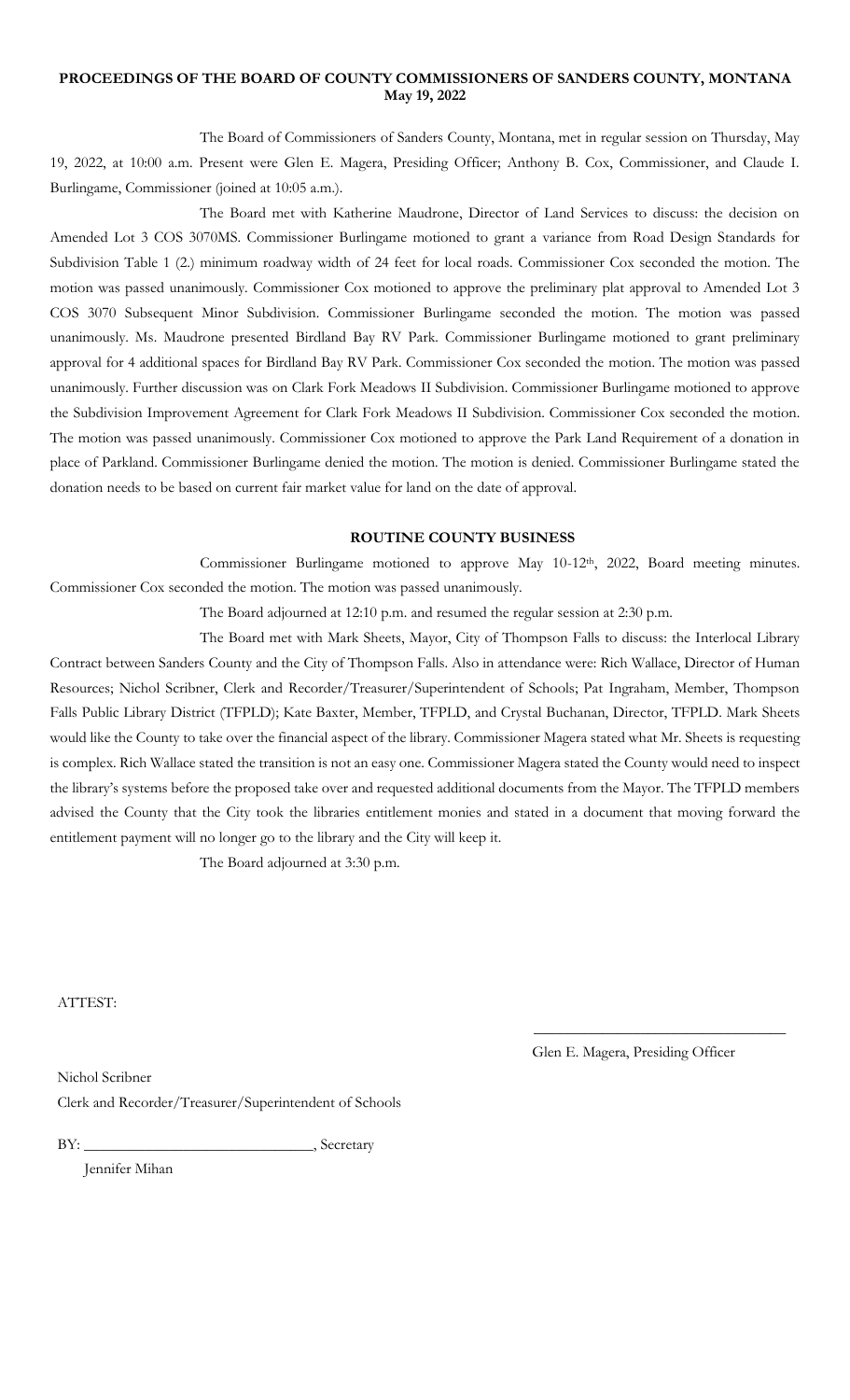**PROCEEDINGS OF THE BOARD OF COUNTY COMMISSIONERS OF SANDERS COUNTY, MONTANA**
**May 19, 2022**

The Board of Commissioners of Sanders County, Montana, met in regular session on Thursday, May 19, 2022, at 10:00 a.m. Present were Glen E. Magera, Presiding Officer; Anthony B. Cox, Commissioner, and Claude I. Burlingame, Commissioner (joined at 10:05 a.m.).

The Board met with Katherine Maudrone, Director of Land Services to discuss: the decision on Amended Lot 3 COS 3070MS. Commissioner Burlingame motioned to grant a variance from Road Design Standards for Subdivision Table 1 (2.) minimum roadway width of 24 feet for local roads. Commissioner Cox seconded the motion. The motion was passed unanimously. Commissioner Cox motioned to approve the preliminary plat approval to Amended Lot 3 COS 3070 Subsequent Minor Subdivision. Commissioner Burlingame seconded the motion. The motion was passed unanimously. Ms. Maudrone presented Birdland Bay RV Park. Commissioner Burlingame motioned to grant preliminary approval for 4 additional spaces for Birdland Bay RV Park. Commissioner Cox seconded the motion. The motion was passed unanimously. Further discussion was on Clark Fork Meadows II Subdivision. Commissioner Burlingame motioned to approve the Subdivision Improvement Agreement for Clark Fork Meadows II Subdivision. Commissioner Cox seconded the motion. The motion was passed unanimously. Commissioner Cox motioned to approve the Park Land Requirement of a donation in place of Parkland. Commissioner Burlingame denied the motion. The motion is denied. Commissioner Burlingame stated the donation needs to be based on current fair market value for land on the date of approval.

**ROUTINE COUNTY BUSINESS**

Commissioner Burlingame motioned to approve May 10-12th, 2022, Board meeting minutes. Commissioner Cox seconded the motion. The motion was passed unanimously.

The Board adjourned at 12:10 p.m. and resumed the regular session at 2:30 p.m.

The Board met with Mark Sheets, Mayor, City of Thompson Falls to discuss: the Interlocal Library Contract between Sanders County and the City of Thompson Falls. Also in attendance were: Rich Wallace, Director of Human Resources; Nichol Scribner, Clerk and Recorder/Treasurer/Superintendent of Schools; Pat Ingraham, Member, Thompson Falls Public Library District (TFPLD); Kate Baxter, Member, TFPLD, and Crystal Buchanan, Director, TFPLD. Mark Sheets would like the County to take over the financial aspect of the library. Commissioner Magera stated what Mr. Sheets is requesting is complex. Rich Wallace stated the transition is not an easy one. Commissioner Magera stated the County would need to inspect the library's systems before the proposed take over and requested additional documents from the Mayor. The TFPLD members advised the County that the City took the libraries entitlement monies and stated in a document that moving forward the entitlement payment will no longer go to the library and the City will keep it.

The Board adjourned at 3:30 p.m.

ATTEST:

\_\_\_\_\_\_\_\_\_\_\_\_\_\_\_\_\_\_\_\_\_\_\_\_\_\_\_\_\_\_\_\_

Glen E. Magera, Presiding Officer

Nichol Scribner
Clerk and Recorder/Treasurer/Superintendent of Schools

BY: \_\_\_\_\_\_\_\_\_\_\_\_\_\_\_\_\_\_\_\_\_\_\_\_\_\_\_\_, Secretary
Jennifer Mihan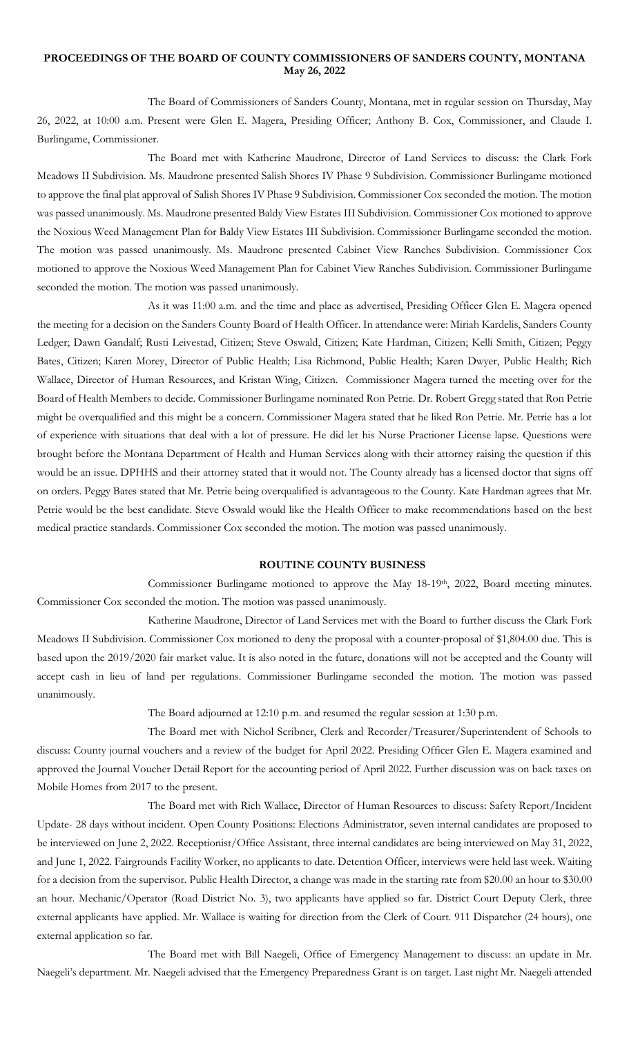**PROCEEDINGS OF THE BOARD OF COUNTY COMMISSIONERS OF SANDERS COUNTY, MONTANA**
**May 26, 2022**

The Board of Commissioners of Sanders County, Montana, met in regular session on Thursday, May 26, 2022, at 10:00 a.m. Present were Glen E. Magera, Presiding Officer; Anthony B. Cox, Commissioner, and Claude I. Burlingame, Commissioner.

The Board met with Katherine Maudrone, Director of Land Services to discuss: the Clark Fork Meadows II Subdivision. Ms. Maudrone presented Salish Shores IV Phase 9 Subdivision. Commissioner Burlingame motioned to approve the final plat approval of Salish Shores IV Phase 9 Subdivision. Commissioner Cox seconded the motion. The motion was passed unanimously. Ms. Maudrone presented Baldy View Estates III Subdivision. Commissioner Cox motioned to approve the Noxious Weed Management Plan for Baldy View Estates III Subdivision. Commissioner Burlingame seconded the motion. The motion was passed unanimously. Ms. Maudrone presented Cabinet View Ranches Subdivision. Commissioner Cox motioned to approve the Noxious Weed Management Plan for Cabinet View Ranches Subdivision. Commissioner Burlingame seconded the motion. The motion was passed unanimously.

As it was 11:00 a.m. and the time and place as advertised, Presiding Officer Glen E. Magera opened the meeting for a decision on the Sanders County Board of Health Officer. In attendance were: Miriah Kardelis, Sanders County Ledger; Dawn Gandalf; Rusti Leivestad, Citizen; Steve Oswald, Citizen; Kate Hardman, Citizen; Kelli Smith, Citizen; Peggy Bates, Citizen; Karen Morey, Director of Public Health; Lisa Richmond, Public Health; Karen Dwyer, Public Health; Rich Wallace, Director of Human Resources, and Kristan Wing, Citizen. Commissioner Magera turned the meeting over for the Board of Health Members to decide. Commissioner Burlingame nominated Ron Petrie. Dr. Robert Gregg stated that Ron Petrie might be overqualified and this might be a concern. Commissioner Magera stated that he liked Ron Petrie. Mr. Petrie has a lot of experience with situations that deal with a lot of pressure. He did let his Nurse Practioner License lapse. Questions were brought before the Montana Department of Health and Human Services along with their attorney raising the question if this would be an issue. DPHHS and their attorney stated that it would not. The County already has a licensed doctor that signs off on orders. Peggy Bates stated that Mr. Petrie being overqualified is advantageous to the County. Kate Hardman agrees that Mr. Petrie would be the best candidate. Steve Oswald would like the Health Officer to make recommendations based on the best medical practice standards. Commissioner Cox seconded the motion. The motion was passed unanimously.

**ROUTINE COUNTY BUSINESS**

Commissioner Burlingame motioned to approve the May 18-19th, 2022, Board meeting minutes. Commissioner Cox seconded the motion. The motion was passed unanimously.

Katherine Maudrone, Director of Land Services met with the Board to further discuss the Clark Fork Meadows II Subdivision. Commissioner Cox motioned to deny the proposal with a counter-proposal of $1,804.00 due. This is based upon the 2019/2020 fair market value. It is also noted in the future, donations will not be accepted and the County will accept cash in lieu of land per regulations. Commissioner Burlingame seconded the motion. The motion was passed unanimously.

The Board adjourned at 12:10 p.m. and resumed the regular session at 1:30 p.m.

The Board met with Nichol Scribner, Clerk and Recorder/Treasurer/Superintendent of Schools to discuss: County journal vouchers and a review of the budget for April 2022. Presiding Officer Glen E. Magera examined and approved the Journal Voucher Detail Report for the accounting period of April 2022. Further discussion was on back taxes on Mobile Homes from 2017 to the present.

The Board met with Rich Wallace, Director of Human Resources to discuss: Safety Report/Incident Update- 28 days without incident. Open County Positions: Elections Administrator, seven internal candidates are proposed to be interviewed on June 2, 2022. Receptionist/Office Assistant, three internal candidates are being interviewed on May 31, 2022, and June 1, 2022. Fairgrounds Facility Worker, no applicants to date. Detention Officer, interviews were held last week. Waiting for a decision from the supervisor. Public Health Director, a change was made in the starting rate from $20.00 an hour to $30.00 an hour. Mechanic/Operator (Road District No. 3), two applicants have applied so far. District Court Deputy Clerk, three external applicants have applied. Mr. Wallace is waiting for direction from the Clerk of Court. 911 Dispatcher (24 hours), one external application so far.

The Board met with Bill Naegeli, Office of Emergency Management to discuss: an update in Mr. Naegeli's department. Mr. Naegeli advised that the Emergency Preparedness Grant is on target. Last night Mr. Naegeli attended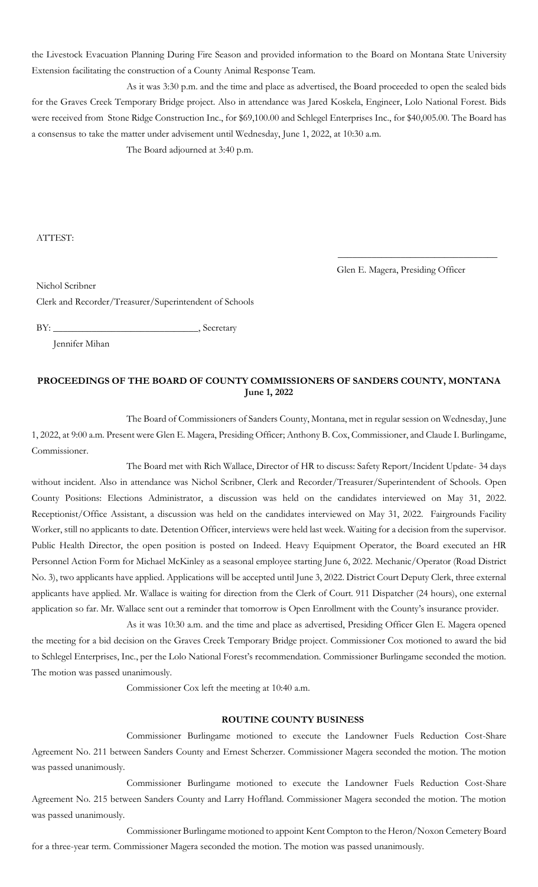the Livestock Evacuation Planning During Fire Season and provided information to the Board on Montana State University Extension facilitating the construction of a County Animal Response Team.

As it was 3:30 p.m. and the time and place as advertised, the Board proceeded to open the sealed bids for the Graves Creek Temporary Bridge project. Also in attendance was Jared Koskela, Engineer, Lolo National Forest. Bids were received from Stone Ridge Construction Inc., for $69,100.00 and Schlegel Enterprises Inc., for $40,005.00. The Board has a consensus to take the matter under advisement until Wednesday, June 1, 2022, at 10:30 a.m.

The Board adjourned at 3:40 p.m.

ATTEST:

\_\_\_\_\_\_\_\_\_\_\_\_\_\_\_\_\_\_\_\_\_\_\_\_\_\_\_\_\_\_\_\_\_\_

Glen E. Magera, Presiding Officer

Nichol Scribner

Clerk and Recorder/Treasurer/Superintendent of Schools

BY: \_\_\_\_\_\_\_\_\_\_\_\_\_\_\_\_\_\_\_\_\_\_\_\_\_\_\_\_\_\_, Secretary

Jennifer Mihan

**PROCEEDINGS OF THE BOARD OF COUNTY COMMISSIONERS OF SANDERS COUNTY, MONTANA**
**June 1, 2022**

The Board of Commissioners of Sanders County, Montana, met in regular session on Wednesday, June 1, 2022, at 9:00 a.m. Present were Glen E. Magera, Presiding Officer; Anthony B. Cox, Commissioner, and Claude I. Burlingame, Commissioner.

The Board met with Rich Wallace, Director of HR to discuss: Safety Report/Incident Update- 34 days without incident. Also in attendance was Nichol Scribner, Clerk and Recorder/Treasurer/Superintendent of Schools. Open County Positions: Elections Administrator, a discussion was held on the candidates interviewed on May 31, 2022. Receptionist/Office Assistant, a discussion was held on the candidates interviewed on May 31, 2022. Fairgrounds Facility Worker, still no applicants to date. Detention Officer, interviews were held last week. Waiting for a decision from the supervisor. Public Health Director, the open position is posted on Indeed. Heavy Equipment Operator, the Board executed an HR Personnel Action Form for Michael McKinley as a seasonal employee starting June 6, 2022. Mechanic/Operator (Road District No. 3), two applicants have applied. Applications will be accepted until June 3, 2022. District Court Deputy Clerk, three external applicants have applied. Mr. Wallace is waiting for direction from the Clerk of Court. 911 Dispatcher (24 hours), one external application so far. Mr. Wallace sent out a reminder that tomorrow is Open Enrollment with the County's insurance provider.

As it was 10:30 a.m. and the time and place as advertised, Presiding Officer Glen E. Magera opened the meeting for a bid decision on the Graves Creek Temporary Bridge project. Commissioner Cox motioned to award the bid to Schlegel Enterprises, Inc., per the Lolo National Forest's recommendation. Commissioner Burlingame seconded the motion. The motion was passed unanimously.

Commissioner Cox left the meeting at 10:40 a.m.

**ROUTINE COUNTY BUSINESS**

Commissioner Burlingame motioned to execute the Landowner Fuels Reduction Cost-Share Agreement No. 211 between Sanders County and Ernest Scherzer. Commissioner Magera seconded the motion. The motion was passed unanimously.

Commissioner Burlingame motioned to execute the Landowner Fuels Reduction Cost-Share Agreement No. 215 between Sanders County and Larry Hoffland. Commissioner Magera seconded the motion. The motion was passed unanimously.

Commissioner Burlingame motioned to appoint Kent Compton to the Heron/Noxon Cemetery Board for a three-year term. Commissioner Magera seconded the motion. The motion was passed unanimously.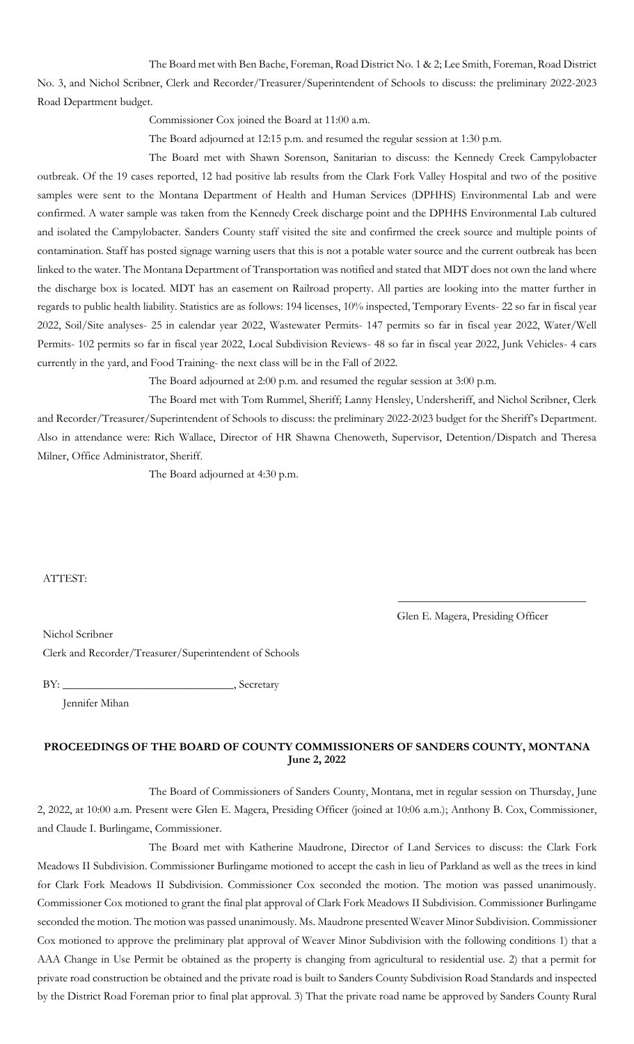The Board met with Ben Bache, Foreman, Road District No. 1 & 2; Lee Smith, Foreman, Road District No. 3, and Nichol Scribner, Clerk and Recorder/Treasurer/Superintendent of Schools to discuss: the preliminary 2022-2023 Road Department budget.

Commissioner Cox joined the Board at 11:00 a.m.

The Board adjourned at 12:15 p.m. and resumed the regular session at 1:30 p.m.

The Board met with Shawn Sorenson, Sanitarian to discuss: the Kennedy Creek Campylobacter outbreak. Of the 19 cases reported, 12 had positive lab results from the Clark Fork Valley Hospital and two of the positive samples were sent to the Montana Department of Health and Human Services (DPHHS) Environmental Lab and were confirmed. A water sample was taken from the Kennedy Creek discharge point and the DPHHS Environmental Lab cultured and isolated the Campylobacter. Sanders County staff visited the site and confirmed the creek source and multiple points of contamination. Staff has posted signage warning users that this is not a potable water source and the current outbreak has been linked to the water. The Montana Department of Transportation was notified and stated that MDT does not own the land where the discharge box is located. MDT has an easement on Railroad property. All parties are looking into the matter further in regards to public health liability. Statistics are as follows: 194 licenses, 10% inspected, Temporary Events- 22 so far in fiscal year 2022, Soil/Site analyses- 25 in calendar year 2022, Wastewater Permits- 147 permits so far in fiscal year 2022, Water/Well Permits- 102 permits so far in fiscal year 2022, Local Subdivision Reviews- 48 so far in fiscal year 2022, Junk Vehicles- 4 cars currently in the yard, and Food Training- the next class will be in the Fall of 2022.

The Board adjourned at 2:00 p.m. and resumed the regular session at 3:00 p.m.

The Board met with Tom Rummel, Sheriff; Lanny Hensley, Undersheriff, and Nichol Scribner, Clerk and Recorder/Treasurer/Superintendent of Schools to discuss: the preliminary 2022-2023 budget for the Sheriff's Department. Also in attendance were: Rich Wallace, Director of HR Shawna Chenoweth, Supervisor, Detention/Dispatch and Theresa Milner, Office Administrator, Sheriff.

The Board adjourned at 4:30 p.m.

ATTEST:

\_\_\_\_\_\_\_\_\_\_\_\_\_\_\_\_\_\_\_\_\_\_\_\_\_\_\_\_\_\_\_\_

Glen E. Magera, Presiding Officer

Nichol Scribner
Clerk and Recorder/Treasurer/Superintendent of Schools

BY: \_\_\_\_\_\_\_\_\_\_\_\_\_\_\_\_\_\_\_\_\_\_\_\_\_\_\_\_\_\_, Secretary
Jennifer Mihan

**PROCEEDINGS OF THE BOARD OF COUNTY COMMISSIONERS OF SANDERS COUNTY, MONTANA**
**June 2, 2022**

The Board of Commissioners of Sanders County, Montana, met in regular session on Thursday, June 2, 2022, at 10:00 a.m. Present were Glen E. Magera, Presiding Officer (joined at 10:06 a.m.); Anthony B. Cox, Commissioner, and Claude I. Burlingame, Commissioner.

The Board met with Katherine Maudrone, Director of Land Services to discuss: the Clark Fork Meadows II Subdivision. Commissioner Burlingame motioned to accept the cash in lieu of Parkland as well as the trees in kind for Clark Fork Meadows II Subdivision. Commissioner Cox seconded the motion. The motion was passed unanimously. Commissioner Cox motioned to grant the final plat approval of Clark Fork Meadows II Subdivision. Commissioner Burlingame seconded the motion. The motion was passed unanimously. Ms. Maudrone presented Weaver Minor Subdivision. Commissioner Cox motioned to approve the preliminary plat approval of Weaver Minor Subdivision with the following conditions 1) that a AAA Change in Use Permit be obtained as the property is changing from agricultural to residential use. 2) that a permit for private road construction be obtained and the private road is built to Sanders County Subdivision Road Standards and inspected by the District Road Foreman prior to final plat approval. 3) That the private road name be approved by Sanders County Rural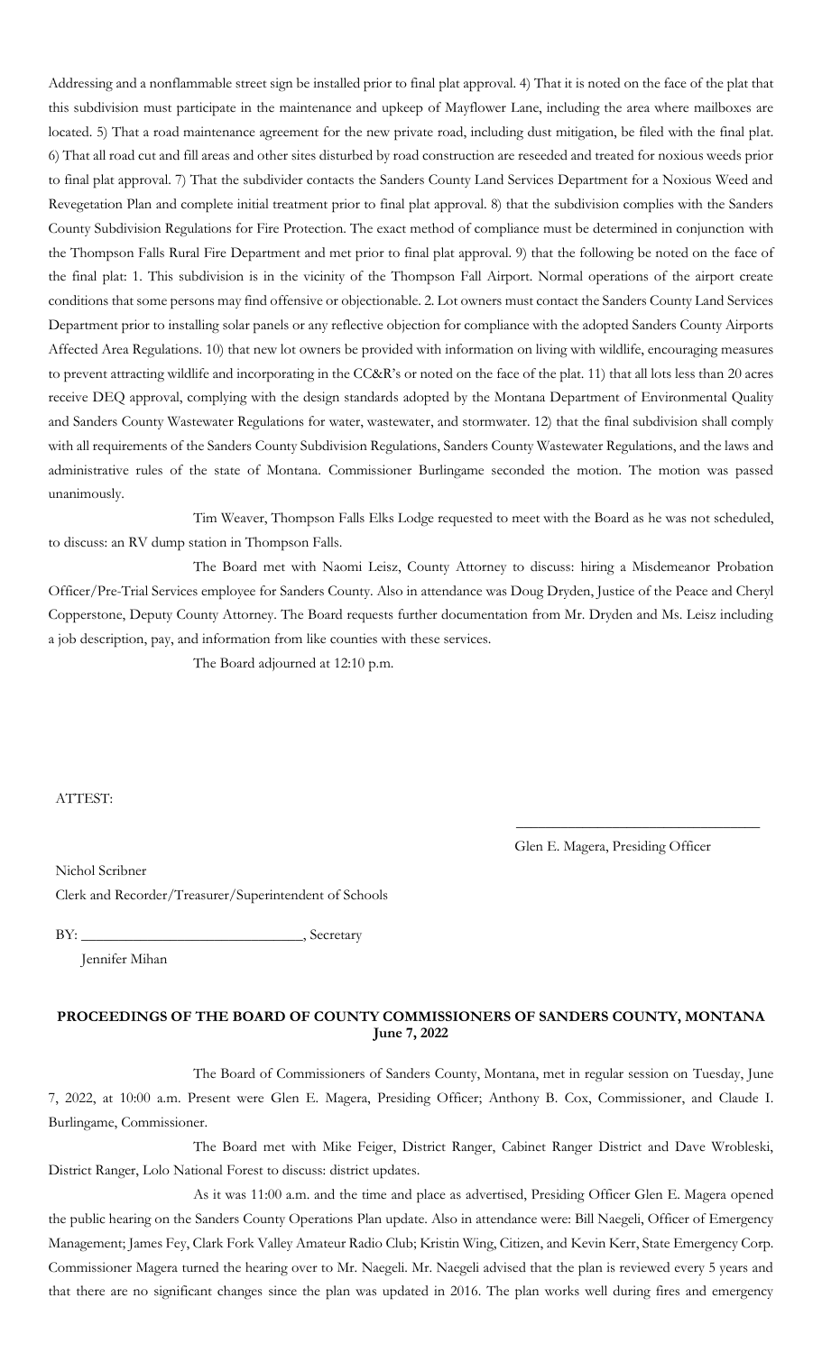Addressing and a nonflammable street sign be installed prior to final plat approval. 4) That it is noted on the face of the plat that this subdivision must participate in the maintenance and upkeep of Mayflower Lane, including the area where mailboxes are located. 5) That a road maintenance agreement for the new private road, including dust mitigation, be filed with the final plat. 6) That all road cut and fill areas and other sites disturbed by road construction are reseeded and treated for noxious weeds prior to final plat approval. 7) That the subdivider contacts the Sanders County Land Services Department for a Noxious Weed and Revegetation Plan and complete initial treatment prior to final plat approval. 8) that the subdivision complies with the Sanders County Subdivision Regulations for Fire Protection. The exact method of compliance must be determined in conjunction with the Thompson Falls Rural Fire Department and met prior to final plat approval. 9) that the following be noted on the face of the final plat: 1. This subdivision is in the vicinity of the Thompson Fall Airport. Normal operations of the airport create conditions that some persons may find offensive or objectionable. 2. Lot owners must contact the Sanders County Land Services Department prior to installing solar panels or any reflective objection for compliance with the adopted Sanders County Airports Affected Area Regulations. 10) that new lot owners be provided with information on living with wildlife, encouraging measures to prevent attracting wildlife and incorporating in the CC&R's or noted on the face of the plat. 11) that all lots less than 20 acres receive DEQ approval, complying with the design standards adopted by the Montana Department of Environmental Quality and Sanders County Wastewater Regulations for water, wastewater, and stormwater. 12) that the final subdivision shall comply with all requirements of the Sanders County Subdivision Regulations, Sanders County Wastewater Regulations, and the laws and administrative rules of the state of Montana. Commissioner Burlingame seconded the motion. The motion was passed unanimously.

Tim Weaver, Thompson Falls Elks Lodge requested to meet with the Board as he was not scheduled, to discuss: an RV dump station in Thompson Falls.

The Board met with Naomi Leisz, County Attorney to discuss: hiring a Misdemeanor Probation Officer/Pre-Trial Services employee for Sanders County. Also in attendance was Doug Dryden, Justice of the Peace and Cheryl Copperstone, Deputy County Attorney. The Board requests further documentation from Mr. Dryden and Ms. Leisz including a job description, pay, and information from like counties with these services.

The Board adjourned at 12:10 p.m.

ATTEST:

\_\_\_\_\_\_\_\_\_\_\_\_\_\_\_\_\_\_\_\_\_\_\_\_\_\_\_\_\_\_
Glen E. Magera, Presiding Officer

Nichol Scribner
Clerk and Recorder/Treasurer/Superintendent of Schools

BY: \_\_\_\_\_\_\_\_\_\_\_\_\_\_\_\_\_\_\_\_\_\_\_\_\_\_\_\_, Secretary
Jennifer Mihan

**PROCEEDINGS OF THE BOARD OF COUNTY COMMISSIONERS OF SANDERS COUNTY, MONTANA**
**June 7, 2022**

The Board of Commissioners of Sanders County, Montana, met in regular session on Tuesday, June 7, 2022, at 10:00 a.m. Present were Glen E. Magera, Presiding Officer; Anthony B. Cox, Commissioner, and Claude I. Burlingame, Commissioner.

The Board met with Mike Feiger, District Ranger, Cabinet Ranger District and Dave Wrobleski, District Ranger, Lolo National Forest to discuss: district updates.

As it was 11:00 a.m. and the time and place as advertised, Presiding Officer Glen E. Magera opened the public hearing on the Sanders County Operations Plan update. Also in attendance were: Bill Naegeli, Officer of Emergency Management; James Fey, Clark Fork Valley Amateur Radio Club; Kristin Wing, Citizen, and Kevin Kerr, State Emergency Corp. Commissioner Magera turned the hearing over to Mr. Naegeli. Mr. Naegeli advised that the plan is reviewed every 5 years and that there are no significant changes since the plan was updated in 2016. The plan works well during fires and emergency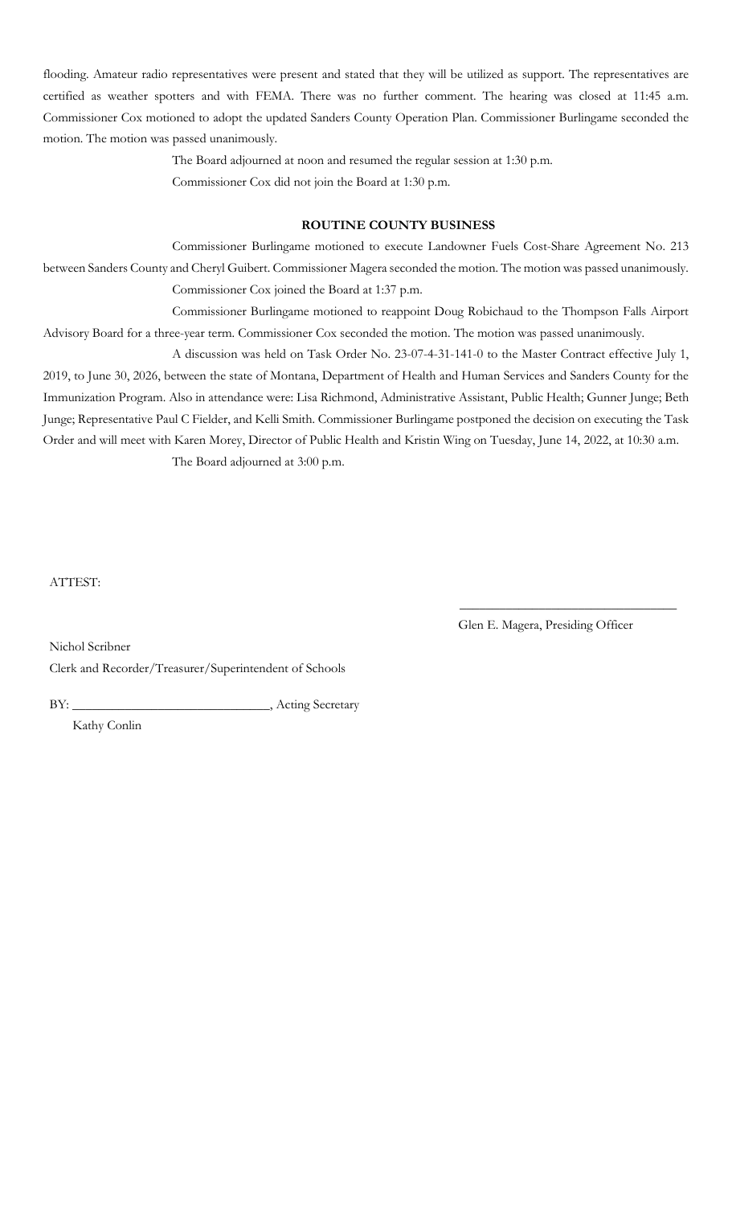flooding. Amateur radio representatives were present and stated that they will be utilized as support. The representatives are certified as weather spotters and with FEMA. There was no further comment. The hearing was closed at 11:45 a.m. Commissioner Cox motioned to adopt the updated Sanders County Operation Plan. Commissioner Burlingame seconded the motion. The motion was passed unanimously.

The Board adjourned at noon and resumed the regular session at 1:30 p.m.

Commissioner Cox did not join the Board at 1:30 p.m.

**ROUTINE COUNTY BUSINESS**

Commissioner Burlingame motioned to execute Landowner Fuels Cost-Share Agreement No. 213 between Sanders County and Cheryl Guibert. Commissioner Magera seconded the motion. The motion was passed unanimously.

Commissioner Cox joined the Board at 1:37 p.m.

Commissioner Burlingame motioned to reappoint Doug Robichaud to the Thompson Falls Airport Advisory Board for a three-year term. Commissioner Cox seconded the motion. The motion was passed unanimously.

A discussion was held on Task Order No. 23-07-4-31-141-0 to the Master Contract effective July 1, 2019, to June 30, 2026, between the state of Montana, Department of Health and Human Services and Sanders County for the Immunization Program. Also in attendance were: Lisa Richmond, Administrative Assistant, Public Health; Gunner Junge; Beth Junge; Representative Paul C Fielder, and Kelli Smith. Commissioner Burlingame postponed the decision on executing the Task Order and will meet with Karen Morey, Director of Public Health and Kristin Wing on Tuesday, June 14, 2022, at 10:30 a.m.

The Board adjourned at 3:00 p.m.

ATTEST:

\_\_\_\_\_\_\_\_\_\_\_\_\_\_\_\_\_\_\_\_\_\_\_\_\_\_\_\_\_\_\_\_

Glen E. Magera, Presiding Officer

Nichol Scribner

Clerk and Recorder/Treasurer/Superintendent of Schools

BY: \_\_\_\_\_\_\_\_\_\_\_\_\_\_\_\_\_\_\_\_\_\_\_\_\_\_\_\_, Acting Secretary

Kathy Conlin